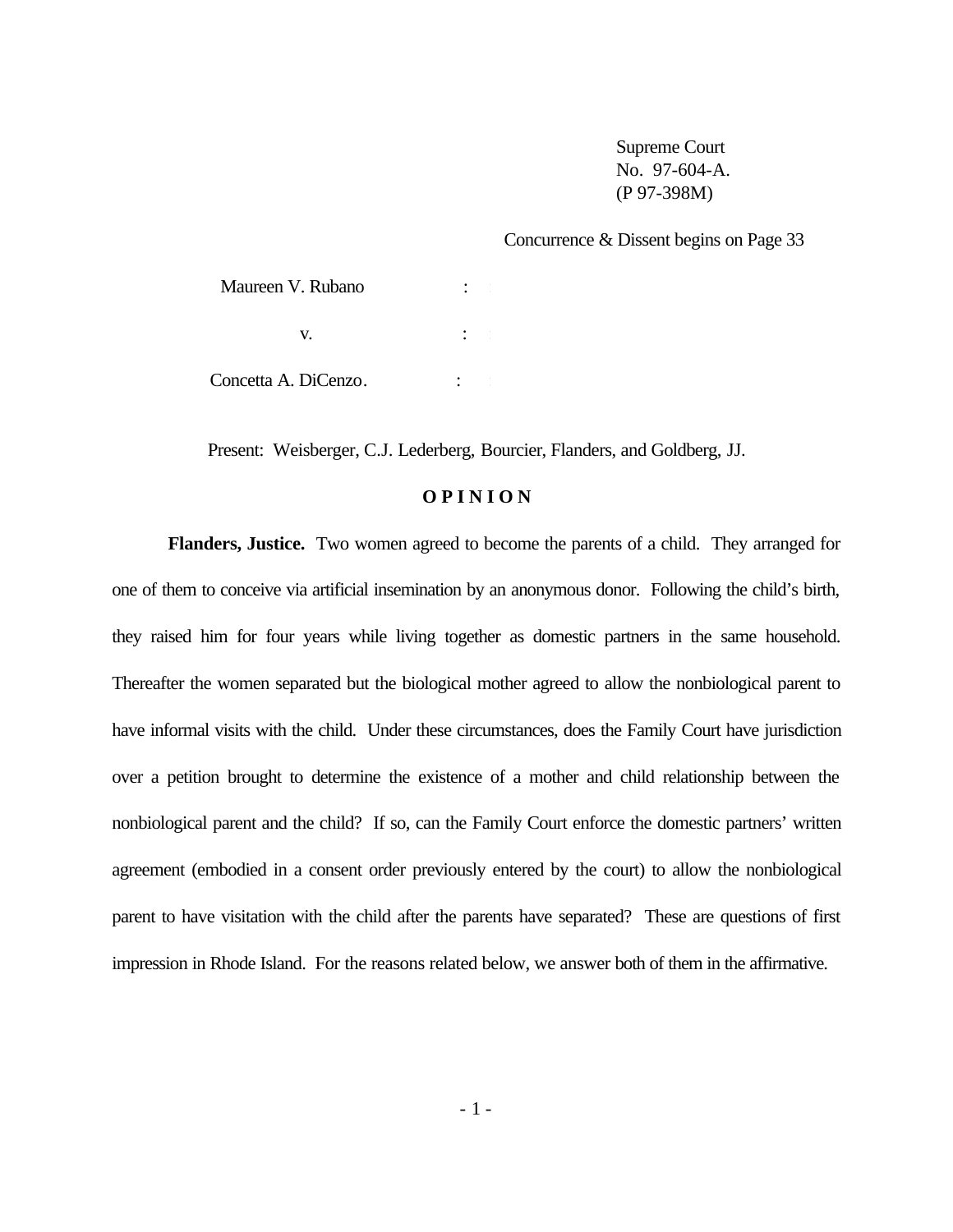Supreme Court
No. 97-604-A.
(P 97-398M)

Concurrence & Dissent begins on Page 33

Maureen V. Rubano :

v. :

Concetta A. DiCenzo. :

Present: Weisberger, C.J. Lederberg, Bourcier, Flanders, and Goldberg, JJ.

## O P I N I O N

**Flanders, Justice.** Two women agreed to become the parents of a child. They arranged for one of them to conceive via artificial insemination by an anonymous donor. Following the child's birth, they raised him for four years while living together as domestic partners in the same household. Thereafter the women separated but the biological mother agreed to allow the nonbiological parent to have informal visits with the child. Under these circumstances, does the Family Court have jurisdiction over a petition brought to determine the existence of a mother and child relationship between the nonbiological parent and the child? If so, can the Family Court enforce the domestic partners' written agreement (embodied in a consent order previously entered by the court) to allow the nonbiological parent to have visitation with the child after the parents have separated? These are questions of first impression in Rhode Island. For the reasons related below, we answer both of them in the affirmative.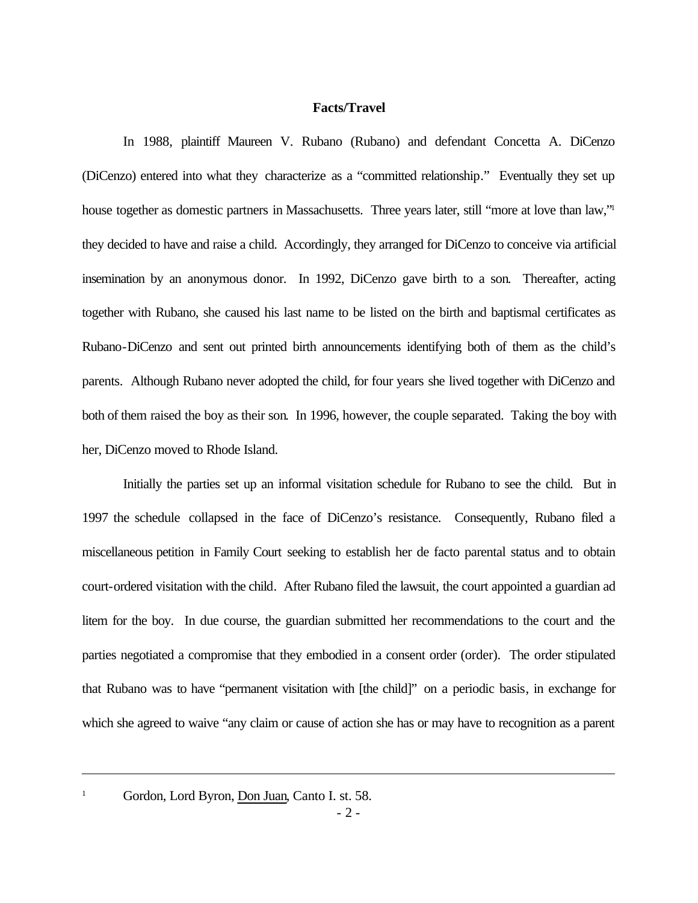**Facts/Travel**

In 1988, plaintiff Maureen V. Rubano (Rubano) and defendant Concetta A. DiCenzo (DiCenzo) entered into what they characterize as a "committed relationship." Eventually they set up house together as domestic partners in Massachusetts. Three years later, still "more at love than law,"[1] they decided to have and raise a child. Accordingly, they arranged for DiCenzo to conceive via artificial insemination by an anonymous donor. In 1992, DiCenzo gave birth to a son. Thereafter, acting together with Rubano, she caused his last name to be listed on the birth and baptismal certificates as Rubano-DiCenzo and sent out printed birth announcements identifying both of them as the child's parents. Although Rubano never adopted the child, for four years she lived together with DiCenzo and both of them raised the boy as their son. In 1996, however, the couple separated. Taking the boy with her, DiCenzo moved to Rhode Island.

Initially the parties set up an informal visitation schedule for Rubano to see the child. But in 1997 the schedule collapsed in the face of DiCenzo's resistance. Consequently, Rubano filed a miscellaneous petition in Family Court seeking to establish her de facto parental status and to obtain court-ordered visitation with the child. After Rubano filed the lawsuit, the court appointed a guardian ad litem for the boy. In due course, the guardian submitted her recommendations to the court and the parties negotiated a compromise that they embodied in a consent order (order). The order stipulated that Rubano was to have "permanent visitation with [the child]" on a periodic basis, in exchange for which she agreed to waive "any claim or cause of action she has or may have to recognition as a parent

---

[1] Gordon, Lord Byron, Don Juan, Canto I. st. 58.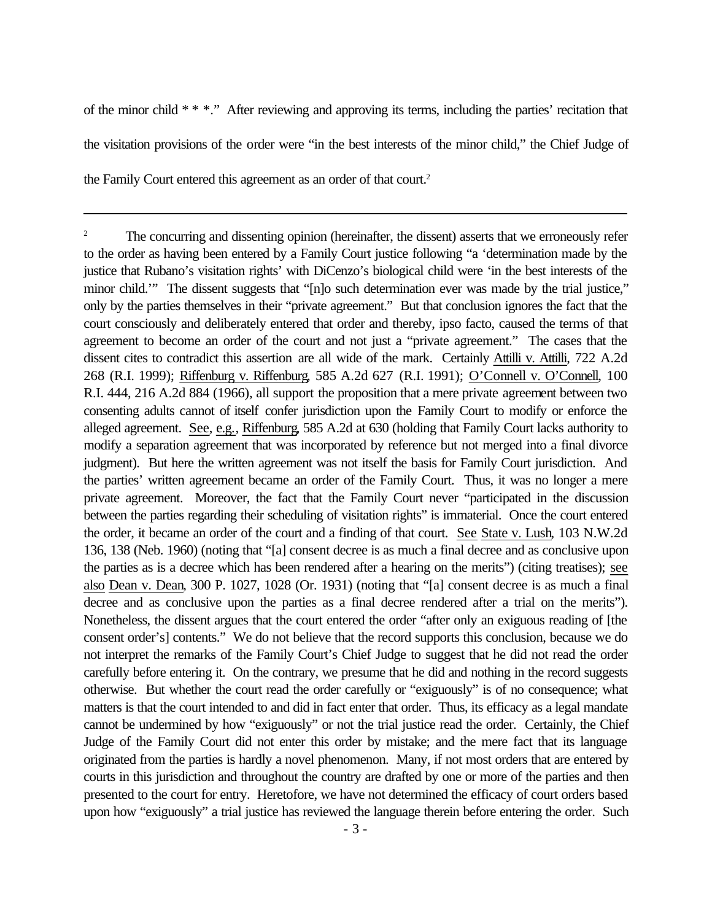of the minor child * * *." After reviewing and approving its terms, including the parties' recitation that the visitation provisions of the order were "in the best interests of the minor child," the Chief Judge of the Family Court entered this agreement as an order of that court.[2]

---

[2] The concurring and dissenting opinion (hereinafter, the dissent) asserts that we erroneously refer to the order as having been entered by a Family Court justice following "a 'determination made by the justice that Rubano's visitation rights' with DiCenzo's biological child were 'in the best interests of the minor child.'" The dissent suggests that "[n]o such determination ever was made by the trial justice," only by the parties themselves in their "private agreement." But that conclusion ignores the fact that the court consciously and deliberately entered that order and thereby, ipso facto, caused the terms of that agreement to become an order of the court and not just a "private agreement." The cases that the dissent cites to contradict this assertion are all wide of the mark. Certainly Attilli v. Attilli, 722 A.2d 268 (R.I. 1999); Riffenburg v. Riffenburg, 585 A.2d 627 (R.I. 1991); O'Connell v. O'Connell, 100 R.I. 444, 216 A.2d 884 (1966), all support the proposition that a mere private agreement between two consenting adults cannot of itself confer jurisdiction upon the Family Court to modify or enforce the alleged agreement. See, e.g., Riffenburg, 585 A.2d at 630 (holding that Family Court lacks authority to modify a separation agreement that was incorporated by reference but not merged into a final divorce judgment). But here the written agreement was not itself the basis for Family Court jurisdiction. And the parties' written agreement became an order of the Family Court. Thus, it was no longer a mere private agreement. Moreover, the fact that the Family Court never "participated in the discussion between the parties regarding their scheduling of visitation rights" is immaterial. Once the court entered the order, it became an order of the court and a finding of that court. See State v. Lush, 103 N.W.2d 136, 138 (Neb. 1960) (noting that "[a] consent decree is as much a final decree and as conclusive upon the parties as is a decree which has been rendered after a hearing on the merits") (citing treatises); see also Dean v. Dean, 300 P. 1027, 1028 (Or. 1931) (noting that "[a] consent decree is as much a final decree and as conclusive upon the parties as a final decree rendered after a trial on the merits"). Nonetheless, the dissent argues that the court entered the order "after only an exiguous reading of [the consent order's] contents." We do not believe that the record supports this conclusion, because we do not interpret the remarks of the Family Court's Chief Judge to suggest that he did not read the order carefully before entering it. On the contrary, we presume that he did and nothing in the record suggests otherwise. But whether the court read the order carefully or "exiguously" is of no consequence; what matters is that the court intended to and did in fact enter that order. Thus, its efficacy as a legal mandate cannot be undermined by how "exiguously" or not the trial justice read the order. Certainly, the Chief Judge of the Family Court did not enter this order by mistake; and the mere fact that its language originated from the parties is hardly a novel phenomenon. Many, if not most orders that are entered by courts in this jurisdiction and throughout the country are drafted by one or more of the parties and then presented to the court for entry. Heretofore, we have not determined the efficacy of court orders based upon how "exiguously" a trial justice has reviewed the language therein before entering the order. Such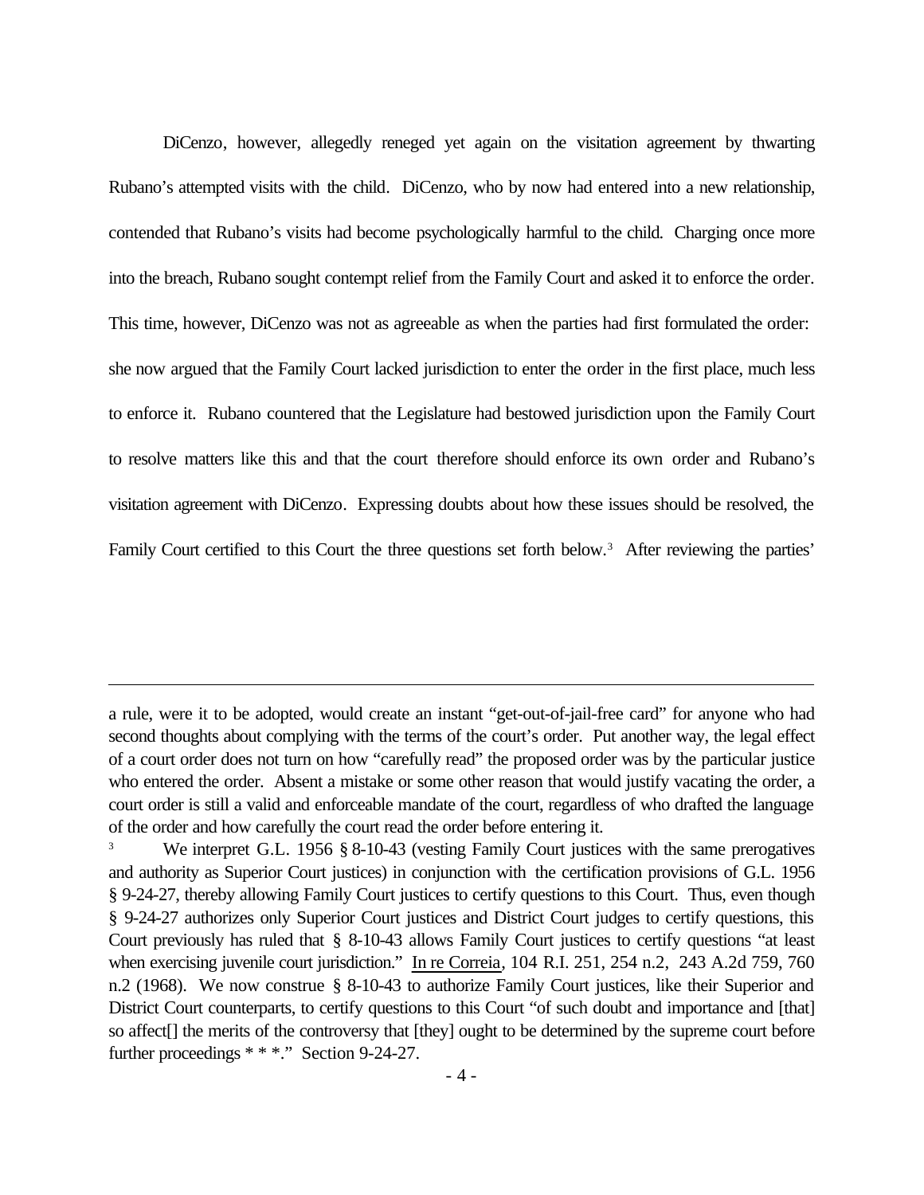DiCenzo, however, allegedly reneged yet again on the visitation agreement by thwarting Rubano's attempted visits with the child. DiCenzo, who by now had entered into a new relationship, contended that Rubano's visits had become psychologically harmful to the child. Charging once more into the breach, Rubano sought contempt relief from the Family Court and asked it to enforce the order. This time, however, DiCenzo was not as agreeable as when the parties had first formulated the order: she now argued that the Family Court lacked jurisdiction to enter the order in the first place, much less to enforce it. Rubano countered that the Legislature had bestowed jurisdiction upon the Family Court to resolve matters like this and that the court therefore should enforce its own order and Rubano's visitation agreement with DiCenzo. Expressing doubts about how these issues should be resolved, the Family Court certified to this Court the three questions set forth below.[3] After reviewing the parties'

---

a rule, were it to be adopted, would create an instant "get-out-of-jail-free card" for anyone who had second thoughts about complying with the terms of the court's order. Put another way, the legal effect of a court order does not turn on how "carefully read" the proposed order was by the particular justice who entered the order. Absent a mistake or some other reason that would justify vacating the order, a court order is still a valid and enforceable mandate of the court, regardless of who drafted the language of the order and how carefully the court read the order before entering it.

[3] We interpret G.L. 1956 § 8-10-43 (vesting Family Court justices with the same prerogatives and authority as Superior Court justices) in conjunction with the certification provisions of G.L. 1956 § 9-24-27, thereby allowing Family Court justices to certify questions to this Court. Thus, even though § 9-24-27 authorizes only Superior Court justices and District Court judges to certify questions, this Court previously has ruled that § 8-10-43 allows Family Court justices to certify questions "at least when exercising juvenile court jurisdiction." In re Correia, 104 R.I. 251, 254 n.2, 243 A.2d 759, 760 n.2 (1968). We now construe § 8-10-43 to authorize Family Court justices, like their Superior and District Court counterparts, to certify questions to this Court "of such doubt and importance and [that] so affect[] the merits of the controversy that [they] ought to be determined by the supreme court before further proceedings * * *." Section 9-24-27.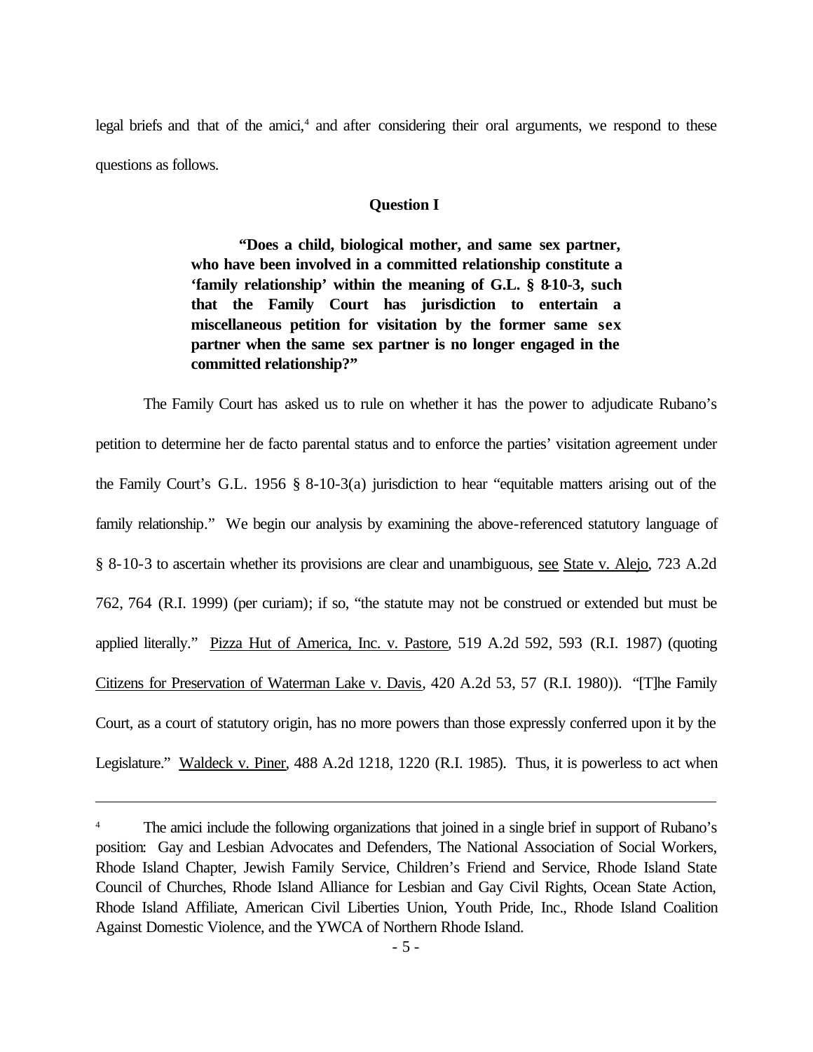legal briefs and that of the amici,[4] and after considering their oral arguments, we respond to these questions as follows.

### Question I

> **"Does a child, biological mother, and same sex partner, who have been involved in a committed relationship constitute a 'family relationship' within the meaning of G.L. § 8-10-3, such that the Family Court has jurisdiction to entertain a miscellaneous petition for visitation by the former same sex partner when the same sex partner is no longer engaged in the committed relationship?"**

The Family Court has asked us to rule on whether it has the power to adjudicate Rubano's petition to determine her de facto parental status and to enforce the parties' visitation agreement under the Family Court's G.L. 1956 § 8-10-3(a) jurisdiction to hear "equitable matters arising out of the family relationship." We begin our analysis by examining the above-referenced statutory language of § 8-10-3 to ascertain whether its provisions are clear and unambiguous, see State v. Alejo, 723 A.2d 762, 764 (R.I. 1999) (per curiam); if so, "the statute may not be construed or extended but must be applied literally." Pizza Hut of America, Inc. v. Pastore, 519 A.2d 592, 593 (R.I. 1987) (quoting Citizens for Preservation of Waterman Lake v. Davis, 420 A.2d 53, 57 (R.I. 1980)). "[T]he Family Court, as a court of statutory origin, has no more powers than those expressly conferred upon it by the Legislature." Waldeck v. Piner, 488 A.2d 1218, 1220 (R.I. 1985). Thus, it is powerless to act when

---

[4] The amici include the following organizations that joined in a single brief in support of Rubano's position: Gay and Lesbian Advocates and Defenders, The National Association of Social Workers, Rhode Island Chapter, Jewish Family Service, Children's Friend and Service, Rhode Island State Council of Churches, Rhode Island Alliance for Lesbian and Gay Civil Rights, Ocean State Action, Rhode Island Affiliate, American Civil Liberties Union, Youth Pride, Inc., Rhode Island Coalition Against Domestic Violence, and the YWCA of Northern Rhode Island.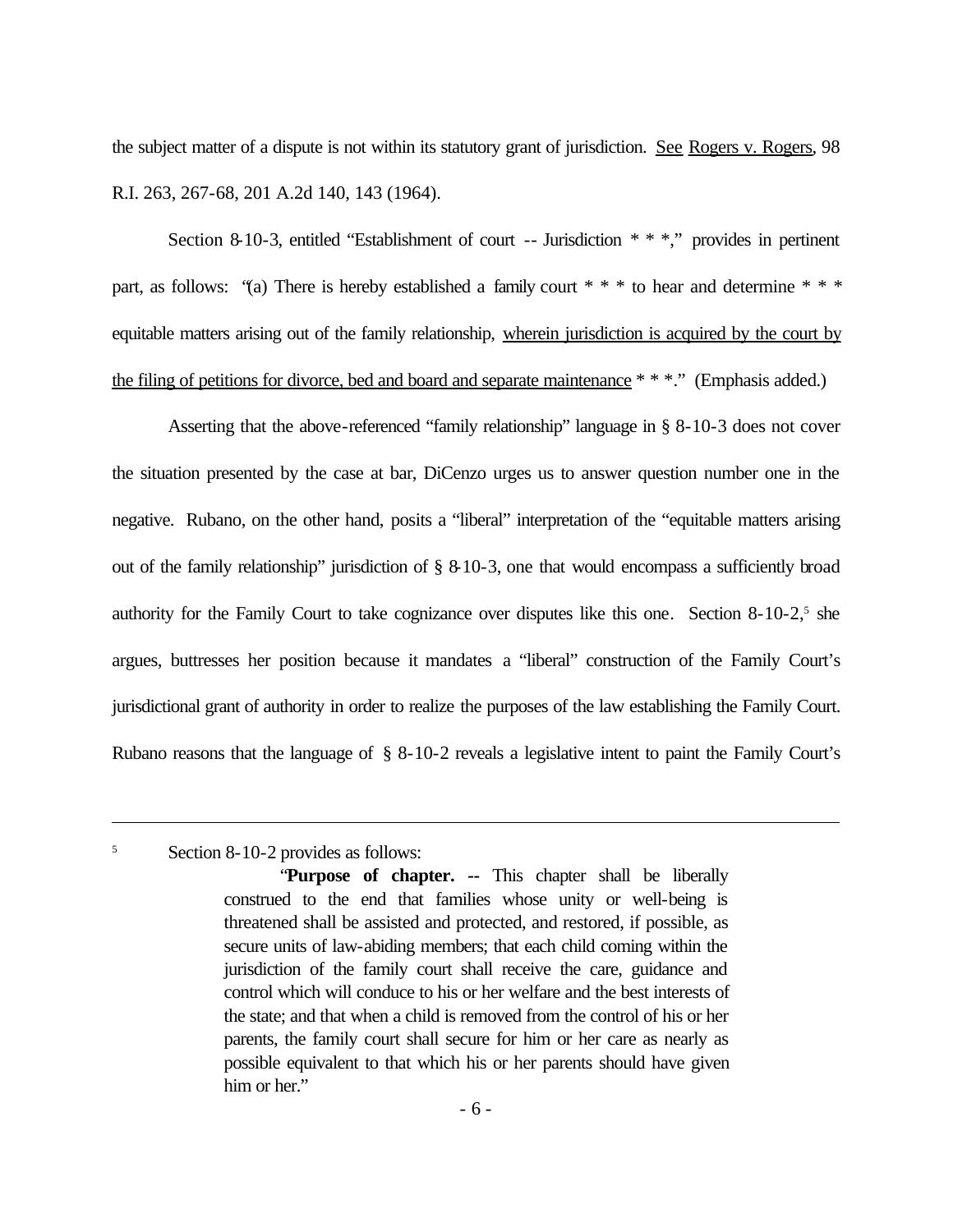the subject matter of a dispute is not within its statutory grant of jurisdiction. See Rogers v. Rogers, 98 R.I. 263, 267-68, 201 A.2d 140, 143 (1964).

Section 8-10-3, entitled "Establishment of court -- Jurisdiction * * *," provides in pertinent part, as follows: "(a) There is hereby established a family court * * * to hear and determine * * * equitable matters arising out of the family relationship, <u>wherein jurisdiction is acquired by the court by the filing of petitions for divorce, bed and board and separate maintenance</u> * * *." (Emphasis added.)

Asserting that the above-referenced "family relationship" language in § 8-10-3 does not cover the situation presented by the case at bar, DiCenzo urges us to answer question number one in the negative. Rubano, on the other hand, posits a "liberal" interpretation of the "equitable matters arising out of the family relationship" jurisdiction of § 8-10-3, one that would encompass a sufficiently broad authority for the Family Court to take cognizance over disputes like this one. Section 8-10-2,[5] she argues, buttresses her position because it mandates a "liberal" construction of the Family Court's jurisdictional grant of authority in order to realize the purposes of the law establishing the Family Court. Rubano reasons that the language of § 8-10-2 reveals a legislative intent to paint the Family Court's

---

[5] Section 8-10-2 provides as follows:

> "**Purpose of chapter. --** This chapter shall be liberally construed to the end that families whose unity or well-being is threatened shall be assisted and protected, and restored, if possible, as secure units of law-abiding members; that each child coming within the jurisdiction of the family court shall receive the care, guidance and control which will conduce to his or her welfare and the best interests of the state; and that when a child is removed from the control of his or her parents, the family court shall secure for him or her care as nearly as possible equivalent to that which his or her parents should have given him or her."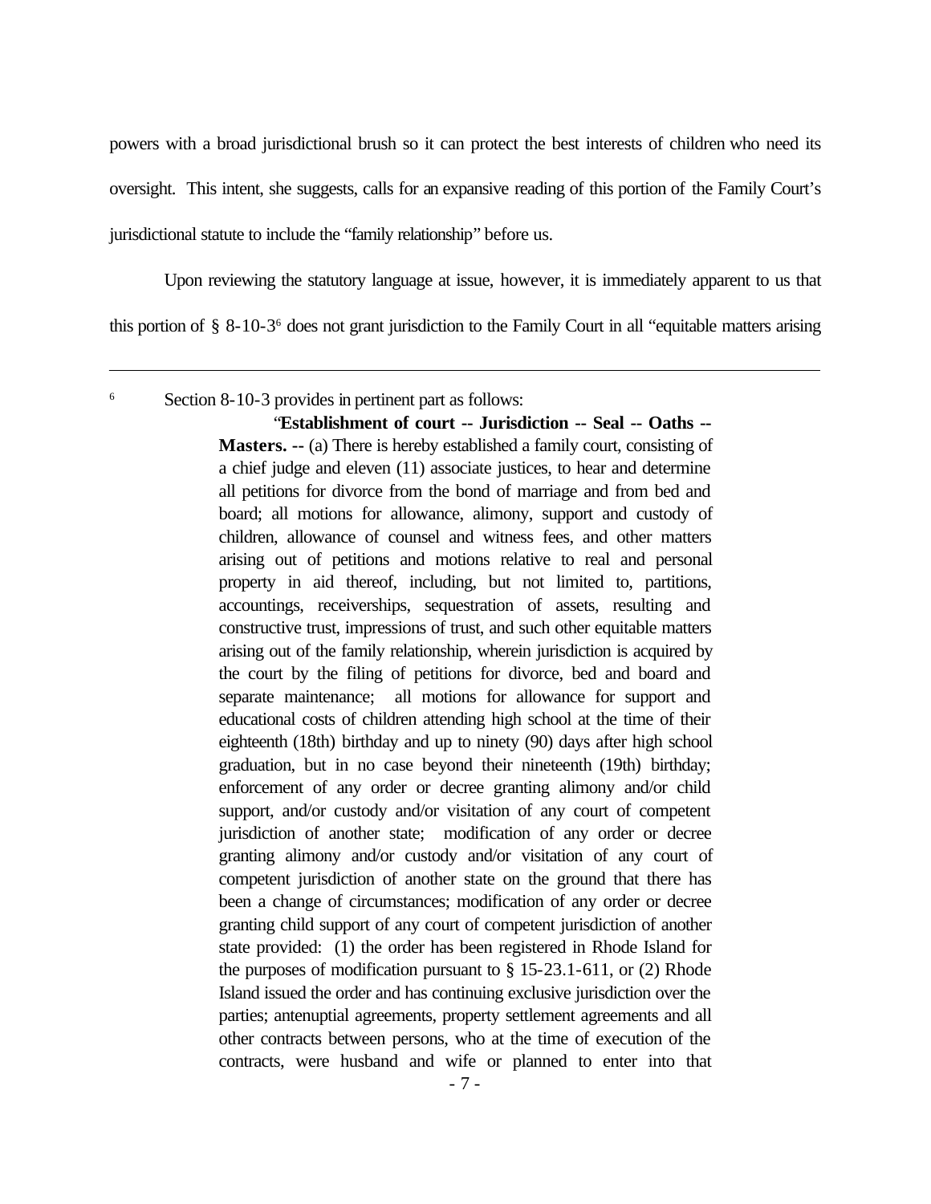powers with a broad jurisdictional brush so it can protect the best interests of children who need its oversight. This intent, she suggests, calls for an expansive reading of this portion of the Family Court's jurisdictional statute to include the "family relationship" before us.

Upon reviewing the statutory language at issue, however, it is immediately apparent to us that this portion of § 8-10-3[6] does not grant jurisdiction to the Family Court in all "equitable matters arising

---

[6] Section 8-10-3 provides in pertinent part as follows:

> "**Establishment of court -- Jurisdiction -- Seal -- Oaths -- Masters.** -- (a) There is hereby established a family court, consisting of a chief judge and eleven (11) associate justices, to hear and determine all petitions for divorce from the bond of marriage and from bed and board; all motions for allowance, alimony, support and custody of children, allowance of counsel and witness fees, and other matters arising out of petitions and motions relative to real and personal property in aid thereof, including, but not limited to, partitions, accountings, receiverships, sequestration of assets, resulting and constructive trust, impressions of trust, and such other equitable matters arising out of the family relationship, wherein jurisdiction is acquired by the court by the filing of petitions for divorce, bed and board and separate maintenance; all motions for allowance for support and educational costs of children attending high school at the time of their eighteenth (18th) birthday and up to ninety (90) days after high school graduation, but in no case beyond their nineteenth (19th) birthday; enforcement of any order or decree granting alimony and/or child support, and/or custody and/or visitation of any court of competent jurisdiction of another state; modification of any order or decree granting alimony and/or custody and/or visitation of any court of competent jurisdiction of another state on the ground that there has been a change of circumstances; modification of any order or decree granting child support of any court of competent jurisdiction of another state provided: (1) the order has been registered in Rhode Island for the purposes of modification pursuant to § 15-23.1-611, or (2) Rhode Island issued the order and has continuing exclusive jurisdiction over the parties; antenuptial agreements, property settlement agreements and all other contracts between persons, who at the time of execution of the contracts, were husband and wife or planned to enter into that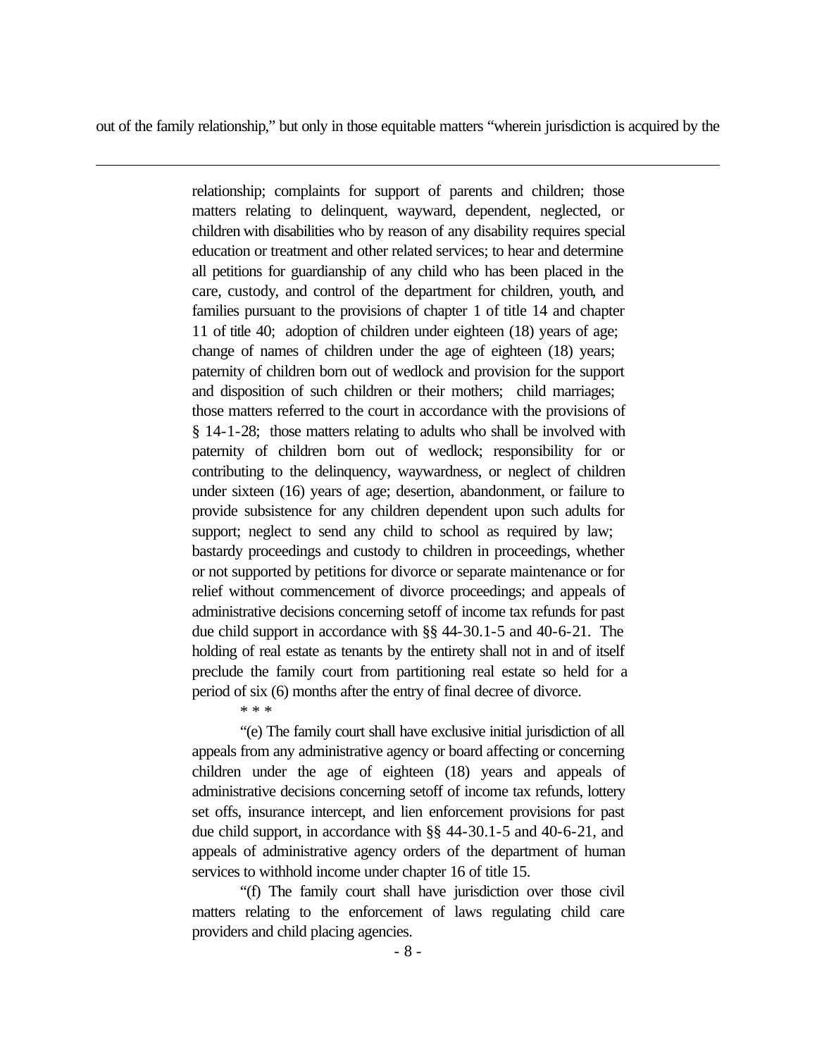out of the family relationship," but only in those equitable matters "wherein jurisdiction is acquired by the

---

> relationship; complaints for support of parents and children; those matters relating to delinquent, wayward, dependent, neglected, or children with disabilities who by reason of any disability requires special education or treatment and other related services; to hear and determine all petitions for guardianship of any child who has been placed in the care, custody, and control of the department for children, youth, and families pursuant to the provisions of chapter 1 of title 14 and chapter 11 of title 40; adoption of children under eighteen (18) years of age; change of names of children under the age of eighteen (18) years; paternity of children born out of wedlock and provision for the support and disposition of such children or their mothers; child marriages; those matters referred to the court in accordance with the provisions of § 14-1-28; those matters relating to adults who shall be involved with paternity of children born out of wedlock; responsibility for or contributing to the delinquency, waywardness, or neglect of children under sixteen (16) years of age; desertion, abandonment, or failure to provide subsistence for any children dependent upon such adults for support; neglect to send any child to school as required by law; bastardy proceedings and custody to children in proceedings, whether or not supported by petitions for divorce or separate maintenance or for relief without commencement of divorce proceedings; and appeals of administrative decisions concerning setoff of income tax refunds for past due child support in accordance with §§ 44-30.1-5 and 40-6-21. The holding of real estate as tenants by the entirety shall not in and of itself preclude the family court from partitioning real estate so held for a period of six (6) months after the entry of final decree of divorce.
>
> \* \* \*
>
> "(e) The family court shall have exclusive initial jurisdiction of all appeals from any administrative agency or board affecting or concerning children under the age of eighteen (18) years and appeals of administrative decisions concerning setoff of income tax refunds, lottery set offs, insurance intercept, and lien enforcement provisions for past due child support, in accordance with §§ 44-30.1-5 and 40-6-21, and appeals of administrative agency orders of the department of human services to withhold income under chapter 16 of title 15.
>
> "(f) The family court shall have jurisdiction over those civil matters relating to the enforcement of laws regulating child care providers and child placing agencies.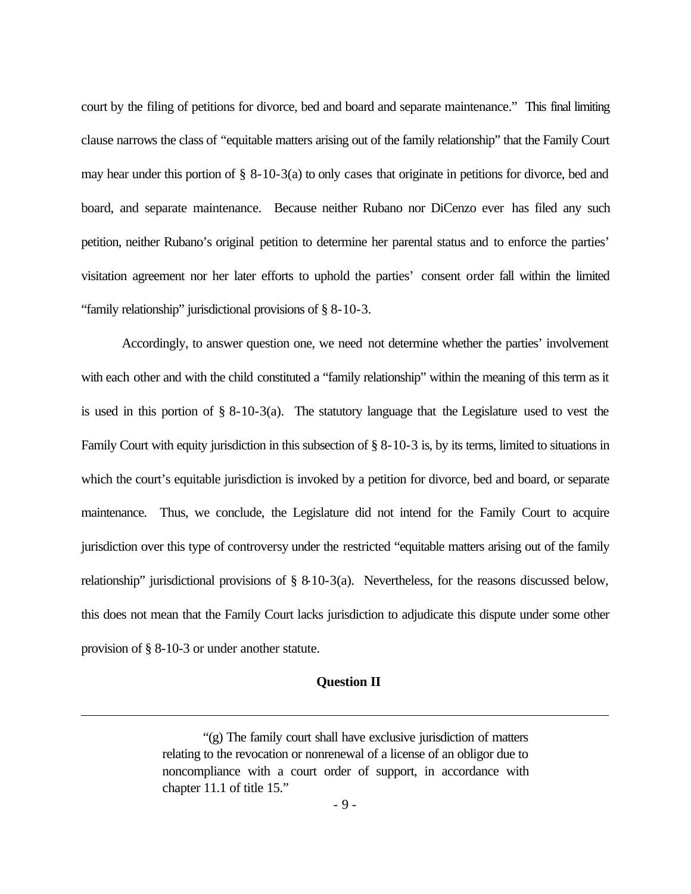court by the filing of petitions for divorce, bed and board and separate maintenance." This final limiting clause narrows the class of "equitable matters arising out of the family relationship" that the Family Court may hear under this portion of § 8-10-3(a) to only cases that originate in petitions for divorce, bed and board, and separate maintenance. Because neither Rubano nor DiCenzo ever has filed any such petition, neither Rubano's original petition to determine her parental status and to enforce the parties' visitation agreement nor her later efforts to uphold the parties' consent order fall within the limited "family relationship" jurisdictional provisions of § 8-10-3.

Accordingly, to answer question one, we need not determine whether the parties' involvement with each other and with the child constituted a "family relationship" within the meaning of this term as it is used in this portion of § 8-10-3(a). The statutory language that the Legislature used to vest the Family Court with equity jurisdiction in this subsection of § 8-10-3 is, by its terms, limited to situations in which the court's equitable jurisdiction is invoked by a petition for divorce, bed and board, or separate maintenance. Thus, we conclude, the Legislature did not intend for the Family Court to acquire jurisdiction over this type of controversy under the restricted "equitable matters arising out of the family relationship" jurisdictional provisions of § 8-10-3(a). Nevertheless, for the reasons discussed below, this does not mean that the Family Court lacks jurisdiction to adjudicate this dispute under some other provision of § 8-10-3 or under another statute.

**Question II**

---

"(g) The family court shall have exclusive jurisdiction of matters relating to the revocation or nonrenewal of a license of an obligor due to noncompliance with a court order of support, in accordance with chapter 11.1 of title 15."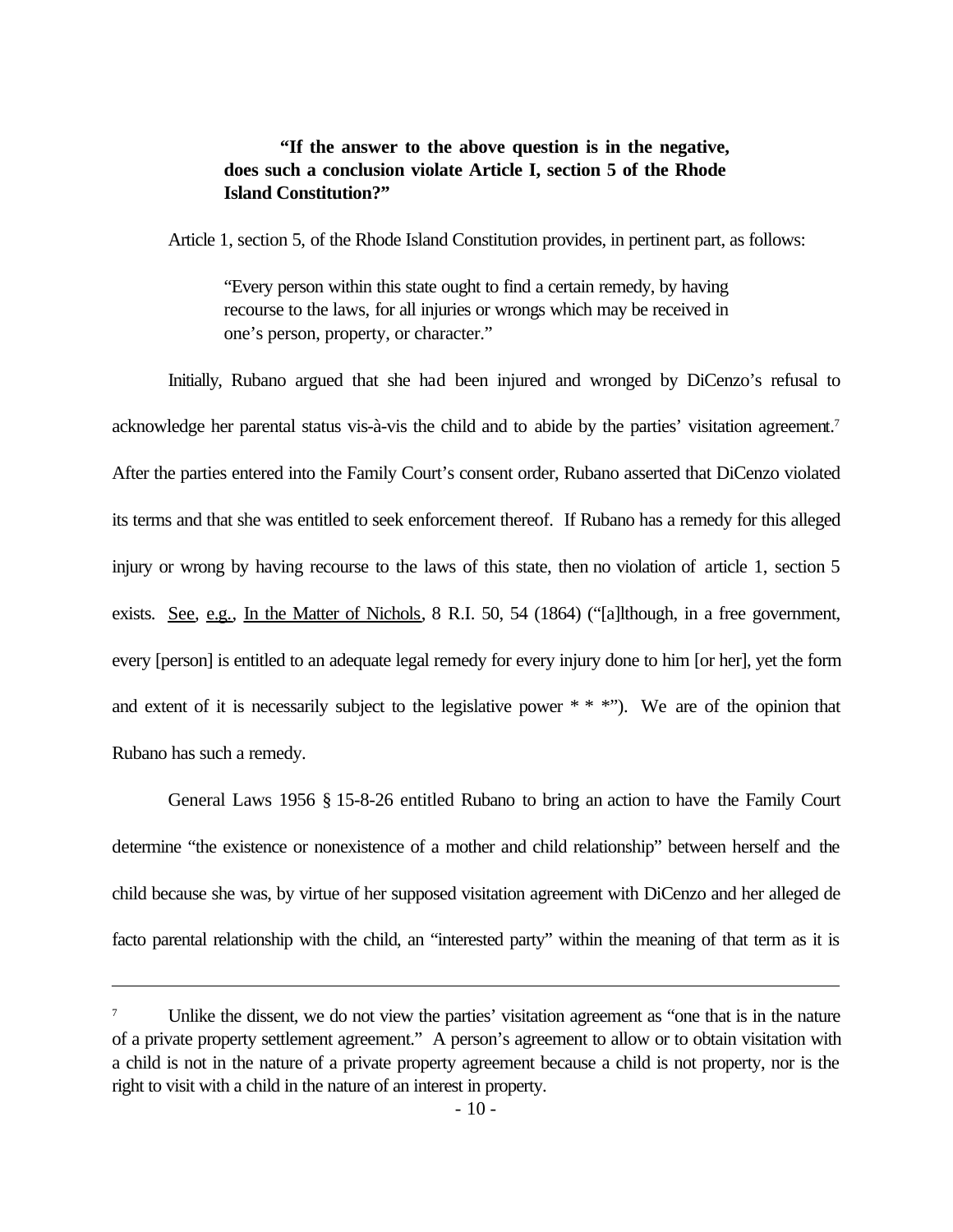**“If the answer to the above question is in the negative, does such a conclusion violate Article I, section 5 of the Rhode Island Constitution?”**

Article 1, section 5, of the Rhode Island Constitution provides, in pertinent part, as follows:

> “Every person within this state ought to find a certain remedy, by having recourse to the laws, for all injuries or wrongs which may be received in one’s person, property, or character.”

Initially, Rubano argued that she had been injured and wronged by DiCenzo’s refusal to acknowledge her parental status vis-à-vis the child and to abide by the parties’ visitation agreement.[7] After the parties entered into the Family Court’s consent order, Rubano asserted that DiCenzo violated its terms and that she was entitled to seek enforcement thereof. If Rubano has a remedy for this alleged injury or wrong by having recourse to the laws of this state, then no violation of article 1, section 5 exists. See, e.g., In the Matter of Nichols, 8 R.I. 50, 54 (1864) (“[a]lthough, in a free government, every [person] is entitled to an adequate legal remedy for every injury done to him [or her], yet the form and extent of it is necessarily subject to the legislative power * * *”). We are of the opinion that Rubano has such a remedy.

General Laws 1956 § 15-8-26 entitled Rubano to bring an action to have the Family Court determine “the existence or nonexistence of a mother and child relationship” between herself and the child because she was, by virtue of her supposed visitation agreement with DiCenzo and her alleged de facto parental relationship with the child, an “interested party” within the meaning of that term as it is

---

[7] Unlike the dissent, we do not view the parties’ visitation agreement as “one that is in the nature of a private property settlement agreement.” A person’s agreement to allow or to obtain visitation with a child is not in the nature of a private property agreement because a child is not property, nor is the right to visit with a child in the nature of an interest in property.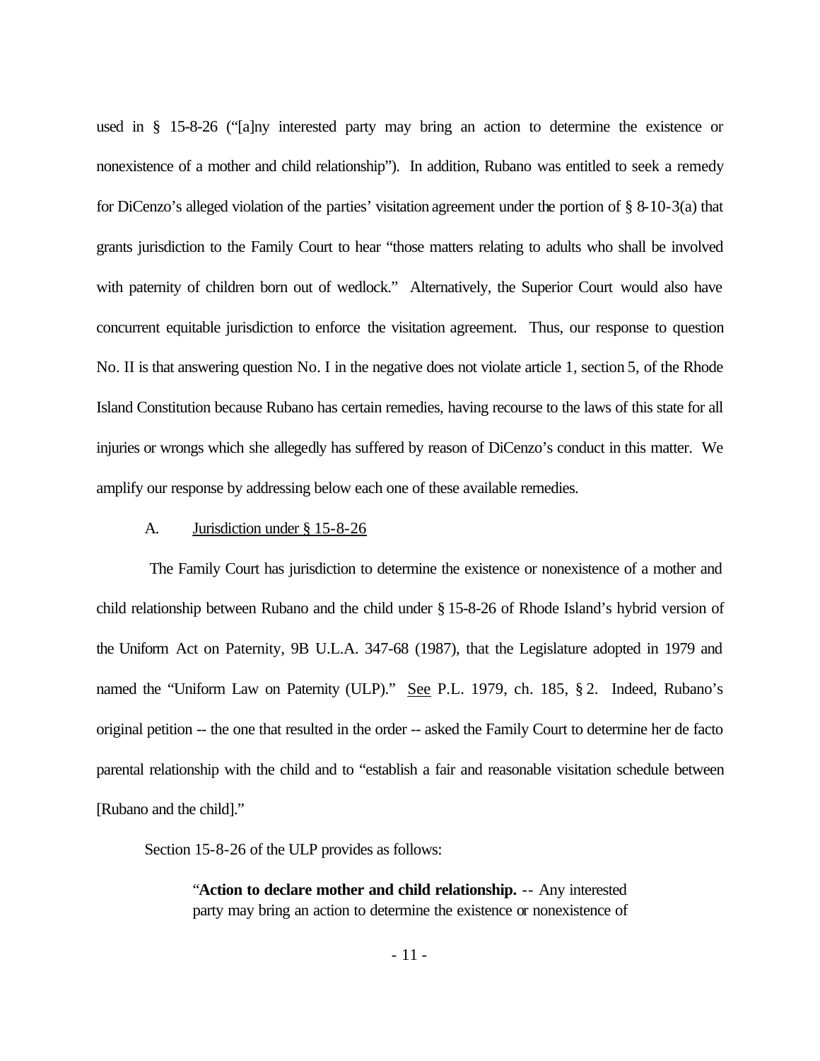used in § 15-8-26 ("[a]ny interested party may bring an action to determine the existence or nonexistence of a mother and child relationship"). In addition, Rubano was entitled to seek a remedy for DiCenzo's alleged violation of the parties' visitation agreement under the portion of § 8-10-3(a) that grants jurisdiction to the Family Court to hear "those matters relating to adults who shall be involved with paternity of children born out of wedlock." Alternatively, the Superior Court would also have concurrent equitable jurisdiction to enforce the visitation agreement. Thus, our response to question No. II is that answering question No. I in the negative does not violate article 1, section 5, of the Rhode Island Constitution because Rubano has certain remedies, having recourse to the laws of this state for all injuries or wrongs which she allegedly has suffered by reason of DiCenzo's conduct in this matter. We amplify our response by addressing below each one of these available remedies.

A. Jurisdiction under § 15-8-26

The Family Court has jurisdiction to determine the existence or nonexistence of a mother and child relationship between Rubano and the child under § 15-8-26 of Rhode Island's hybrid version of the Uniform Act on Paternity, 9B U.L.A. 347-68 (1987), that the Legislature adopted in 1979 and named the "Uniform Law on Paternity (ULP)." See P.L. 1979, ch. 185, § 2. Indeed, Rubano's original petition -- the one that resulted in the order -- asked the Family Court to determine her de facto parental relationship with the child and to "establish a fair and reasonable visitation schedule between [Rubano and the child]."

Section 15-8-26 of the ULP provides as follows:

> "**Action to declare mother and child relationship.** -- Any interested party may bring an action to determine the existence or nonexistence of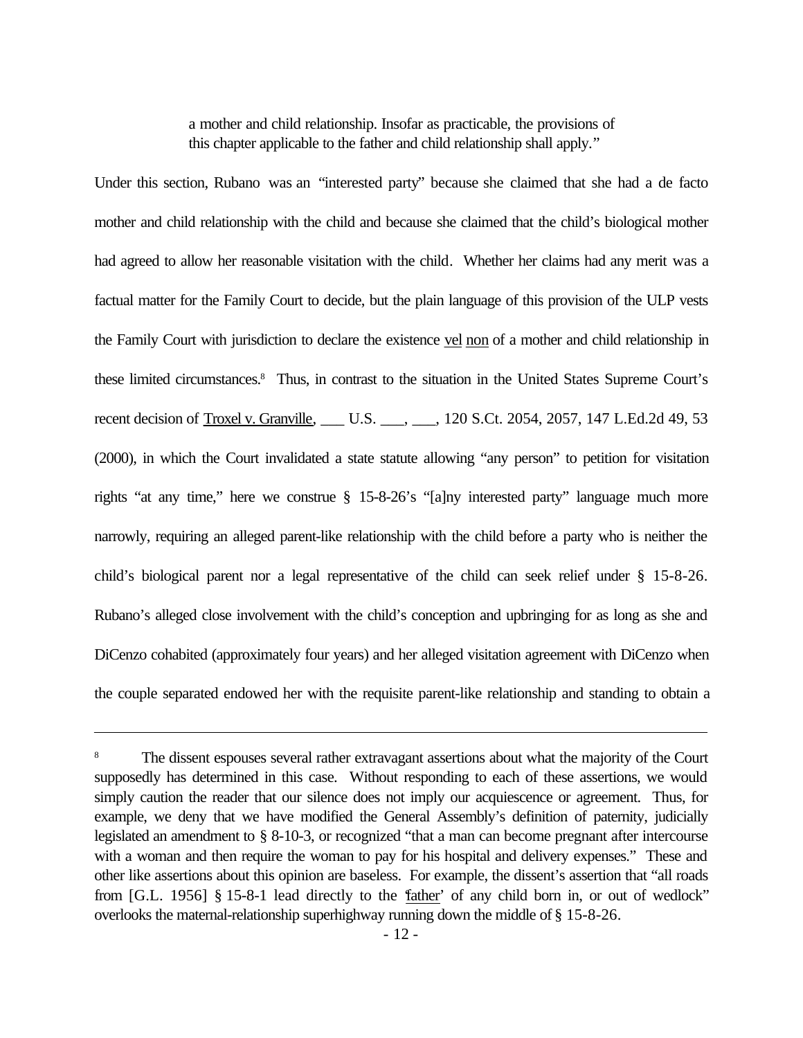a mother and child relationship. Insofar as practicable, the provisions of this chapter applicable to the father and child relationship shall apply."

Under this section, Rubano was an "interested party" because she claimed that she had a de facto mother and child relationship with the child and because she claimed that the child's biological mother had agreed to allow her reasonable visitation with the child. Whether her claims had any merit was a factual matter for the Family Court to decide, but the plain language of this provision of the ULP vests the Family Court with jurisdiction to declare the existence vel non of a mother and child relationship in these limited circumstances.[8] Thus, in contrast to the situation in the United States Supreme Court's recent decision of Troxel v. Granville, ___ U.S. ___, ___, 120 S.Ct. 2054, 2057, 147 L.Ed.2d 49, 53 (2000), in which the Court invalidated a state statute allowing "any person" to petition for visitation rights "at any time," here we construe § 15-8-26's "[a]ny interested party" language much more narrowly, requiring an alleged parent-like relationship with the child before a party who is neither the child's biological parent nor a legal representative of the child can seek relief under § 15-8-26. Rubano's alleged close involvement with the child's conception and upbringing for as long as she and DiCenzo cohabited (approximately four years) and her alleged visitation agreement with DiCenzo when the couple separated endowed her with the requisite parent-like relationship and standing to obtain a

---

[8] The dissent espouses several rather extravagant assertions about what the majority of the Court supposedly has determined in this case. Without responding to each of these assertions, we would simply caution the reader that our silence does not imply our acquiescence or agreement. Thus, for example, we deny that we have modified the General Assembly's definition of paternity, judicially legislated an amendment to § 8-10-3, or recognized "that a man can become pregnant after intercourse with a woman and then require the woman to pay for his hospital and delivery expenses." These and other like assertions about this opinion are baseless. For example, the dissent's assertion that "all roads from [G.L. 1956] § 15-8-1 lead directly to the 'father' of any child born in, or out of wedlock" overlooks the maternal-relationship superhighway running down the middle of § 15-8-26.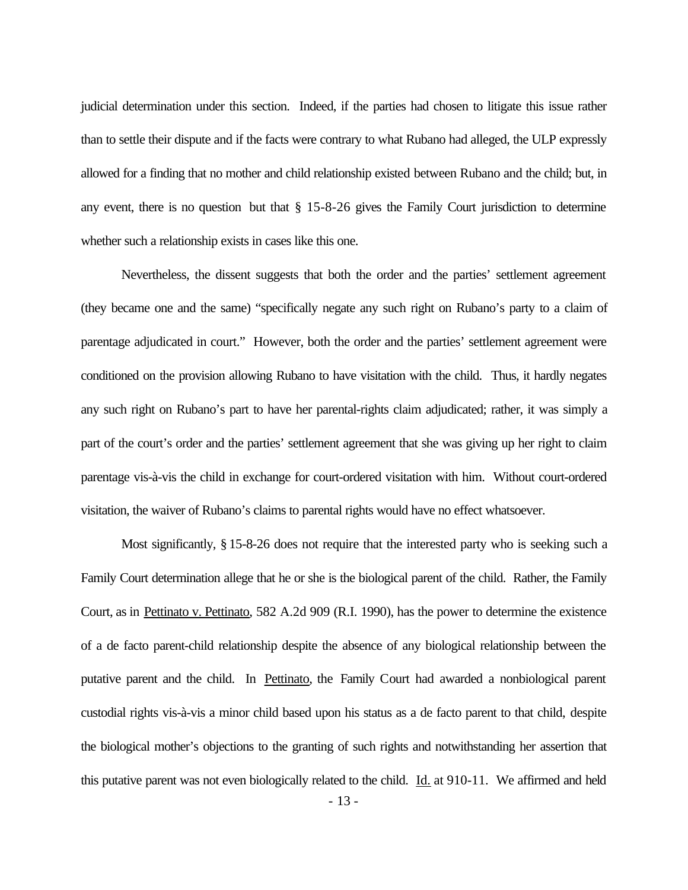judicial determination under this section. Indeed, if the parties had chosen to litigate this issue rather than to settle their dispute and if the facts were contrary to what Rubano had alleged, the ULP expressly allowed for a finding that no mother and child relationship existed between Rubano and the child; but, in any event, there is no question but that § 15-8-26 gives the Family Court jurisdiction to determine whether such a relationship exists in cases like this one.

Nevertheless, the dissent suggests that both the order and the parties' settlement agreement (they became one and the same) "specifically negate any such right on Rubano's party to a claim of parentage adjudicated in court." However, both the order and the parties' settlement agreement were conditioned on the provision allowing Rubano to have visitation with the child. Thus, it hardly negates any such right on Rubano's part to have her parental-rights claim adjudicated; rather, it was simply a part of the court's order and the parties' settlement agreement that she was giving up her right to claim parentage vis-à-vis the child in exchange for court-ordered visitation with him. Without court-ordered visitation, the waiver of Rubano's claims to parental rights would have no effect whatsoever.

Most significantly, § 15-8-26 does not require that the interested party who is seeking such a Family Court determination allege that he or she is the biological parent of the child. Rather, the Family Court, as in Pettinato v. Pettinato, 582 A.2d 909 (R.I. 1990), has the power to determine the existence of a de facto parent-child relationship despite the absence of any biological relationship between the putative parent and the child. In Pettinato, the Family Court had awarded a nonbiological parent custodial rights vis-à-vis a minor child based upon his status as a de facto parent to that child, despite the biological mother's objections to the granting of such rights and notwithstanding her assertion that this putative parent was not even biologically related to the child. Id. at 910-11. We affirmed and held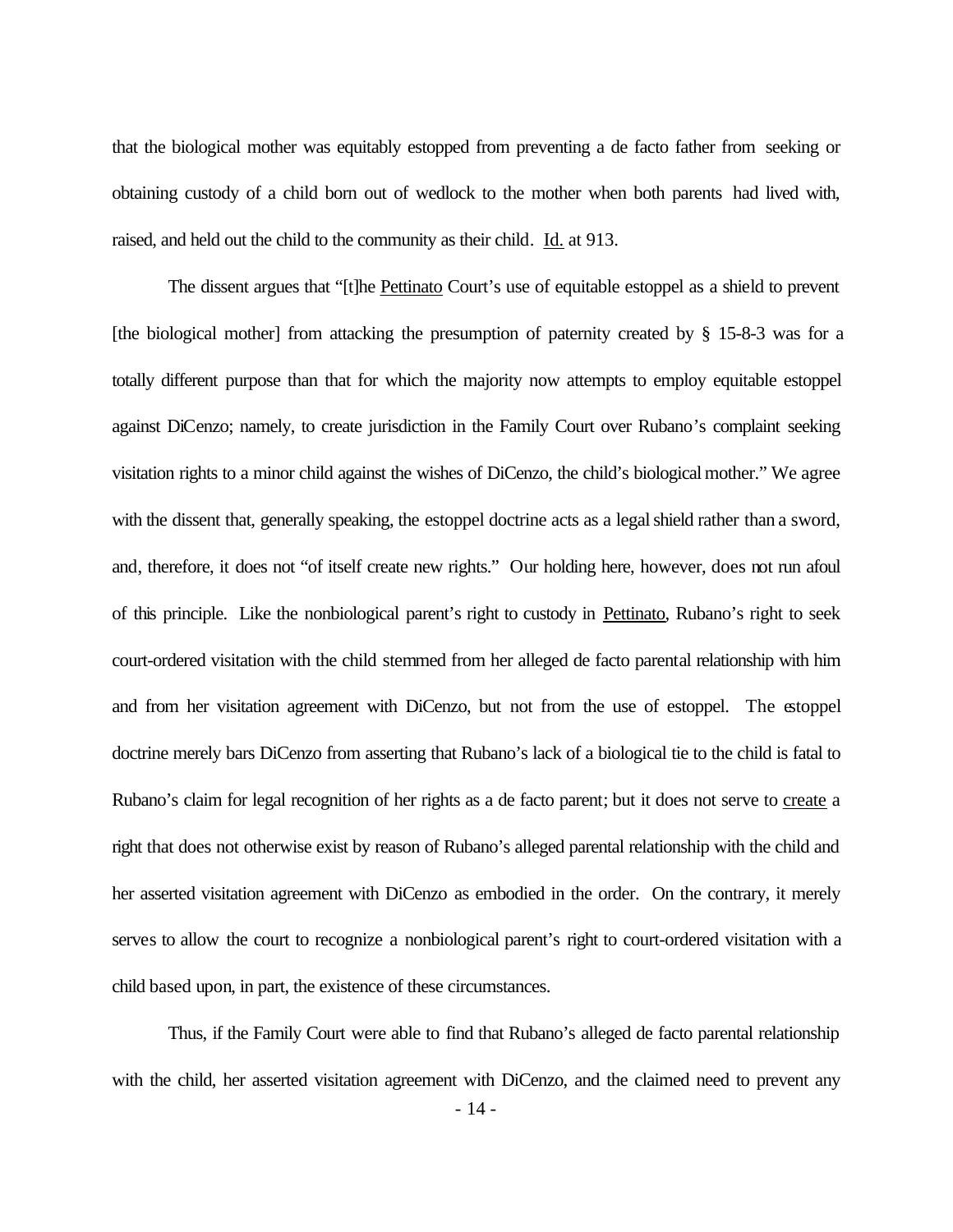that the biological mother was equitably estopped from preventing a de facto father from seeking or obtaining custody of a child born out of wedlock to the mother when both parents had lived with, raised, and held out the child to the community as their child. Id. at 913.

The dissent argues that "[t]he Pettinato Court's use of equitable estoppel as a shield to prevent [the biological mother] from attacking the presumption of paternity created by § 15-8-3 was for a totally different purpose than that for which the majority now attempts to employ equitable estoppel against DiCenzo; namely, to create jurisdiction in the Family Court over Rubano's complaint seeking visitation rights to a minor child against the wishes of DiCenzo, the child's biological mother." We agree with the dissent that, generally speaking, the estoppel doctrine acts as a legal shield rather than a sword, and, therefore, it does not "of itself create new rights." Our holding here, however, does not run afoul of this principle. Like the nonbiological parent's right to custody in Pettinato, Rubano's right to seek court-ordered visitation with the child stemmed from her alleged de facto parental relationship with him and from her visitation agreement with DiCenzo, but not from the use of estoppel. The estoppel doctrine merely bars DiCenzo from asserting that Rubano's lack of a biological tie to the child is fatal to Rubano's claim for legal recognition of her rights as a de facto parent; but it does not serve to create a right that does not otherwise exist by reason of Rubano's alleged parental relationship with the child and her asserted visitation agreement with DiCenzo as embodied in the order. On the contrary, it merely serves to allow the court to recognize a nonbiological parent's right to court-ordered visitation with a child based upon, in part, the existence of these circumstances.

Thus, if the Family Court were able to find that Rubano's alleged de facto parental relationship with the child, her asserted visitation agreement with DiCenzo, and the claimed need to prevent any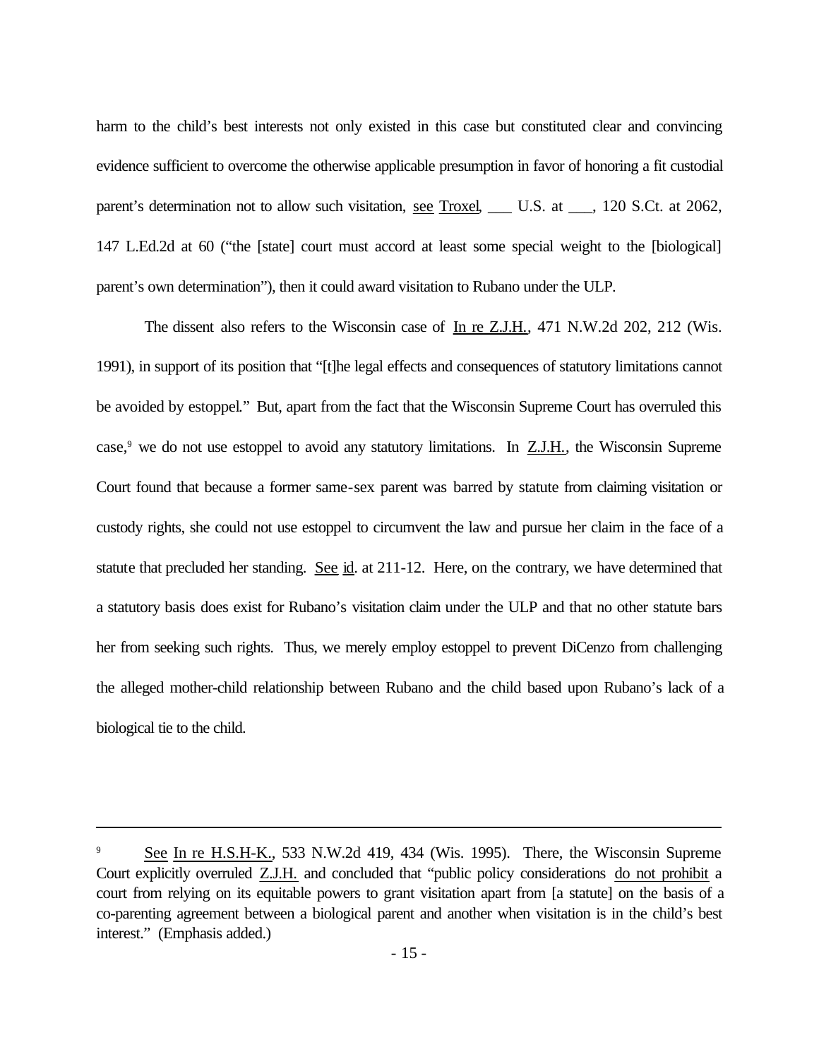harm to the child's best interests not only existed in this case but constituted clear and convincing evidence sufficient to overcome the otherwise applicable presumption in favor of honoring a fit custodial parent's determination not to allow such visitation, see Troxel, ___ U.S. at ___, 120 S.Ct. at 2062, 147 L.Ed.2d at 60 ("the [state] court must accord at least some special weight to the [biological] parent's own determination"), then it could award visitation to Rubano under the ULP.

The dissent also refers to the Wisconsin case of In re Z.J.H., 471 N.W.2d 202, 212 (Wis. 1991), in support of its position that "[t]he legal effects and consequences of statutory limitations cannot be avoided by estoppel." But, apart from the fact that the Wisconsin Supreme Court has overruled this case,[9] we do not use estoppel to avoid any statutory limitations. In Z.J.H., the Wisconsin Supreme Court found that because a former same-sex parent was barred by statute from claiming visitation or custody rights, she could not use estoppel to circumvent the law and pursue her claim in the face of a statute that precluded her standing. See id. at 211-12. Here, on the contrary, we have determined that a statutory basis does exist for Rubano's visitation claim under the ULP and that no other statute bars her from seeking such rights. Thus, we merely employ estoppel to prevent DiCenzo from challenging the alleged mother-child relationship between Rubano and the child based upon Rubano's lack of a biological tie to the child.

---

[9] See In re H.S.H-K., 533 N.W.2d 419, 434 (Wis. 1995). There, the Wisconsin Supreme Court explicitly overruled Z.J.H. and concluded that "public policy considerations do not prohibit a court from relying on its equitable powers to grant visitation apart from [a statute] on the basis of a co-parenting agreement between a biological parent and another when visitation is in the child's best interest." (Emphasis added.)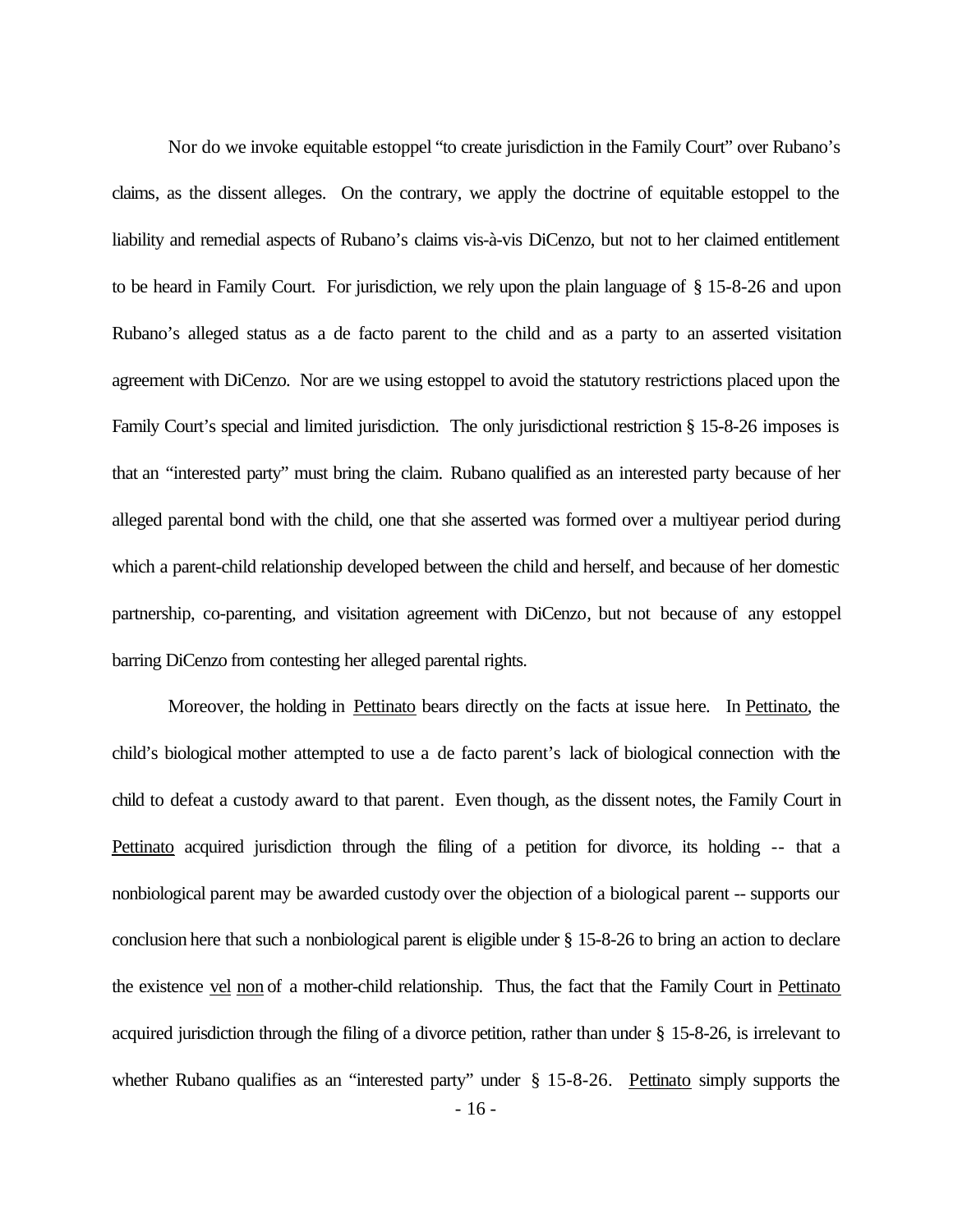Nor do we invoke equitable estoppel "to create jurisdiction in the Family Court" over Rubano's claims, as the dissent alleges. On the contrary, we apply the doctrine of equitable estoppel to the liability and remedial aspects of Rubano's claims vis-à-vis DiCenzo, but not to her claimed entitlement to be heard in Family Court. For jurisdiction, we rely upon the plain language of § 15-8-26 and upon Rubano's alleged status as a de facto parent to the child and as a party to an asserted visitation agreement with DiCenzo. Nor are we using estoppel to avoid the statutory restrictions placed upon the Family Court's special and limited jurisdiction. The only jurisdictional restriction § 15-8-26 imposes is that an "interested party" must bring the claim. Rubano qualified as an interested party because of her alleged parental bond with the child, one that she asserted was formed over a multiyear period during which a parent-child relationship developed between the child and herself, and because of her domestic partnership, co-parenting, and visitation agreement with DiCenzo, but not because of any estoppel barring DiCenzo from contesting her alleged parental rights.

Moreover, the holding in Pettinato bears directly on the facts at issue here. In Pettinato, the child's biological mother attempted to use a de facto parent's lack of biological connection with the child to defeat a custody award to that parent. Even though, as the dissent notes, the Family Court in Pettinato acquired jurisdiction through the filing of a petition for divorce, its holding -- that a nonbiological parent may be awarded custody over the objection of a biological parent -- supports our conclusion here that such a nonbiological parent is eligible under § 15-8-26 to bring an action to declare the existence vel non of a mother-child relationship. Thus, the fact that the Family Court in Pettinato acquired jurisdiction through the filing of a divorce petition, rather than under § 15-8-26, is irrelevant to whether Rubano qualifies as an "interested party" under § 15-8-26. Pettinato simply supports the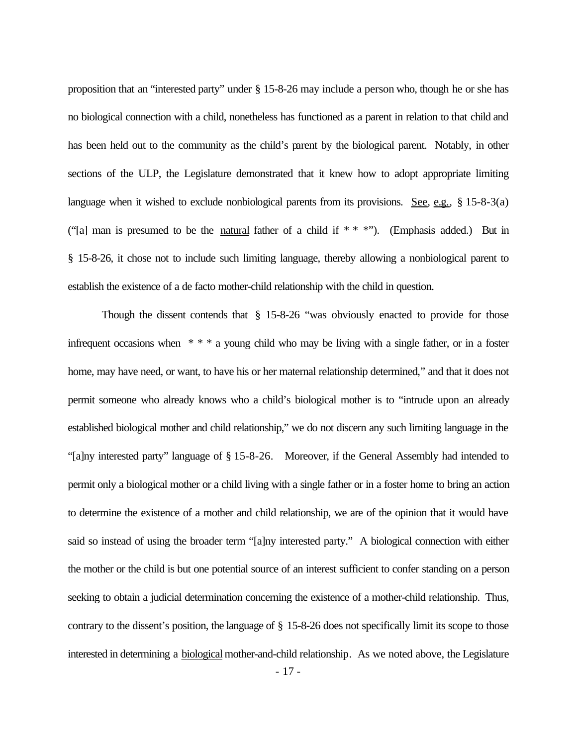proposition that an "interested party" under § 15-8-26 may include a person who, though he or she has no biological connection with a child, nonetheless has functioned as a parent in relation to that child and has been held out to the community as the child's parent by the biological parent. Notably, in other sections of the ULP, the Legislature demonstrated that it knew how to adopt appropriate limiting language when it wished to exclude nonbiological parents from its provisions. See, e.g., § 15-8-3(a) ("[a] man is presumed to be the natural father of a child if * * *"). (Emphasis added.) But in § 15-8-26, it chose not to include such limiting language, thereby allowing a nonbiological parent to establish the existence of a de facto mother-child relationship with the child in question.

Though the dissent contends that § 15-8-26 "was obviously enacted to provide for those infrequent occasions when * * * a young child who may be living with a single father, or in a foster home, may have need, or want, to have his or her maternal relationship determined," and that it does not permit someone who already knows who a child's biological mother is to "intrude upon an already established biological mother and child relationship," we do not discern any such limiting language in the "[a]ny interested party" language of § 15-8-26. Moreover, if the General Assembly had intended to permit only a biological mother or a child living with a single father or in a foster home to bring an action to determine the existence of a mother and child relationship, we are of the opinion that it would have said so instead of using the broader term "[a]ny interested party." A biological connection with either the mother or the child is but one potential source of an interest sufficient to confer standing on a person seeking to obtain a judicial determination concerning the existence of a mother-child relationship. Thus, contrary to the dissent's position, the language of § 15-8-26 does not specifically limit its scope to those interested in determining a biological mother-and-child relationship. As we noted above, the Legislature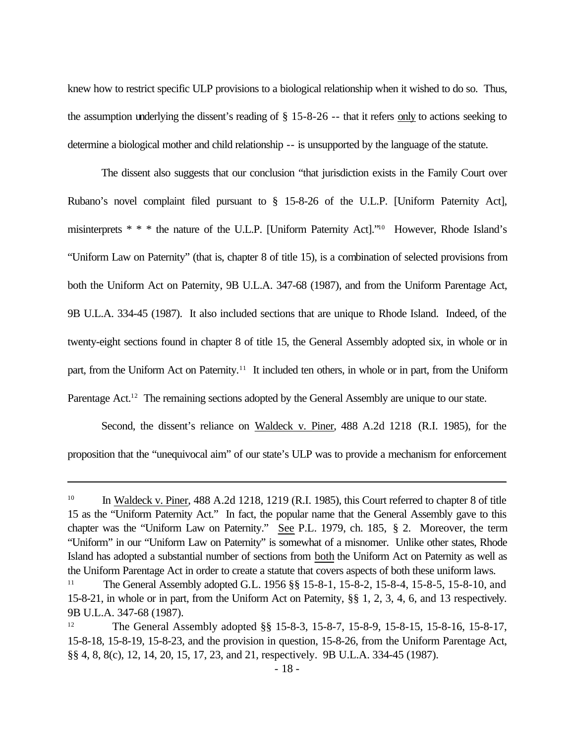knew how to restrict specific ULP provisions to a biological relationship when it wished to do so. Thus, the assumption underlying the dissent's reading of § 15-8-26 -- that it refers only to actions seeking to determine a biological mother and child relationship -- is unsupported by the language of the statute.

The dissent also suggests that our conclusion "that jurisdiction exists in the Family Court over Rubano's novel complaint filed pursuant to § 15-8-26 of the U.L.P. [Uniform Paternity Act], misinterprets * * * the nature of the U.L.P. [Uniform Paternity Act]."[10] However, Rhode Island's "Uniform Law on Paternity" (that is, chapter 8 of title 15), is a combination of selected provisions from both the Uniform Act on Paternity, 9B U.L.A. 347-68 (1987), and from the Uniform Parentage Act, 9B U.L.A. 334-45 (1987). It also included sections that are unique to Rhode Island. Indeed, of the twenty-eight sections found in chapter 8 of title 15, the General Assembly adopted six, in whole or in part, from the Uniform Act on Paternity.[11] It included ten others, in whole or in part, from the Uniform Parentage Act.[12] The remaining sections adopted by the General Assembly are unique to our state.

Second, the dissent's reliance on Waldeck v. Piner, 488 A.2d 1218 (R.I. 1985), for the proposition that the "unequivocal aim" of our state's ULP was to provide a mechanism for enforcement

---

[10] In Waldeck v. Piner, 488 A.2d 1218, 1219 (R.I. 1985), this Court referred to chapter 8 of title 15 as the "Uniform Paternity Act." In fact, the popular name that the General Assembly gave to this chapter was the "Uniform Law on Paternity." See P.L. 1979, ch. 185, § 2. Moreover, the term "Uniform" in our "Uniform Law on Paternity" is somewhat of a misnomer. Unlike other states, Rhode Island has adopted a substantial number of sections from both the Uniform Act on Paternity as well as the Uniform Parentage Act in order to create a statute that covers aspects of both these uniform laws.

[11] The General Assembly adopted G.L. 1956 §§ 15-8-1, 15-8-2, 15-8-4, 15-8-5, 15-8-10, and 15-8-21, in whole or in part, from the Uniform Act on Paternity, §§ 1, 2, 3, 4, 6, and 13 respectively. 9B U.L.A. 347-68 (1987).

[12] The General Assembly adopted §§ 15-8-3, 15-8-7, 15-8-9, 15-8-15, 15-8-16, 15-8-17, 15-8-18, 15-8-19, 15-8-23, and the provision in question, 15-8-26, from the Uniform Parentage Act, §§ 4, 8, 8(c), 12, 14, 20, 15, 17, 23, and 21, respectively. 9B U.L.A. 334-45 (1987).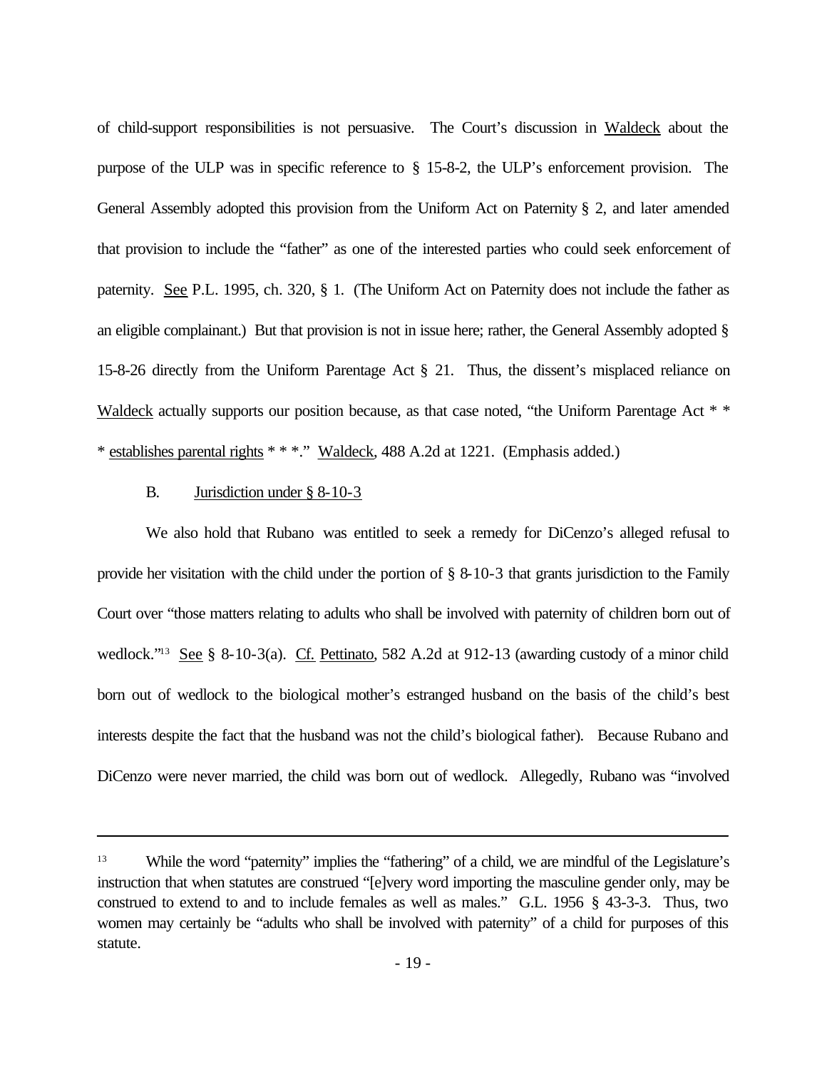of child-support responsibilities is not persuasive. The Court's discussion in Waldeck about the purpose of the ULP was in specific reference to § 15-8-2, the ULP's enforcement provision. The General Assembly adopted this provision from the Uniform Act on Paternity § 2, and later amended that provision to include the "father" as one of the interested parties who could seek enforcement of paternity. See P.L. 1995, ch. 320, § 1. (The Uniform Act on Paternity does not include the father as an eligible complainant.) But that provision is not in issue here; rather, the General Assembly adopted § 15-8-26 directly from the Uniform Parentage Act § 21. Thus, the dissent's misplaced reliance on Waldeck actually supports our position because, as that case noted, "the Uniform Parentage Act * * * establishes parental rights * * *." Waldeck, 488 A.2d at 1221. (Emphasis added.)

B. Jurisdiction under § 8-10-3

We also hold that Rubano was entitled to seek a remedy for DiCenzo's alleged refusal to provide her visitation with the child under the portion of § 8-10-3 that grants jurisdiction to the Family Court over "those matters relating to adults who shall be involved with paternity of children born out of wedlock."[13] See § 8-10-3(a). Cf. Pettinato, 582 A.2d at 912-13 (awarding custody of a minor child born out of wedlock to the biological mother's estranged husband on the basis of the child's best interests despite the fact that the husband was not the child's biological father). Because Rubano and DiCenzo were never married, the child was born out of wedlock. Allegedly, Rubano was "involved

---

[13] While the word "paternity" implies the "fathering" of a child, we are mindful of the Legislature's instruction that when statutes are construed "[e]very word importing the masculine gender only, may be construed to extend to and to include females as well as males." G.L. 1956 § 43-3-3. Thus, two women may certainly be "adults who shall be involved with paternity" of a child for purposes of this statute.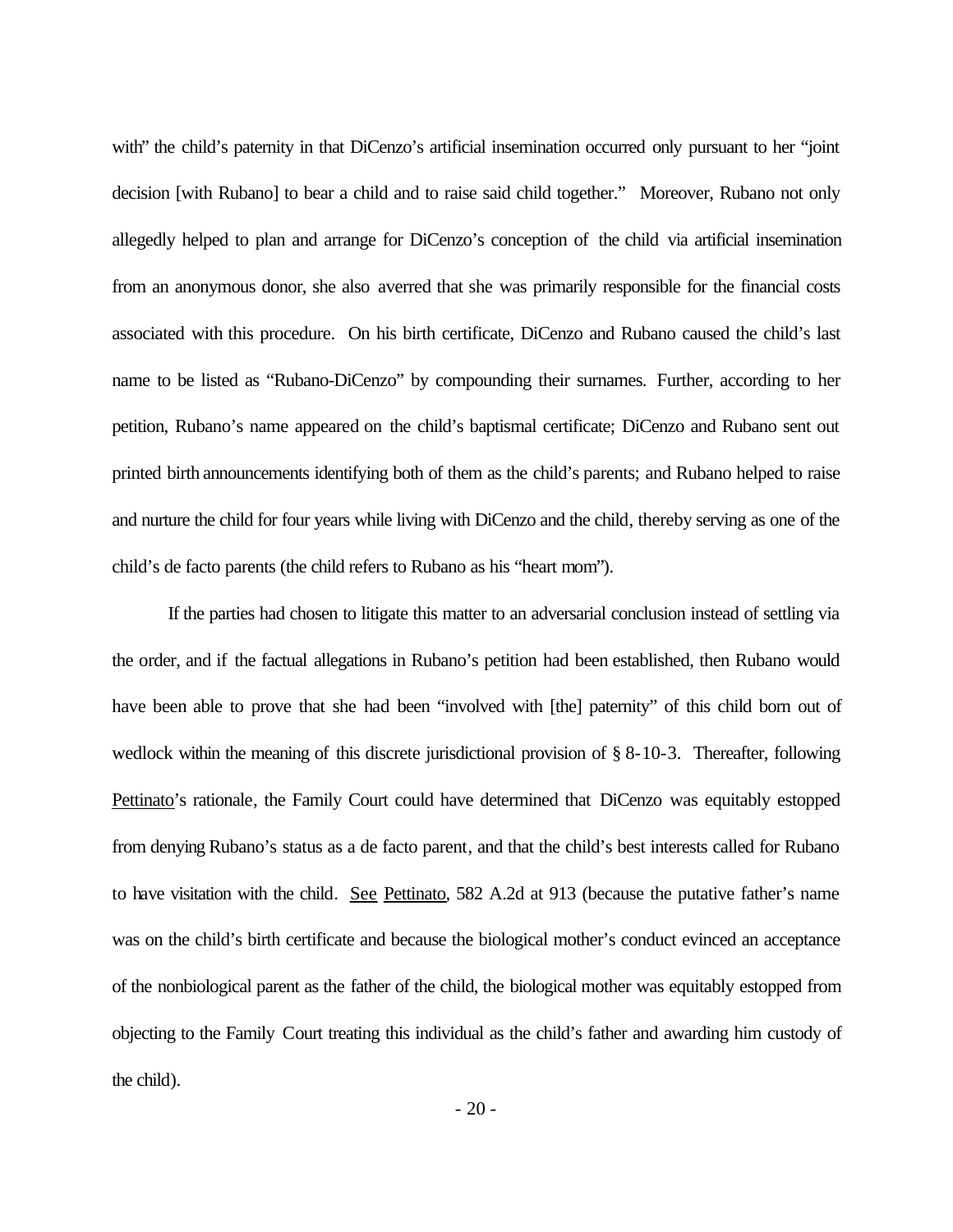with" the child's paternity in that DiCenzo's artificial insemination occurred only pursuant to her "joint decision [with Rubano] to bear a child and to raise said child together." Moreover, Rubano not only allegedly helped to plan and arrange for DiCenzo's conception of the child via artificial insemination from an anonymous donor, she also averred that she was primarily responsible for the financial costs associated with this procedure. On his birth certificate, DiCenzo and Rubano caused the child's last name to be listed as "Rubano-DiCenzo" by compounding their surnames. Further, according to her petition, Rubano's name appeared on the child's baptismal certificate; DiCenzo and Rubano sent out printed birth announcements identifying both of them as the child's parents; and Rubano helped to raise and nurture the child for four years while living with DiCenzo and the child, thereby serving as one of the child's de facto parents (the child refers to Rubano as his "heart mom").

If the parties had chosen to litigate this matter to an adversarial conclusion instead of settling via the order, and if the factual allegations in Rubano's petition had been established, then Rubano would have been able to prove that she had been "involved with [the] paternity" of this child born out of wedlock within the meaning of this discrete jurisdictional provision of § 8-10-3. Thereafter, following Pettinato's rationale, the Family Court could have determined that DiCenzo was equitably estopped from denying Rubano's status as a de facto parent, and that the child's best interests called for Rubano to have visitation with the child. See Pettinato, 582 A.2d at 913 (because the putative father's name was on the child's birth certificate and because the biological mother's conduct evinced an acceptance of the nonbiological parent as the father of the child, the biological mother was equitably estopped from objecting to the Family Court treating this individual as the child's father and awarding him custody of the child).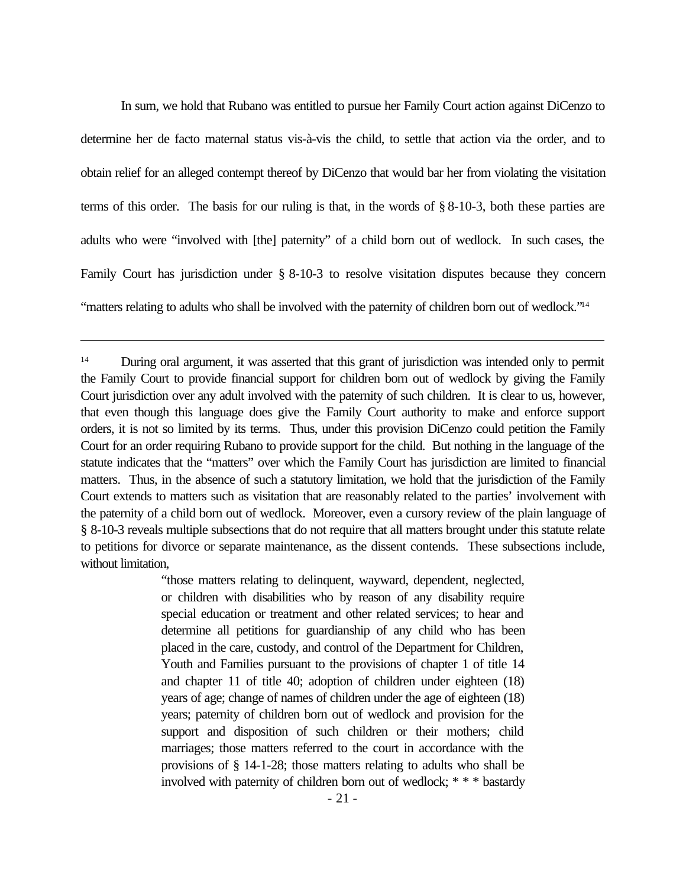In sum, we hold that Rubano was entitled to pursue her Family Court action against DiCenzo to determine her de facto maternal status vis-à-vis the child, to settle that action via the order, and to obtain relief for an alleged contempt thereof by DiCenzo that would bar her from violating the visitation terms of this order. The basis for our ruling is that, in the words of § 8-10-3, both these parties are adults who were "involved with [the] paternity" of a child born out of wedlock. In such cases, the Family Court has jurisdiction under § 8-10-3 to resolve visitation disputes because they concern "matters relating to adults who shall be involved with the paternity of children born out of wedlock."[14]

---

[14] During oral argument, it was asserted that this grant of jurisdiction was intended only to permit the Family Court to provide financial support for children born out of wedlock by giving the Family Court jurisdiction over any adult involved with the paternity of such children. It is clear to us, however, that even though this language does give the Family Court authority to make and enforce support orders, it is not so limited by its terms. Thus, under this provision DiCenzo could petition the Family Court for an order requiring Rubano to provide support for the child. But nothing in the language of the statute indicates that the "matters" over which the Family Court has jurisdiction are limited to financial matters. Thus, in the absence of such a statutory limitation, we hold that the jurisdiction of the Family Court extends to matters such as visitation that are reasonably related to the parties' involvement with the paternity of a child born out of wedlock. Moreover, even a cursory review of the plain language of § 8-10-3 reveals multiple subsections that do not require that all matters brought under this statute relate to petitions for divorce or separate maintenance, as the dissent contends. These subsections include, without limitation,

> "those matters relating to delinquent, wayward, dependent, neglected, or children with disabilities who by reason of any disability require special education or treatment and other related services; to hear and determine all petitions for guardianship of any child who has been placed in the care, custody, and control of the Department for Children, Youth and Families pursuant to the provisions of chapter 1 of title 14 and chapter 11 of title 40; adoption of children under eighteen (18) years of age; change of names of children under the age of eighteen (18) years; paternity of children born out of wedlock and provision for the support and disposition of such children or their mothers; child marriages; those matters referred to the court in accordance with the provisions of § 14-1-28; those matters relating to adults who shall be involved with paternity of children born out of wedlock; * * * bastardy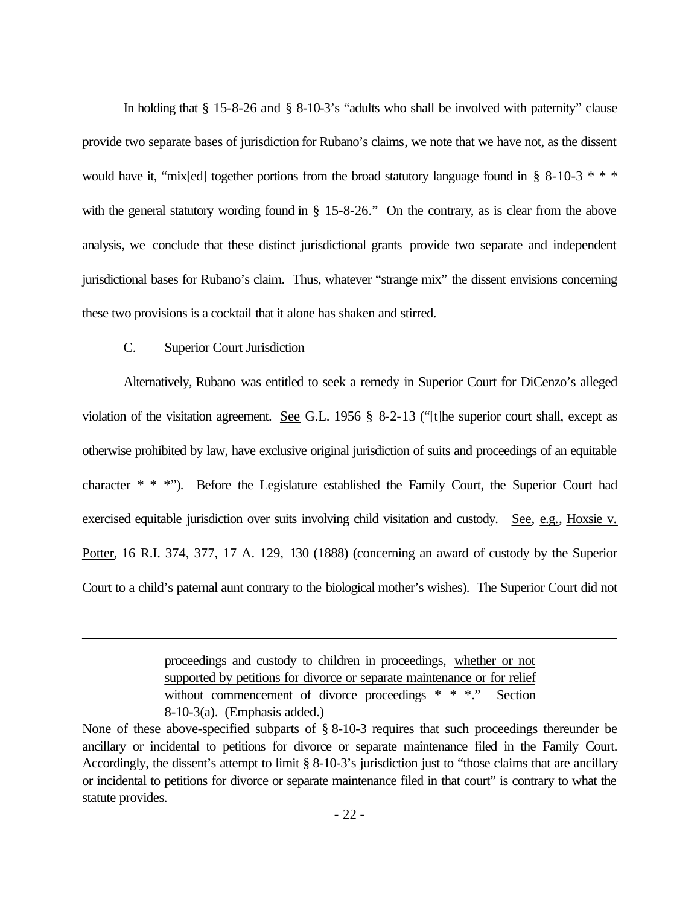In holding that § 15-8-26 and § 8-10-3's "adults who shall be involved with paternity" clause provide two separate bases of jurisdiction for Rubano's claims, we note that we have not, as the dissent would have it, "mix[ed] together portions from the broad statutory language found in § 8-10-3 * * * with the general statutory wording found in § 15-8-26." On the contrary, as is clear from the above analysis, we conclude that these distinct jurisdictional grants provide two separate and independent jurisdictional bases for Rubano's claim. Thus, whatever "strange mix" the dissent envisions concerning these two provisions is a cocktail that it alone has shaken and stirred.

C. Superior Court Jurisdiction

Alternatively, Rubano was entitled to seek a remedy in Superior Court for DiCenzo's alleged violation of the visitation agreement. See G.L. 1956 § 8-2-13 ("[t]he superior court shall, except as otherwise prohibited by law, have exclusive original jurisdiction of suits and proceedings of an equitable character * * *"). Before the Legislature established the Family Court, the Superior Court had exercised equitable jurisdiction over suits involving child visitation and custody. See, e.g., Hoxsie v. Potter, 16 R.I. 374, 377, 17 A. 129, 130 (1888) (concerning an award of custody by the Superior Court to a child's paternal aunt contrary to the biological mother's wishes). The Superior Court did not

---

> proceedings and custody to children in proceedings, whether or not supported by petitions for divorce or separate maintenance or for relief without commencement of divorce proceedings * * *." Section 8-10-3(a). (Emphasis added.)

None of these above-specified subparts of § 8-10-3 requires that such proceedings thereunder be ancillary or incidental to petitions for divorce or separate maintenance filed in the Family Court. Accordingly, the dissent's attempt to limit § 8-10-3's jurisdiction just to "those claims that are ancillary or incidental to petitions for divorce or separate maintenance filed in that court" is contrary to what the statute provides.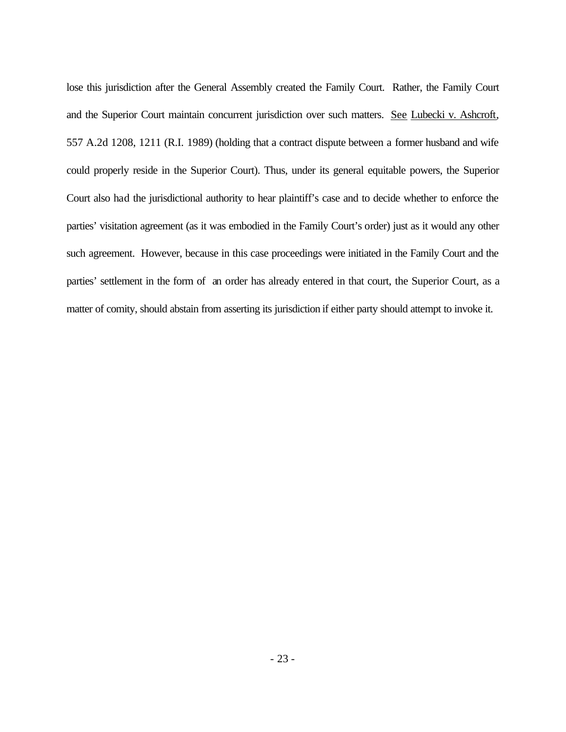lose this jurisdiction after the General Assembly created the Family Court. Rather, the Family Court and the Superior Court maintain concurrent jurisdiction over such matters. See Lubecki v. Ashcroft, 557 A.2d 1208, 1211 (R.I. 1989) (holding that a contract dispute between a former husband and wife could properly reside in the Superior Court). Thus, under its general equitable powers, the Superior Court also had the jurisdictional authority to hear plaintiff's case and to decide whether to enforce the parties' visitation agreement (as it was embodied in the Family Court's order) just as it would any other such agreement. However, because in this case proceedings were initiated in the Family Court and the parties' settlement in the form of an order has already entered in that court, the Superior Court, as a matter of comity, should abstain from asserting its jurisdiction if either party should attempt to invoke it.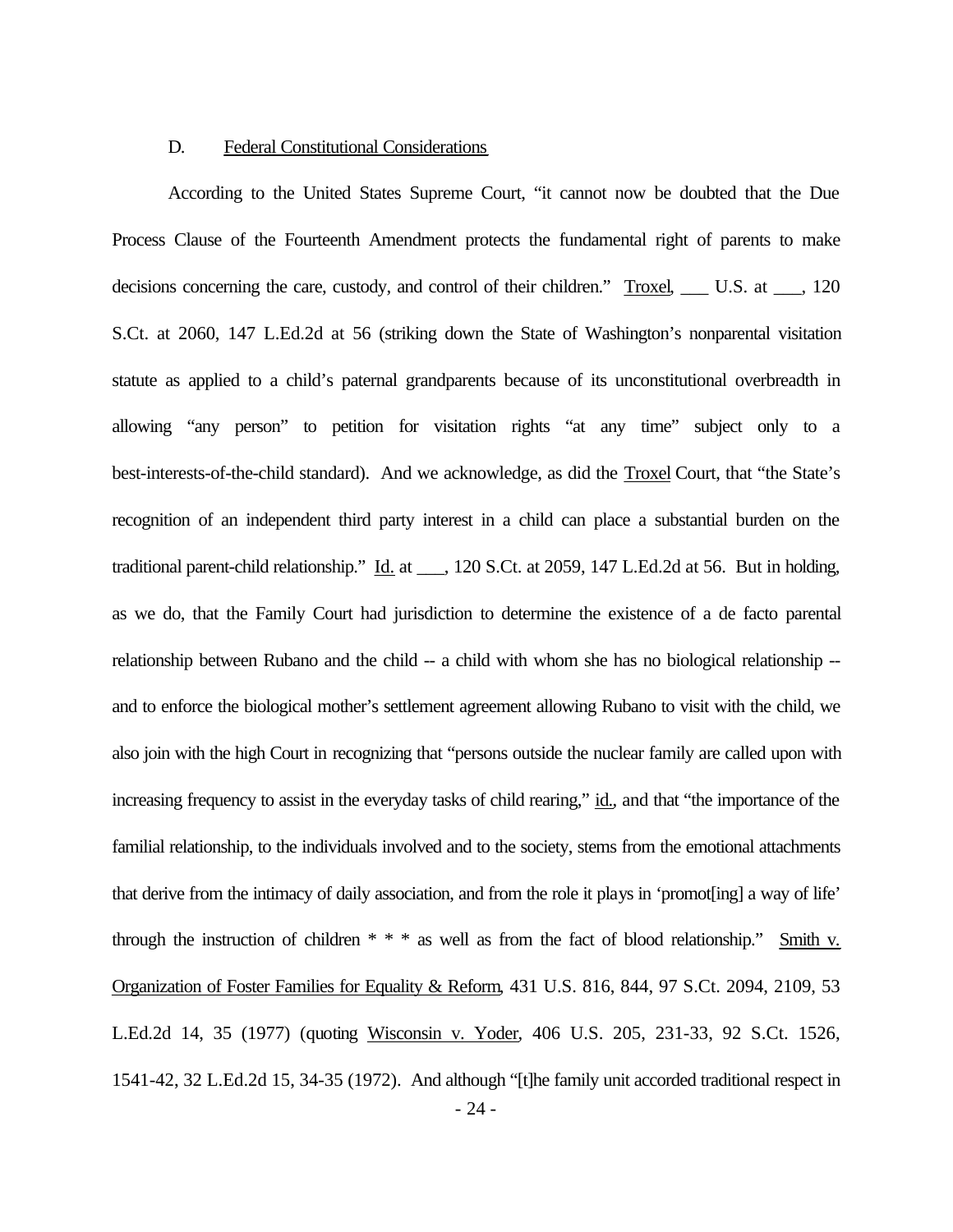### D. Federal Constitutional Considerations

According to the United States Supreme Court, "it cannot now be doubted that the Due Process Clause of the Fourteenth Amendment protects the fundamental right of parents to make decisions concerning the care, custody, and control of their children." Troxel, ___ U.S. at ___, 120 S.Ct. at 2060, 147 L.Ed.2d at 56 (striking down the State of Washington's nonparental visitation statute as applied to a child's paternal grandparents because of its unconstitutional overbreadth in allowing "any person" to petition for visitation rights "at any time" subject only to a best-interests-of-the-child standard). And we acknowledge, as did the Troxel Court, that "the State's recognition of an independent third party interest in a child can place a substantial burden on the traditional parent-child relationship." Id. at ___, 120 S.Ct. at 2059, 147 L.Ed.2d at 56. But in holding, as we do, that the Family Court had jurisdiction to determine the existence of a de facto parental relationship between Rubano and the child -- a child with whom she has no biological relationship -- and to enforce the biological mother's settlement agreement allowing Rubano to visit with the child, we also join with the high Court in recognizing that "persons outside the nuclear family are called upon with increasing frequency to assist in the everyday tasks of child rearing," id., and that "the importance of the familial relationship, to the individuals involved and to the society, stems from the emotional attachments that derive from the intimacy of daily association, and from the role it plays in 'promot[ing] a way of life' through the instruction of children * * * as well as from the fact of blood relationship." Smith v. Organization of Foster Families for Equality & Reform, 431 U.S. 816, 844, 97 S.Ct. 2094, 2109, 53 L.Ed.2d 14, 35 (1977) (quoting Wisconsin v. Yoder, 406 U.S. 205, 231-33, 92 S.Ct. 1526, 1541-42, 32 L.Ed.2d 15, 34-35 (1972). And although "[t]he family unit accorded traditional respect in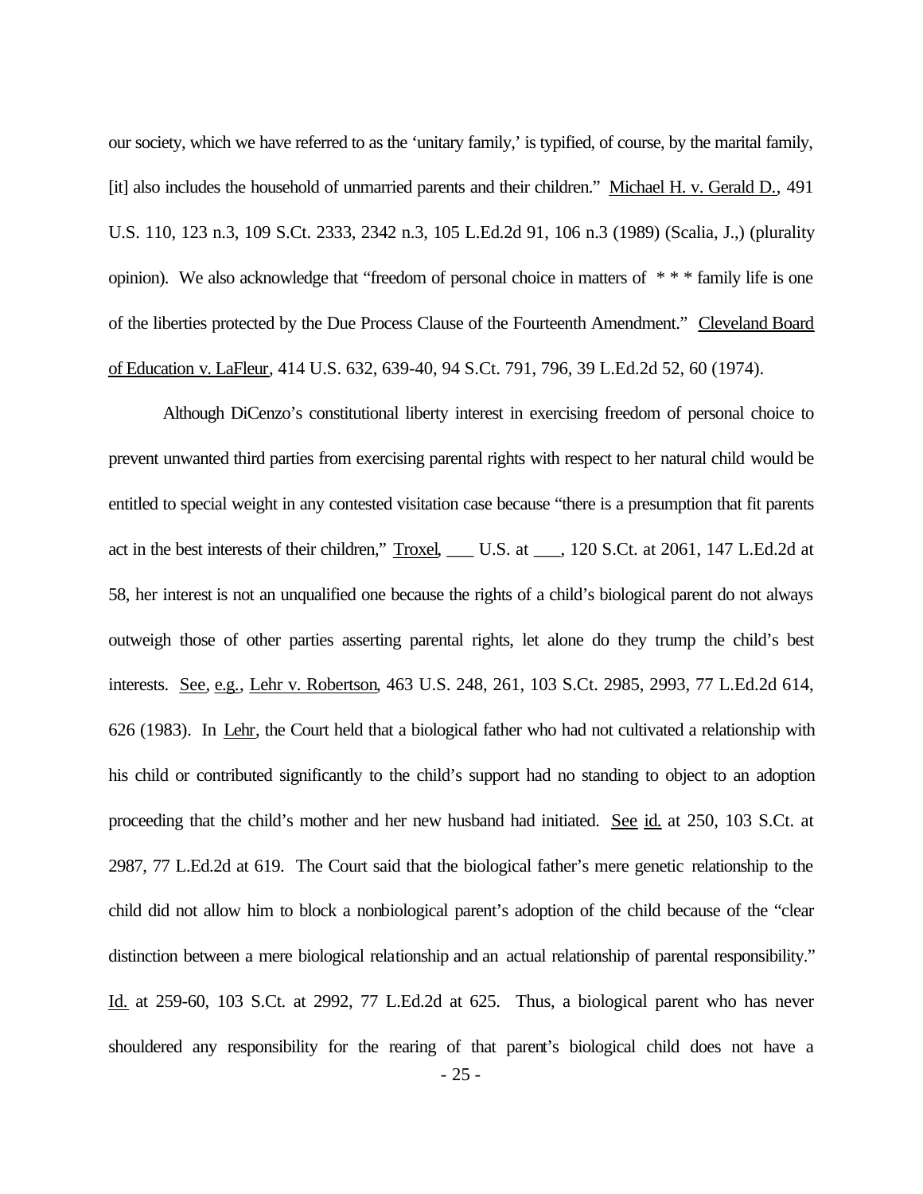our society, which we have referred to as the 'unitary family,' is typified, of course, by the marital family, [it] also includes the household of unmarried parents and their children." Michael H. v. Gerald D., 491 U.S. 110, 123 n.3, 109 S.Ct. 2333, 2342 n.3, 105 L.Ed.2d 91, 106 n.3 (1989) (Scalia, J.,) (plurality opinion). We also acknowledge that "freedom of personal choice in matters of * * * family life is one of the liberties protected by the Due Process Clause of the Fourteenth Amendment." Cleveland Board of Education v. LaFleur, 414 U.S. 632, 639-40, 94 S.Ct. 791, 796, 39 L.Ed.2d 52, 60 (1974).

Although DiCenzo's constitutional liberty interest in exercising freedom of personal choice to prevent unwanted third parties from exercising parental rights with respect to her natural child would be entitled to special weight in any contested visitation case because "there is a presumption that fit parents act in the best interests of their children," Troxel, ___ U.S. at ___, 120 S.Ct. at 2061, 147 L.Ed.2d at 58, her interest is not an unqualified one because the rights of a child's biological parent do not always outweigh those of other parties asserting parental rights, let alone do they trump the child's best interests. See, e.g., Lehr v. Robertson, 463 U.S. 248, 261, 103 S.Ct. 2985, 2993, 77 L.Ed.2d 614, 626 (1983). In Lehr, the Court held that a biological father who had not cultivated a relationship with his child or contributed significantly to the child's support had no standing to object to an adoption proceeding that the child's mother and her new husband had initiated. See id. at 250, 103 S.Ct. at 2987, 77 L.Ed.2d at 619. The Court said that the biological father's mere genetic relationship to the child did not allow him to block a nonbiological parent's adoption of the child because of the "clear distinction between a mere biological relationship and an actual relationship of parental responsibility." Id. at 259-60, 103 S.Ct. at 2992, 77 L.Ed.2d at 625. Thus, a biological parent who has never shouldered any responsibility for the rearing of that parent's biological child does not have a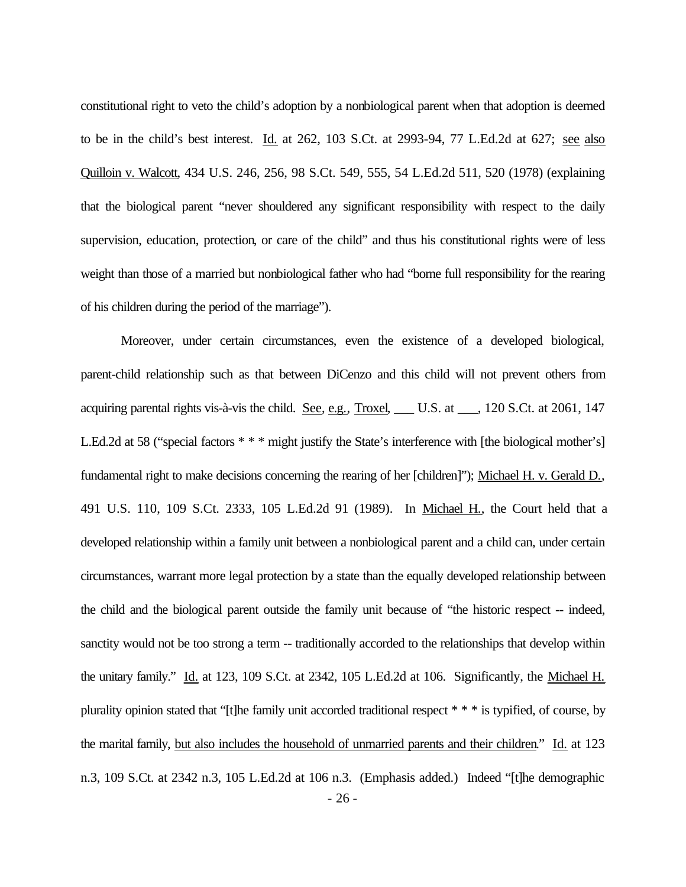constitutional right to veto the child's adoption by a nonbiological parent when that adoption is deemed to be in the child's best interest. Id. at 262, 103 S.Ct. at 2993-94, 77 L.Ed.2d at 627; see also Quilloin v. Walcott, 434 U.S. 246, 256, 98 S.Ct. 549, 555, 54 L.Ed.2d 511, 520 (1978) (explaining that the biological parent "never shouldered any significant responsibility with respect to the daily supervision, education, protection, or care of the child" and thus his constitutional rights were of less weight than those of a married but nonbiological father who had "borne full responsibility for the rearing of his children during the period of the marriage").

Moreover, under certain circumstances, even the existence of a developed biological, parent-child relationship such as that between DiCenzo and this child will not prevent others from acquiring parental rights vis-à-vis the child. See, e.g., Troxel, ___ U.S. at ___, 120 S.Ct. at 2061, 147 L.Ed.2d at 58 ("special factors * * * might justify the State's interference with [the biological mother's] fundamental right to make decisions concerning the rearing of her [children]"); Michael H. v. Gerald D., 491 U.S. 110, 109 S.Ct. 2333, 105 L.Ed.2d 91 (1989). In Michael H., the Court held that a developed relationship within a family unit between a nonbiological parent and a child can, under certain circumstances, warrant more legal protection by a state than the equally developed relationship between the child and the biological parent outside the family unit because of "the historic respect -- indeed, sanctity would not be too strong a term -- traditionally accorded to the relationships that develop within the unitary family." Id. at 123, 109 S.Ct. at 2342, 105 L.Ed.2d at 106. Significantly, the Michael H. plurality opinion stated that "[t]he family unit accorded traditional respect * * * is typified, of course, by the marital family, <u>but also includes the household of unmarried parents and their children</u>." Id. at 123 n.3, 109 S.Ct. at 2342 n.3, 105 L.Ed.2d at 106 n.3. (Emphasis added.) Indeed "[t]he demographic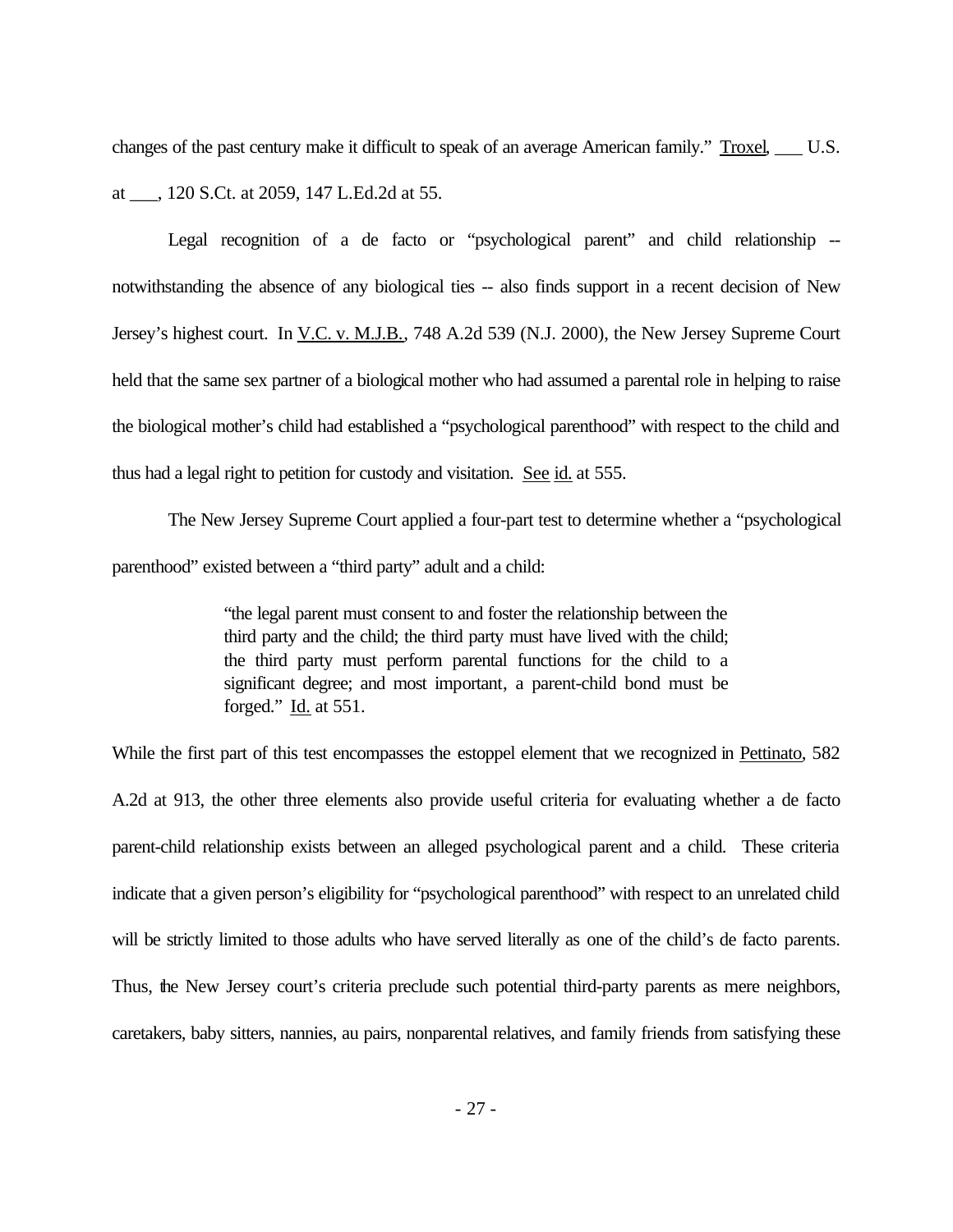changes of the past century make it difficult to speak of an average American family." Troxel, ___ U.S. at ___, 120 S.Ct. at 2059, 147 L.Ed.2d at 55.

Legal recognition of a de facto or "psychological parent" and child relationship -- notwithstanding the absence of any biological ties -- also finds support in a recent decision of New Jersey's highest court. In V.C. v. M.J.B., 748 A.2d 539 (N.J. 2000), the New Jersey Supreme Court held that the same sex partner of a biological mother who had assumed a parental role in helping to raise the biological mother's child had established a "psychological parenthood" with respect to the child and thus had a legal right to petition for custody and visitation. See id. at 555.

The New Jersey Supreme Court applied a four-part test to determine whether a "psychological parenthood" existed between a "third party" adult and a child:

> "the legal parent must consent to and foster the relationship between the third party and the child; the third party must have lived with the child; the third party must perform parental functions for the child to a significant degree; and most important, a parent-child bond must be forged." Id. at 551.

While the first part of this test encompasses the estoppel element that we recognized in Pettinato, 582 A.2d at 913, the other three elements also provide useful criteria for evaluating whether a de facto parent-child relationship exists between an alleged psychological parent and a child. These criteria indicate that a given person's eligibility for "psychological parenthood" with respect to an unrelated child will be strictly limited to those adults who have served literally as one of the child's de facto parents. Thus, the New Jersey court's criteria preclude such potential third-party parents as mere neighbors, caretakers, baby sitters, nannies, au pairs, nonparental relatives, and family friends from satisfying these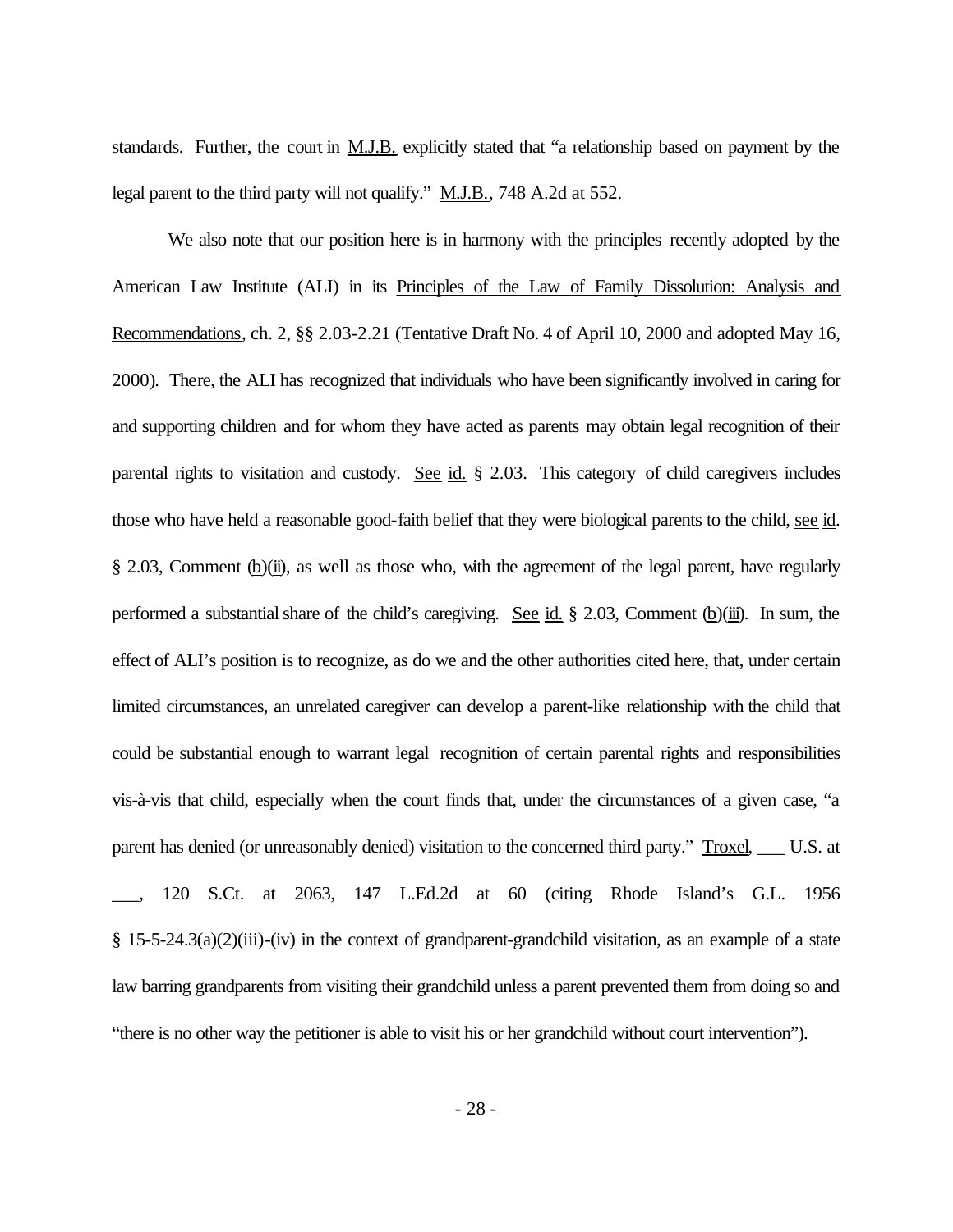standards. Further, the court in M.J.B. explicitly stated that "a relationship based on payment by the legal parent to the third party will not qualify." M.J.B., 748 A.2d at 552.

We also note that our position here is in harmony with the principles recently adopted by the American Law Institute (ALI) in its Principles of the Law of Family Dissolution: Analysis and Recommendations, ch. 2, §§ 2.03-2.21 (Tentative Draft No. 4 of April 10, 2000 and adopted May 16, 2000). There, the ALI has recognized that individuals who have been significantly involved in caring for and supporting children and for whom they have acted as parents may obtain legal recognition of their parental rights to visitation and custody. See id. § 2.03. This category of child caregivers includes those who have held a reasonable good-faith belief that they were biological parents to the child, see id. § 2.03, Comment (b)(ii), as well as those who, with the agreement of the legal parent, have regularly performed a substantial share of the child's caregiving. See id. § 2.03, Comment (b)(iii). In sum, the effect of ALI's position is to recognize, as do we and the other authorities cited here, that, under certain limited circumstances, an unrelated caregiver can develop a parent-like relationship with the child that could be substantial enough to warrant legal recognition of certain parental rights and responsibilities vis-à-vis that child, especially when the court finds that, under the circumstances of a given case, "a parent has denied (or unreasonably denied) visitation to the concerned third party." Troxel, ___ U.S. at ___, 120 S.Ct. at 2063, 147 L.Ed.2d at 60 (citing Rhode Island's G.L. 1956 § 15-5-24.3(a)(2)(iii)-(iv) in the context of grandparent-grandchild visitation, as an example of a state law barring grandparents from visiting their grandchild unless a parent prevented them from doing so and "there is no other way the petitioner is able to visit his or her grandchild without court intervention").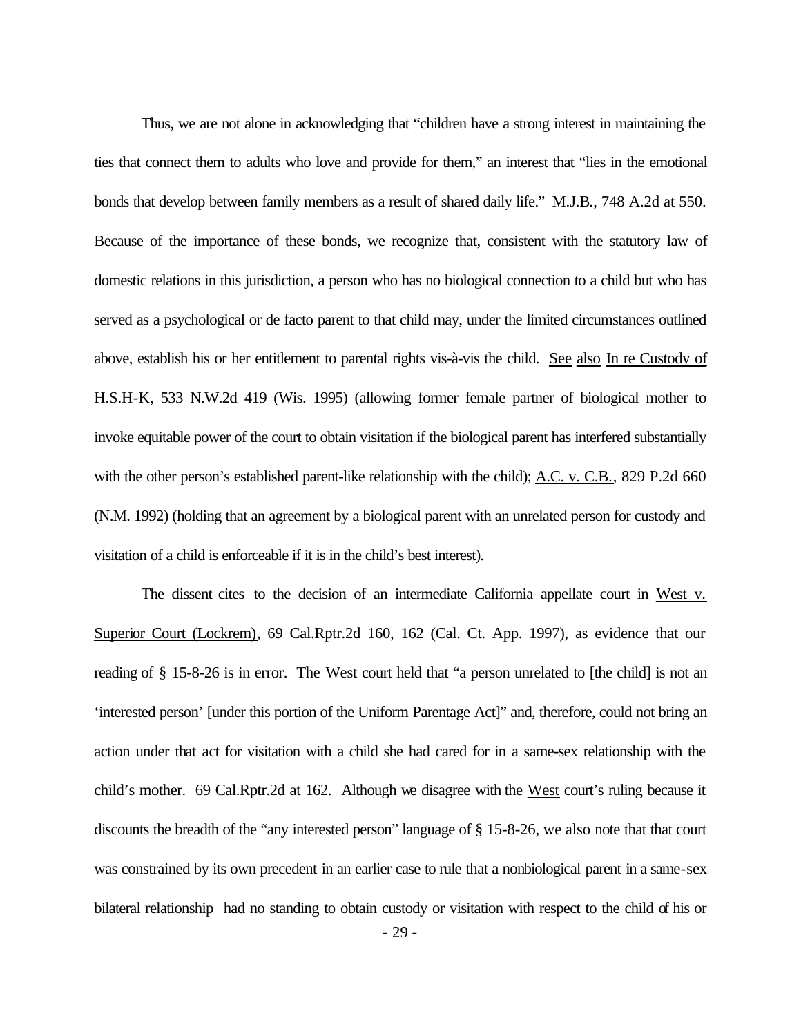Thus, we are not alone in acknowledging that "children have a strong interest in maintaining the ties that connect them to adults who love and provide for them," an interest that "lies in the emotional bonds that develop between family members as a result of shared daily life." M.J.B., 748 A.2d at 550. Because of the importance of these bonds, we recognize that, consistent with the statutory law of domestic relations in this jurisdiction, a person who has no biological connection to a child but who has served as a psychological or de facto parent to that child may, under the limited circumstances outlined above, establish his or her entitlement to parental rights vis-à-vis the child. See also In re Custody of H.S.H-K, 533 N.W.2d 419 (Wis. 1995) (allowing former female partner of biological mother to invoke equitable power of the court to obtain visitation if the biological parent has interfered substantially with the other person's established parent-like relationship with the child); A.C. v. C.B., 829 P.2d 660 (N.M. 1992) (holding that an agreement by a biological parent with an unrelated person for custody and visitation of a child is enforceable if it is in the child's best interest).

The dissent cites to the decision of an intermediate California appellate court in West v. Superior Court (Lockrem), 69 Cal.Rptr.2d 160, 162 (Cal. Ct. App. 1997), as evidence that our reading of § 15-8-26 is in error. The West court held that "a person unrelated to [the child] is not an 'interested person' [under this portion of the Uniform Parentage Act]" and, therefore, could not bring an action under that act for visitation with a child she had cared for in a same-sex relationship with the child's mother. 69 Cal.Rptr.2d at 162. Although we disagree with the West court's ruling because it discounts the breadth of the "any interested person" language of § 15-8-26, we also note that that court was constrained by its own precedent in an earlier case to rule that a nonbiological parent in a same-sex bilateral relationship had no standing to obtain custody or visitation with respect to the child of his or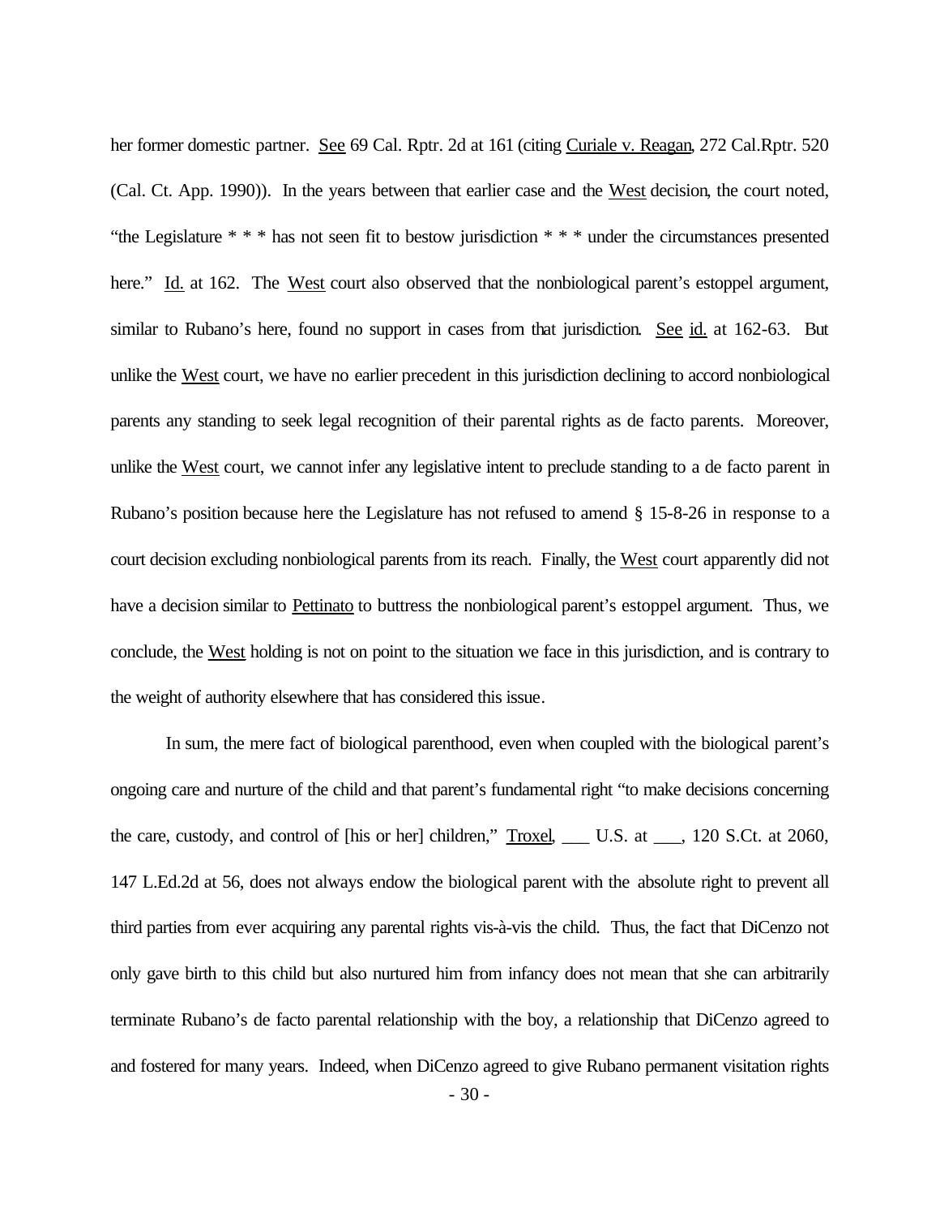her former domestic partner. See 69 Cal. Rptr. 2d at 161 (citing Curiale v. Reagan, 272 Cal.Rptr. 520 (Cal. Ct. App. 1990)). In the years between that earlier case and the West decision, the court noted, "the Legislature * * * has not seen fit to bestow jurisdiction * * * under the circumstances presented here." Id. at 162. The West court also observed that the nonbiological parent's estoppel argument, similar to Rubano's here, found no support in cases from that jurisdiction. See id. at 162-63. But unlike the West court, we have no earlier precedent in this jurisdiction declining to accord nonbiological parents any standing to seek legal recognition of their parental rights as de facto parents. Moreover, unlike the West court, we cannot infer any legislative intent to preclude standing to a de facto parent in Rubano's position because here the Legislature has not refused to amend § 15-8-26 in response to a court decision excluding nonbiological parents from its reach. Finally, the West court apparently did not have a decision similar to Pettinato to buttress the nonbiological parent's estoppel argument. Thus, we conclude, the West holding is not on point to the situation we face in this jurisdiction, and is contrary to the weight of authority elsewhere that has considered this issue.

In sum, the mere fact of biological parenthood, even when coupled with the biological parent's ongoing care and nurture of the child and that parent's fundamental right "to make decisions concerning the care, custody, and control of [his or her] children," Troxel, ___ U.S. at ___, 120 S.Ct. at 2060, 147 L.Ed.2d at 56, does not always endow the biological parent with the absolute right to prevent all third parties from ever acquiring any parental rights vis-à-vis the child. Thus, the fact that DiCenzo not only gave birth to this child but also nurtured him from infancy does not mean that she can arbitrarily terminate Rubano's de facto parental relationship with the boy, a relationship that DiCenzo agreed to and fostered for many years. Indeed, when DiCenzo agreed to give Rubano permanent visitation rights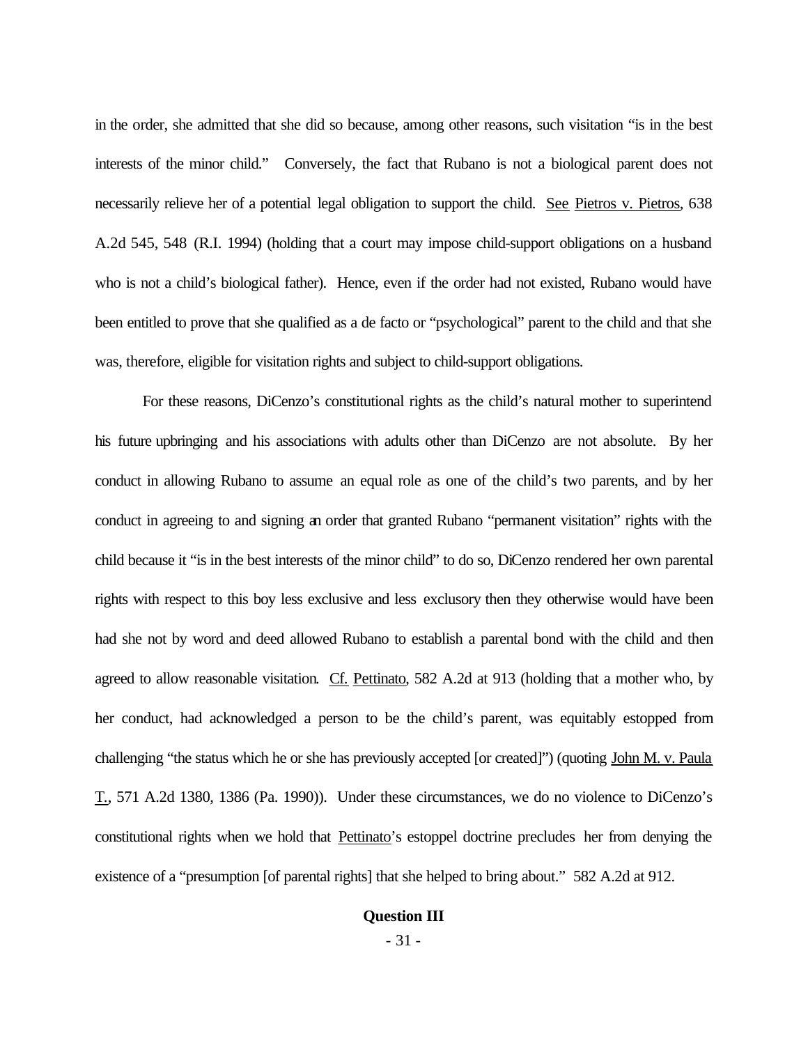in the order, she admitted that she did so because, among other reasons, such visitation "is in the best interests of the minor child." Conversely, the fact that Rubano is not a biological parent does not necessarily relieve her of a potential legal obligation to support the child. See Pietros v. Pietros, 638 A.2d 545, 548 (R.I. 1994) (holding that a court may impose child-support obligations on a husband who is not a child's biological father). Hence, even if the order had not existed, Rubano would have been entitled to prove that she qualified as a de facto or "psychological" parent to the child and that she was, therefore, eligible for visitation rights and subject to child-support obligations.

For these reasons, DiCenzo's constitutional rights as the child's natural mother to superintend his future upbringing and his associations with adults other than DiCenzo are not absolute. By her conduct in allowing Rubano to assume an equal role as one of the child's two parents, and by her conduct in agreeing to and signing an order that granted Rubano "permanent visitation" rights with the child because it "is in the best interests of the minor child" to do so, DiCenzo rendered her own parental rights with respect to this boy less exclusive and less exclusory then they otherwise would have been had she not by word and deed allowed Rubano to establish a parental bond with the child and then agreed to allow reasonable visitation. Cf. Pettinato, 582 A.2d at 913 (holding that a mother who, by her conduct, had acknowledged a person to be the child's parent, was equitably estopped from challenging "the status which he or she has previously accepted [or created]") (quoting John M. v. Paula T., 571 A.2d 1380, 1386 (Pa. 1990)). Under these circumstances, we do no violence to DiCenzo's constitutional rights when we hold that Pettinato's estoppel doctrine precludes her from denying the existence of a "presumption [of parental rights] that she helped to bring about." 582 A.2d at 912.

**Question III**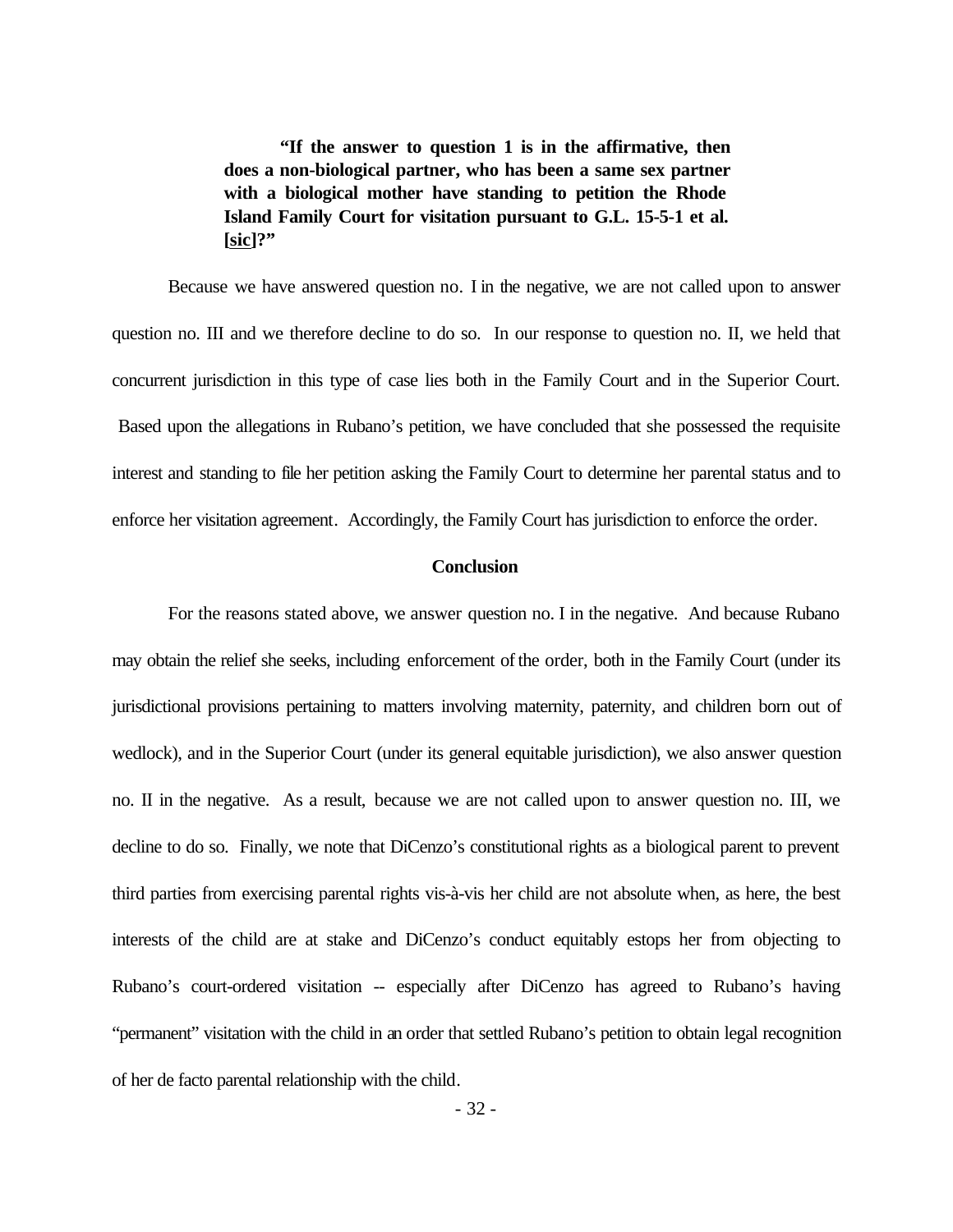> **"If the answer to question 1 is in the affirmative, then does a non-biological partner, who has been a same sex partner with a biological mother have standing to petition the Rhode Island Family Court for visitation pursuant to G.L. 15-5-1 et al. [<u>sic</u>]?"**

Because we have answered question no. I in the negative, we are not called upon to answer question no. III and we therefore decline to do so. In our response to question no. II, we held that concurrent jurisdiction in this type of case lies both in the Family Court and in the Superior Court. Based upon the allegations in Rubano's petition, we have concluded that she possessed the requisite interest and standing to file her petition asking the Family Court to determine her parental status and to enforce her visitation agreement. Accordingly, the Family Court has jurisdiction to enforce the order.

## Conclusion

For the reasons stated above, we answer question no. I in the negative. And because Rubano may obtain the relief she seeks, including enforcement of the order, both in the Family Court (under its jurisdictional provisions pertaining to matters involving maternity, paternity, and children born out of wedlock), and in the Superior Court (under its general equitable jurisdiction), we also answer question no. II in the negative. As a result, because we are not called upon to answer question no. III, we decline to do so. Finally, we note that DiCenzo's constitutional rights as a biological parent to prevent third parties from exercising parental rights vis-à-vis her child are not absolute when, as here, the best interests of the child are at stake and DiCenzo's conduct equitably estops her from objecting to Rubano's court-ordered visitation -- especially after DiCenzo has agreed to Rubano's having "permanent" visitation with the child in an order that settled Rubano's petition to obtain legal recognition of her de facto parental relationship with the child.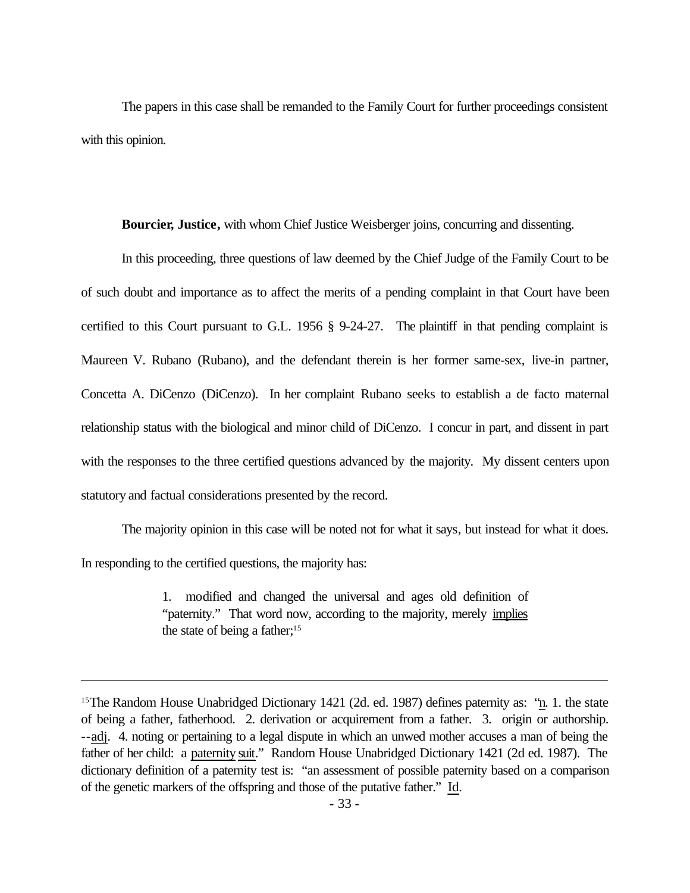The papers in this case shall be remanded to the Family Court for further proceedings consistent with this opinion.

**Bourcier, Justice,** with whom Chief Justice Weisberger joins, concurring and dissenting.

In this proceeding, three questions of law deemed by the Chief Judge of the Family Court to be of such doubt and importance as to affect the merits of a pending complaint in that Court have been certified to this Court pursuant to G.L. 1956 § 9-24-27. The plaintiff in that pending complaint is Maureen V. Rubano (Rubano), and the defendant therein is her former same-sex, live-in partner, Concetta A. DiCenzo (DiCenzo). In her complaint Rubano seeks to establish a de facto maternal relationship status with the biological and minor child of DiCenzo. I concur in part, and dissent in part with the responses to the three certified questions advanced by the majority. My dissent centers upon statutory and factual considerations presented by the record.

The majority opinion in this case will be noted not for what it says, but instead for what it does. In responding to the certified questions, the majority has:

> 1. modified and changed the universal and ages old definition of "paternity." That word now, according to the majority, merely implies the state of being a father;[15]

---

[15]The Random House Unabridged Dictionary 1421 (2d. ed. 1987) defines paternity as: "n. 1. the state of being a father, fatherhood. 2. derivation or acquirement from a father. 3. origin or authorship. --adj. 4. noting or pertaining to a legal dispute in which an unwed mother accuses a man of being the father of her child: a paternity suit." Random House Unabridged Dictionary 1421 (2d ed. 1987). The dictionary definition of a paternity test is: "an assessment of possible paternity based on a comparison of the genetic markers of the offspring and those of the putative father." Id.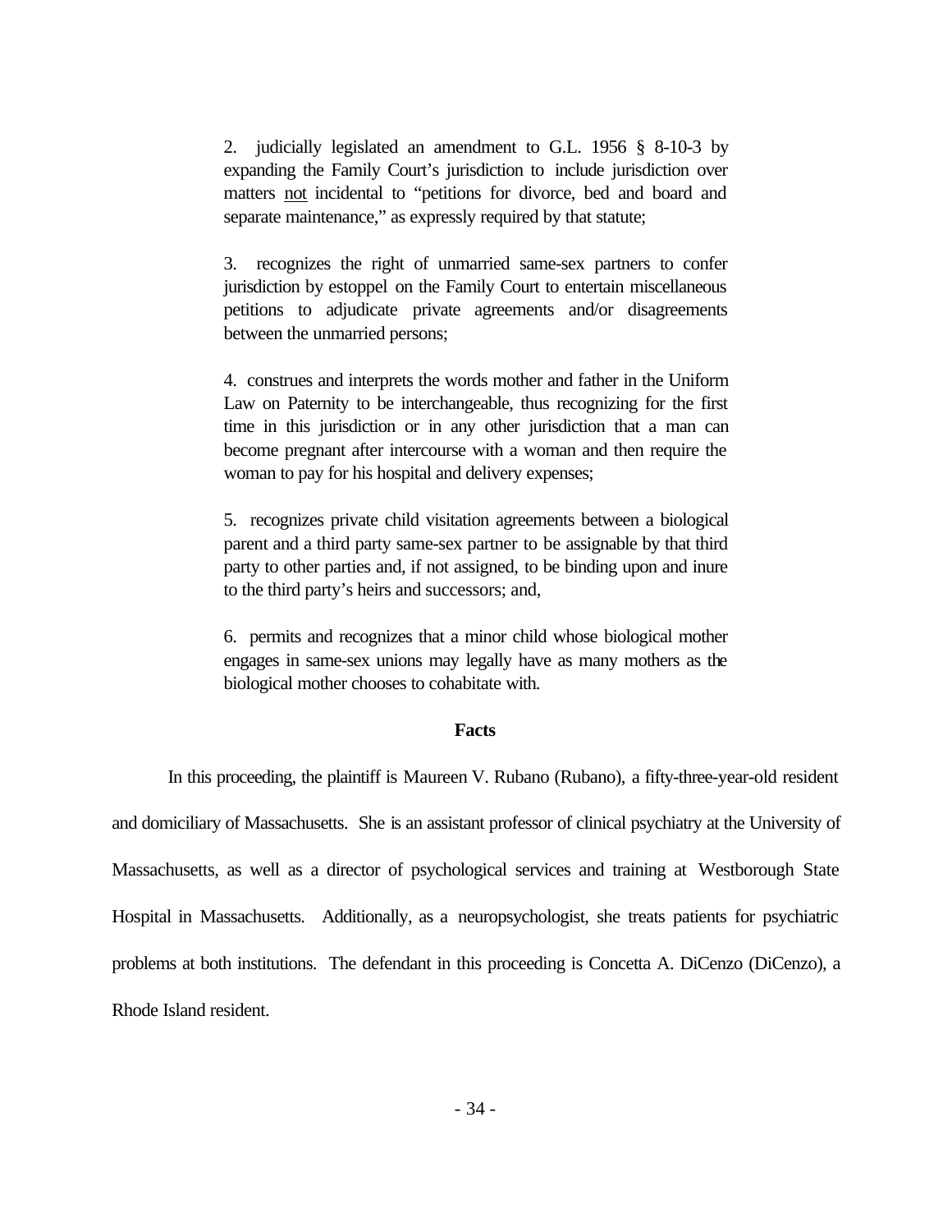2. judicially legislated an amendment to G.L. 1956 § 8-10-3 by expanding the Family Court's jurisdiction to include jurisdiction over matters <u>not</u> incidental to "petitions for divorce, bed and board and separate maintenance," as expressly required by that statute;

3. recognizes the right of unmarried same-sex partners to confer jurisdiction by estoppel on the Family Court to entertain miscellaneous petitions to adjudicate private agreements and/or disagreements between the unmarried persons;

4. construes and interprets the words mother and father in the Uniform Law on Paternity to be interchangeable, thus recognizing for the first time in this jurisdiction or in any other jurisdiction that a man can become pregnant after intercourse with a woman and then require the woman to pay for his hospital and delivery expenses;

5. recognizes private child visitation agreements between a biological parent and a third party same-sex partner to be assignable by that third party to other parties and, if not assigned, to be binding upon and inure to the third party's heirs and successors; and,

6. permits and recognizes that a minor child whose biological mother engages in same-sex unions may legally have as many mothers as the biological mother chooses to cohabitate with.

**Facts**

In this proceeding, the plaintiff is Maureen V. Rubano (Rubano), a fifty-three-year-old resident and domiciliary of Massachusetts. She is an assistant professor of clinical psychiatry at the University of Massachusetts, as well as a director of psychological services and training at Westborough State Hospital in Massachusetts. Additionally, as a neuropsychologist, she treats patients for psychiatric problems at both institutions. The defendant in this proceeding is Concetta A. DiCenzo (DiCenzo), a Rhode Island resident.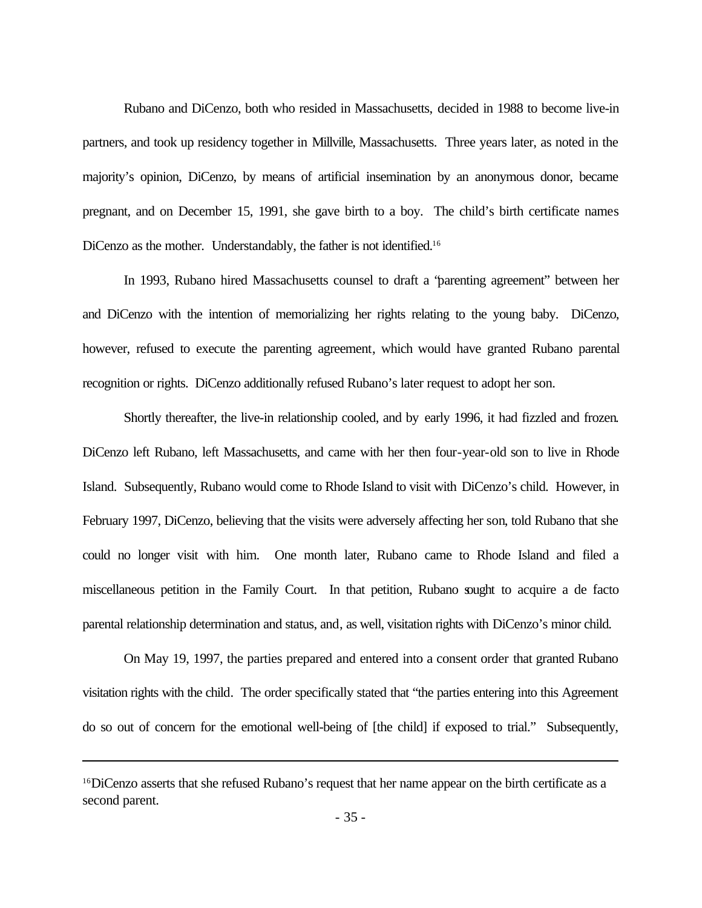Rubano and DiCenzo, both who resided in Massachusetts, decided in 1988 to become live-in partners, and took up residency together in Millville, Massachusetts. Three years later, as noted in the majority's opinion, DiCenzo, by means of artificial insemination by an anonymous donor, became pregnant, and on December 15, 1991, she gave birth to a boy. The child's birth certificate names DiCenzo as the mother. Understandably, the father is not identified.[16]

In 1993, Rubano hired Massachusetts counsel to draft a "parenting agreement" between her and DiCenzo with the intention of memorializing her rights relating to the young baby. DiCenzo, however, refused to execute the parenting agreement, which would have granted Rubano parental recognition or rights. DiCenzo additionally refused Rubano's later request to adopt her son.

Shortly thereafter, the live-in relationship cooled, and by early 1996, it had fizzled and frozen. DiCenzo left Rubano, left Massachusetts, and came with her then four-year-old son to live in Rhode Island. Subsequently, Rubano would come to Rhode Island to visit with DiCenzo's child. However, in February 1997, DiCenzo, believing that the visits were adversely affecting her son, told Rubano that she could no longer visit with him. One month later, Rubano came to Rhode Island and filed a miscellaneous petition in the Family Court. In that petition, Rubano sought to acquire a de facto parental relationship determination and status, and, as well, visitation rights with DiCenzo's minor child.

On May 19, 1997, the parties prepared and entered into a consent order that granted Rubano visitation rights with the child. The order specifically stated that "the parties entering into this Agreement do so out of concern for the emotional well-being of [the child] if exposed to trial." Subsequently,

---

[16]DiCenzo asserts that she refused Rubano's request that her name appear on the birth certificate as a second parent.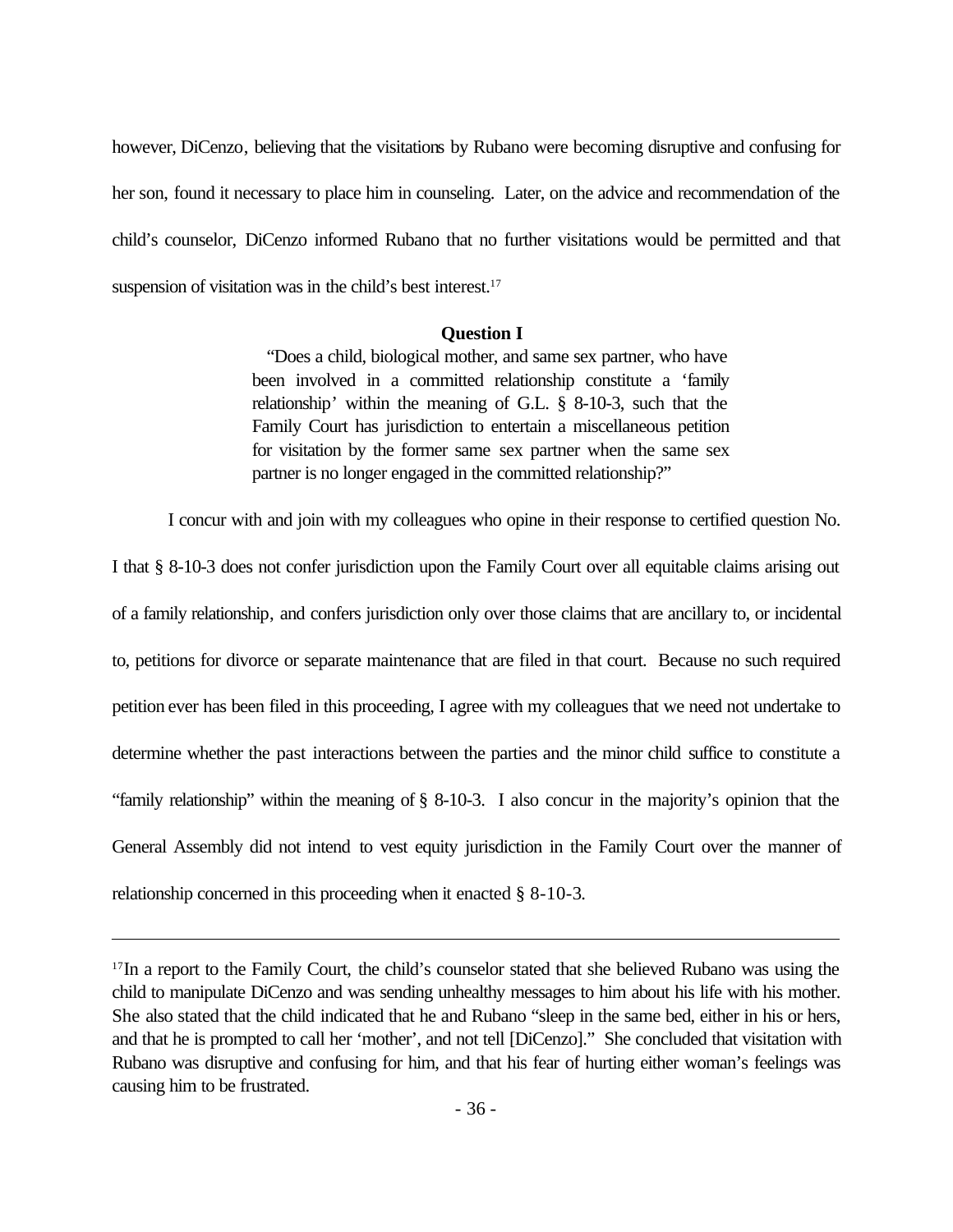however, DiCenzo, believing that the visitations by Rubano were becoming disruptive and confusing for her son, found it necessary to place him in counseling. Later, on the advice and recommendation of the child's counselor, DiCenzo informed Rubano that no further visitations would be permitted and that suspension of visitation was in the child's best interest.[17]

**Question I**

> "Does a child, biological mother, and same sex partner, who have been involved in a committed relationship constitute a 'family relationship' within the meaning of G.L. § 8-10-3, such that the Family Court has jurisdiction to entertain a miscellaneous petition for visitation by the former same sex partner when the same sex partner is no longer engaged in the committed relationship?"

I concur with and join with my colleagues who opine in their response to certified question No. I that § 8-10-3 does not confer jurisdiction upon the Family Court over all equitable claims arising out of a family relationship, and confers jurisdiction only over those claims that are ancillary to, or incidental to, petitions for divorce or separate maintenance that are filed in that court. Because no such required petition ever has been filed in this proceeding, I agree with my colleagues that we need not undertake to determine whether the past interactions between the parties and the minor child suffice to constitute a "family relationship" within the meaning of § 8-10-3. I also concur in the majority's opinion that the General Assembly did not intend to vest equity jurisdiction in the Family Court over the manner of relationship concerned in this proceeding when it enacted § 8-10-3.

---

[17]In a report to the Family Court, the child's counselor stated that she believed Rubano was using the child to manipulate DiCenzo and was sending unhealthy messages to him about his life with his mother. She also stated that the child indicated that he and Rubano "sleep in the same bed, either in his or hers, and that he is prompted to call her 'mother', and not tell [DiCenzo]." She concluded that visitation with Rubano was disruptive and confusing for him, and that his fear of hurting either woman's feelings was causing him to be frustrated.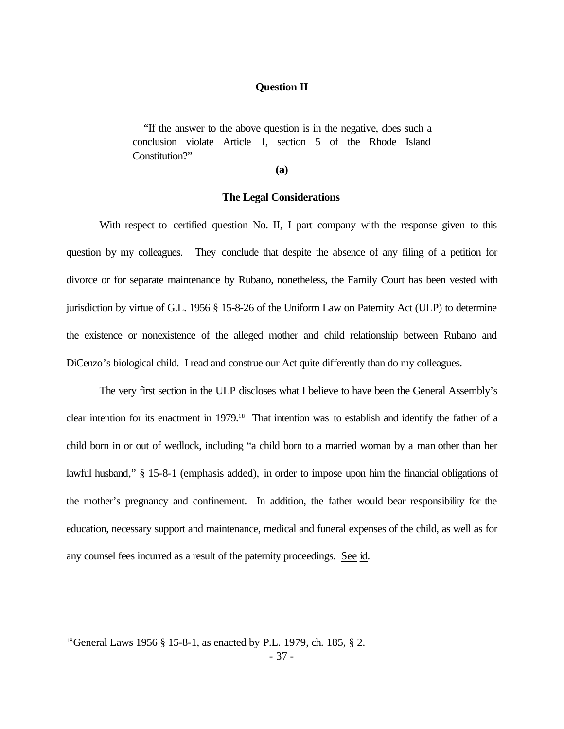**Question II**

> "If the answer to the above question is in the negative, does such a conclusion violate Article 1, section 5 of the Rhode Island Constitution?"

**(a)**

**The Legal Considerations**

With respect to certified question No. II, I part company with the response given to this question by my colleagues. They conclude that despite the absence of any filing of a petition for divorce or for separate maintenance by Rubano, nonetheless, the Family Court has been vested with jurisdiction by virtue of G.L. 1956 § 15-8-26 of the Uniform Law on Paternity Act (ULP) to determine the existence or nonexistence of the alleged mother and child relationship between Rubano and DiCenzo's biological child. I read and construe our Act quite differently than do my colleagues.

The very first section in the ULP discloses what I believe to have been the General Assembly's clear intention for its enactment in 1979.[18] That intention was to establish and identify the father of a child born in or out of wedlock, including "a child born to a married woman by a man other than her lawful husband," § 15-8-1 (emphasis added), in order to impose upon him the financial obligations of the mother's pregnancy and confinement. In addition, the father would bear responsibility for the education, necessary support and maintenance, medical and funeral expenses of the child, as well as for any counsel fees incurred as a result of the paternity proceedings. See id.

---

[18]General Laws 1956 § 15-8-1, as enacted by P.L. 1979, ch. 185, § 2.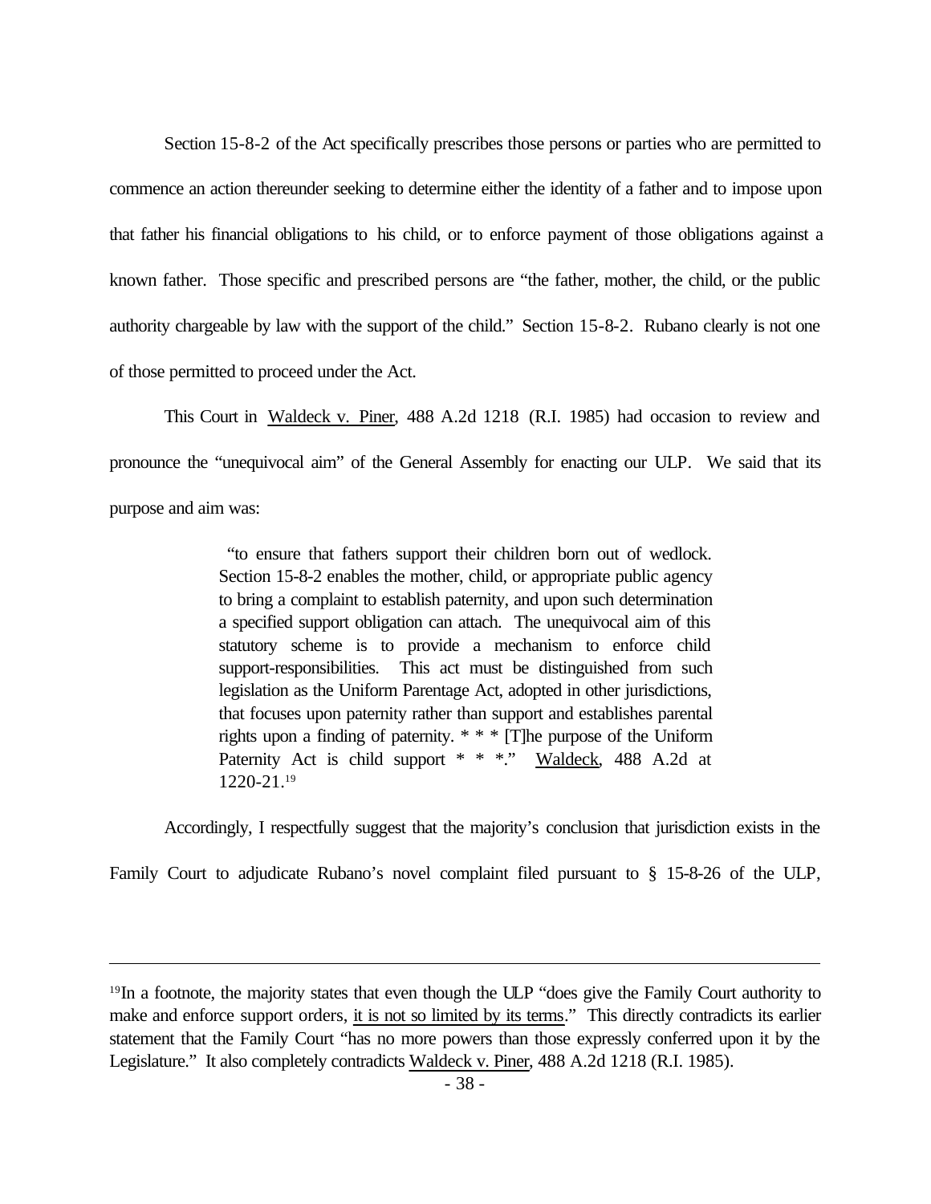Section 15-8-2 of the Act specifically prescribes those persons or parties who are permitted to commence an action thereunder seeking to determine either the identity of a father and to impose upon that father his financial obligations to his child, or to enforce payment of those obligations against a known father. Those specific and prescribed persons are "the father, mother, the child, or the public authority chargeable by law with the support of the child." Section 15-8-2. Rubano clearly is not one of those permitted to proceed under the Act.

This Court in Waldeck v. Piner, 488 A.2d 1218 (R.I. 1985) had occasion to review and pronounce the "unequivocal aim" of the General Assembly for enacting our ULP. We said that its purpose and aim was:

> "to ensure that fathers support their children born out of wedlock. Section 15-8-2 enables the mother, child, or appropriate public agency to bring a complaint to establish paternity, and upon such determination a specified support obligation can attach. The unequivocal aim of this statutory scheme is to provide a mechanism to enforce child support-responsibilities. This act must be distinguished from such legislation as the Uniform Parentage Act, adopted in other jurisdictions, that focuses upon paternity rather than support and establishes parental rights upon a finding of paternity. * * * [T]he purpose of the Uniform Paternity Act is child support * * *." Waldeck, 488 A.2d at 1220-21.[19]

Accordingly, I respectfully suggest that the majority's conclusion that jurisdiction exists in the Family Court to adjudicate Rubano's novel complaint filed pursuant to § 15-8-26 of the ULP,

---

[19] In a footnote, the majority states that even though the ULP "does give the Family Court authority to make and enforce support orders, it is not so limited by its terms." This directly contradicts its earlier statement that the Family Court "has no more powers than those expressly conferred upon it by the Legislature." It also completely contradicts Waldeck v. Piner, 488 A.2d 1218 (R.I. 1985).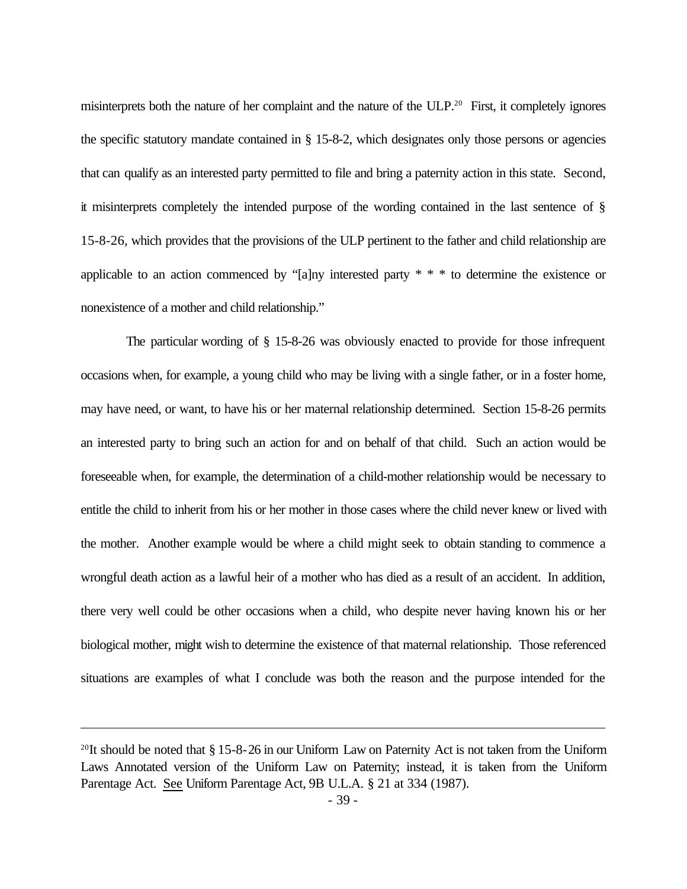misinterprets both the nature of her complaint and the nature of the ULP.[20] First, it completely ignores the specific statutory mandate contained in § 15-8-2, which designates only those persons or agencies that can qualify as an interested party permitted to file and bring a paternity action in this state. Second, it misinterprets completely the intended purpose of the wording contained in the last sentence of § 15-8-26, which provides that the provisions of the ULP pertinent to the father and child relationship are applicable to an action commenced by "[a]ny interested party * * * to determine the existence or nonexistence of a mother and child relationship."

The particular wording of § 15-8-26 was obviously enacted to provide for those infrequent occasions when, for example, a young child who may be living with a single father, or in a foster home, may have need, or want, to have his or her maternal relationship determined. Section 15-8-26 permits an interested party to bring such an action for and on behalf of that child. Such an action would be foreseeable when, for example, the determination of a child-mother relationship would be necessary to entitle the child to inherit from his or her mother in those cases where the child never knew or lived with the mother. Another example would be where a child might seek to obtain standing to commence a wrongful death action as a lawful heir of a mother who has died as a result of an accident. In addition, there very well could be other occasions when a child, who despite never having known his or her biological mother, might wish to determine the existence of that maternal relationship. Those referenced situations are examples of what I conclude was both the reason and the purpose intended for the

---

[20] It should be noted that § 15-8-26 in our Uniform Law on Paternity Act is not taken from the Uniform Laws Annotated version of the Uniform Law on Paternity; instead, it is taken from the Uniform Parentage Act. See Uniform Parentage Act, 9B U.L.A. § 21 at 334 (1987).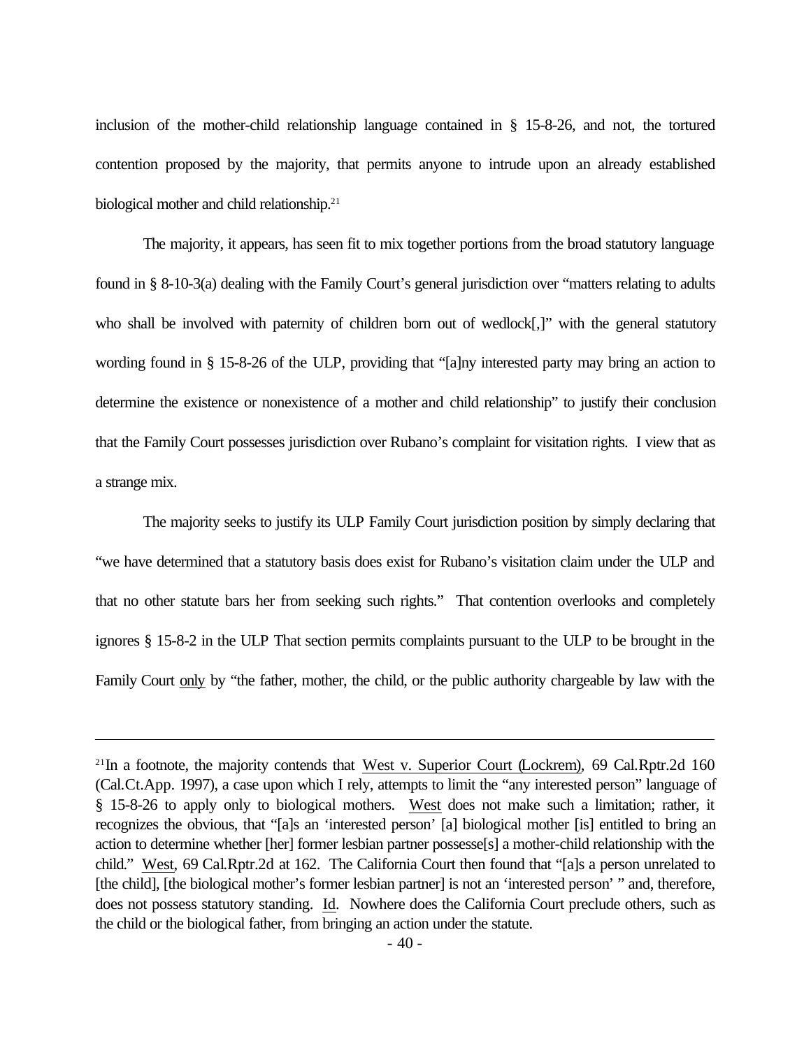inclusion of the mother-child relationship language contained in § 15-8-26, and not, the tortured contention proposed by the majority, that permits anyone to intrude upon an already established biological mother and child relationship.[21]

The majority, it appears, has seen fit to mix together portions from the broad statutory language found in § 8-10-3(a) dealing with the Family Court's general jurisdiction over "matters relating to adults who shall be involved with paternity of children born out of wedlock[,]" with the general statutory wording found in § 15-8-26 of the ULP, providing that "[a]ny interested party may bring an action to determine the existence or nonexistence of a mother and child relationship" to justify their conclusion that the Family Court possesses jurisdiction over Rubano's complaint for visitation rights. I view that as a strange mix.

The majority seeks to justify its ULP Family Court jurisdiction position by simply declaring that "we have determined that a statutory basis does exist for Rubano's visitation claim under the ULP and that no other statute bars her from seeking such rights." That contention overlooks and completely ignores § 15-8-2 in the ULP That section permits complaints pursuant to the ULP to be brought in the Family Court <u>only</u> by "the father, mother, the child, or the public authority chargeable by law with the

---

[21] In a footnote, the majority contends that <u>West v. Superior Court (Lockrem)</u>, 69 Cal.Rptr.2d 160 (Cal.Ct.App. 1997), a case upon which I rely, attempts to limit the "any interested person" language of § 15-8-26 to apply only to biological mothers. <u>West</u> does not make such a limitation; rather, it recognizes the obvious, that "[a]s an 'interested person' [a] biological mother [is] entitled to bring an action to determine whether [her] former lesbian partner possesse[s] a mother-child relationship with the child." <u>West</u>, 69 Cal.Rptr.2d at 162. The California Court then found that "[a]s a person unrelated to [the child], [the biological mother's former lesbian partner] is not an 'interested person' " and, therefore, does not possess statutory standing. <u>Id</u>. Nowhere does the California Court preclude others, such as the child or the biological father, from bringing an action under the statute.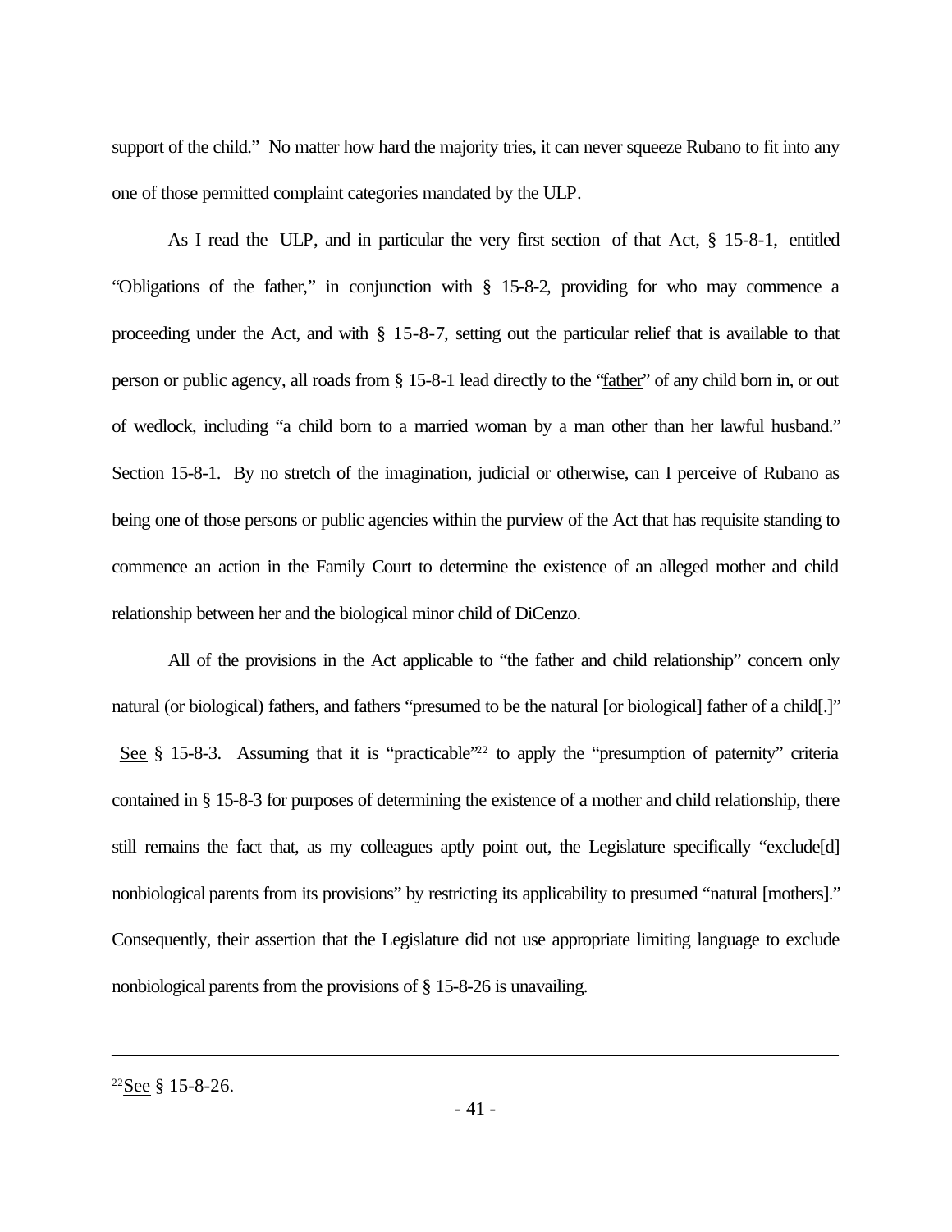support of the child." No matter how hard the majority tries, it can never squeeze Rubano to fit into any one of those permitted complaint categories mandated by the ULP.

As I read the ULP, and in particular the very first section of that Act, § 15-8-1, entitled "Obligations of the father," in conjunction with § 15-8-2, providing for who may commence a proceeding under the Act, and with § 15-8-7, setting out the particular relief that is available to that person or public agency, all roads from § 15-8-1 lead directly to the "father" of any child born in, or out of wedlock, including "a child born to a married woman by a man other than her lawful husband." Section 15-8-1. By no stretch of the imagination, judicial or otherwise, can I perceive of Rubano as being one of those persons or public agencies within the purview of the Act that has requisite standing to commence an action in the Family Court to determine the existence of an alleged mother and child relationship between her and the biological minor child of DiCenzo.

All of the provisions in the Act applicable to "the father and child relationship" concern only natural (or biological) fathers, and fathers "presumed to be the natural [or biological] father of a child[.]" See § 15-8-3. Assuming that it is "practicable"[22] to apply the "presumption of paternity" criteria contained in § 15-8-3 for purposes of determining the existence of a mother and child relationship, there still remains the fact that, as my colleagues aptly point out, the Legislature specifically "exclude[d] nonbiological parents from its provisions" by restricting its applicability to presumed "natural [mothers]." Consequently, their assertion that the Legislature did not use appropriate limiting language to exclude nonbiological parents from the provisions of § 15-8-26 is unavailing.

---

[22] See § 15-8-26.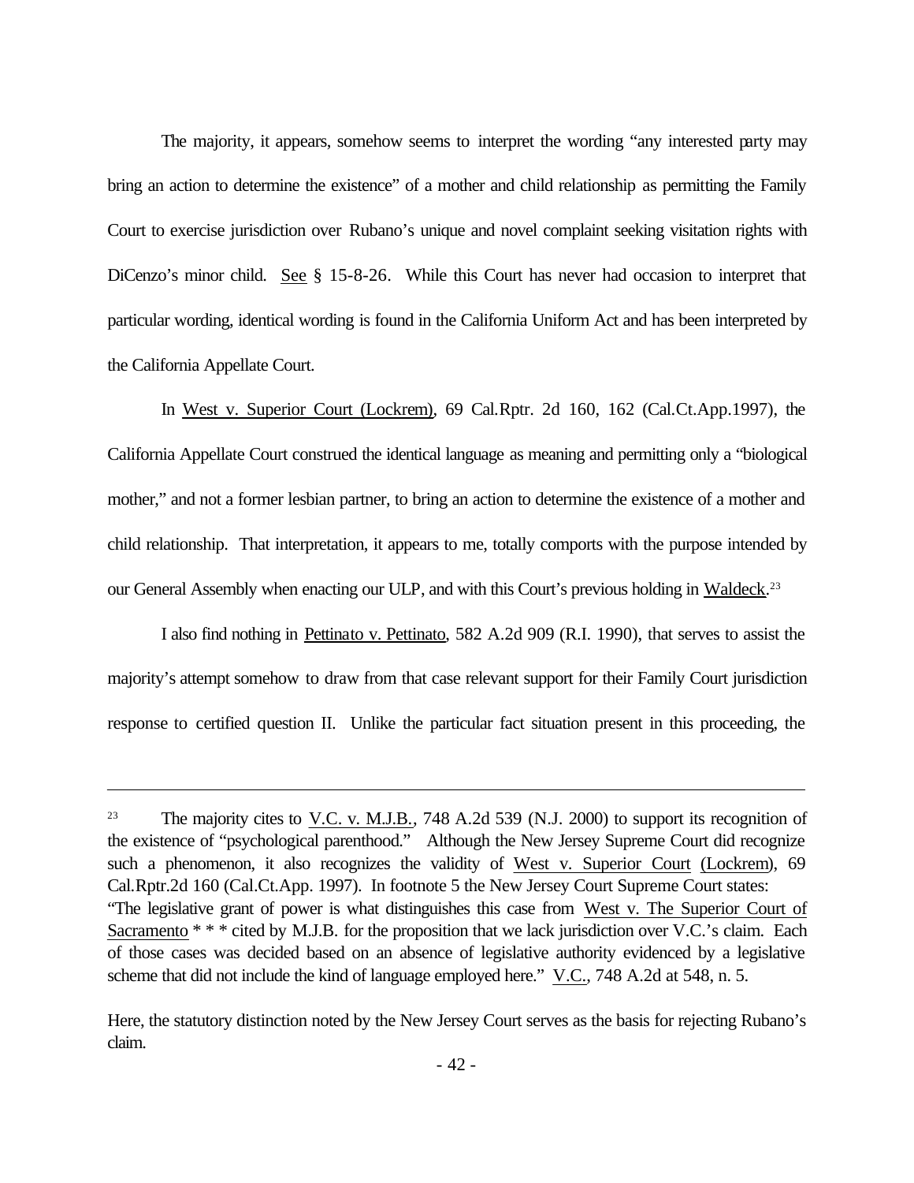The majority, it appears, somehow seems to interpret the wording "any interested party may bring an action to determine the existence" of a mother and child relationship as permitting the Family Court to exercise jurisdiction over Rubano's unique and novel complaint seeking visitation rights with DiCenzo's minor child. See § 15-8-26. While this Court has never had occasion to interpret that particular wording, identical wording is found in the California Uniform Act and has been interpreted by the California Appellate Court.

In West v. Superior Court (Lockrem), 69 Cal.Rptr. 2d 160, 162 (Cal.Ct.App.1997), the California Appellate Court construed the identical language as meaning and permitting only a "biological mother," and not a former lesbian partner, to bring an action to determine the existence of a mother and child relationship. That interpretation, it appears to me, totally comports with the purpose intended by our General Assembly when enacting our ULP, and with this Court's previous holding in Waldeck.[23]

I also find nothing in Pettinato v. Pettinato, 582 A.2d 909 (R.I. 1990), that serves to assist the majority's attempt somehow to draw from that case relevant support for their Family Court jurisdiction response to certified question II. Unlike the particular fact situation present in this proceeding, the

---

[23] The majority cites to V.C. v. M.J.B., 748 A.2d 539 (N.J. 2000) to support its recognition of the existence of "psychological parenthood." Although the New Jersey Supreme Court did recognize such a phenomenon, it also recognizes the validity of West v. Superior Court (Lockrem), 69 Cal.Rptr.2d 160 (Cal.Ct.App. 1997). In footnote 5 the New Jersey Court Supreme Court states: "The legislative grant of power is what distinguishes this case from West v. The Superior Court of Sacramento * * * cited by M.J.B. for the proposition that we lack jurisdiction over V.C.'s claim. Each of those cases was decided based on an absence of legislative authority evidenced by a legislative scheme that did not include the kind of language employed here." V.C., 748 A.2d at 548, n. 5.

Here, the statutory distinction noted by the New Jersey Court serves as the basis for rejecting Rubano's claim.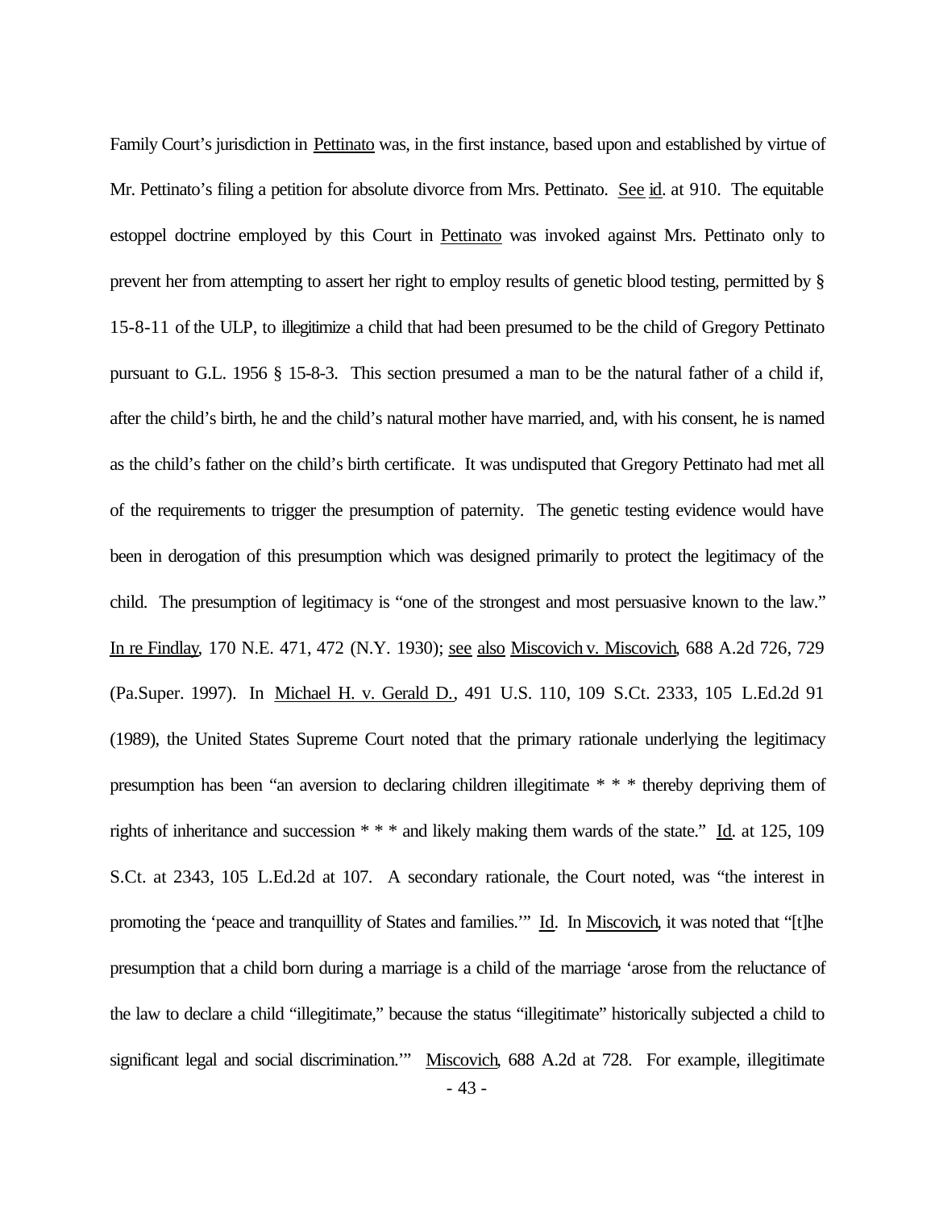Family Court's jurisdiction in Pettinato was, in the first instance, based upon and established by virtue of Mr. Pettinato's filing a petition for absolute divorce from Mrs. Pettinato. See id. at 910. The equitable estoppel doctrine employed by this Court in Pettinato was invoked against Mrs. Pettinato only to prevent her from attempting to assert her right to employ results of genetic blood testing, permitted by § 15-8-11 of the ULP, to illegitimize a child that had been presumed to be the child of Gregory Pettinato pursuant to G.L. 1956 § 15-8-3. This section presumed a man to be the natural father of a child if, after the child's birth, he and the child's natural mother have married, and, with his consent, he is named as the child's father on the child's birth certificate. It was undisputed that Gregory Pettinato had met all of the requirements to trigger the presumption of paternity. The genetic testing evidence would have been in derogation of this presumption which was designed primarily to protect the legitimacy of the child. The presumption of legitimacy is "one of the strongest and most persuasive known to the law." In re Findlay, 170 N.E. 471, 472 (N.Y. 1930); see also Miscovich v. Miscovich, 688 A.2d 726, 729 (Pa.Super. 1997). In Michael H. v. Gerald D., 491 U.S. 110, 109 S.Ct. 2333, 105 L.Ed.2d 91 (1989), the United States Supreme Court noted that the primary rationale underlying the legitimacy presumption has been "an aversion to declaring children illegitimate * * * thereby depriving them of rights of inheritance and succession * * * and likely making them wards of the state." Id. at 125, 109 S.Ct. at 2343, 105 L.Ed.2d at 107. A secondary rationale, the Court noted, was "the interest in promoting the 'peace and tranquillity of States and families.'" Id. In Miscovich, it was noted that "[t]he presumption that a child born during a marriage is a child of the marriage 'arose from the reluctance of the law to declare a child "illegitimate," because the status "illegitimate" historically subjected a child to significant legal and social discrimination.'" Miscovich, 688 A.2d at 728. For example, illegitimate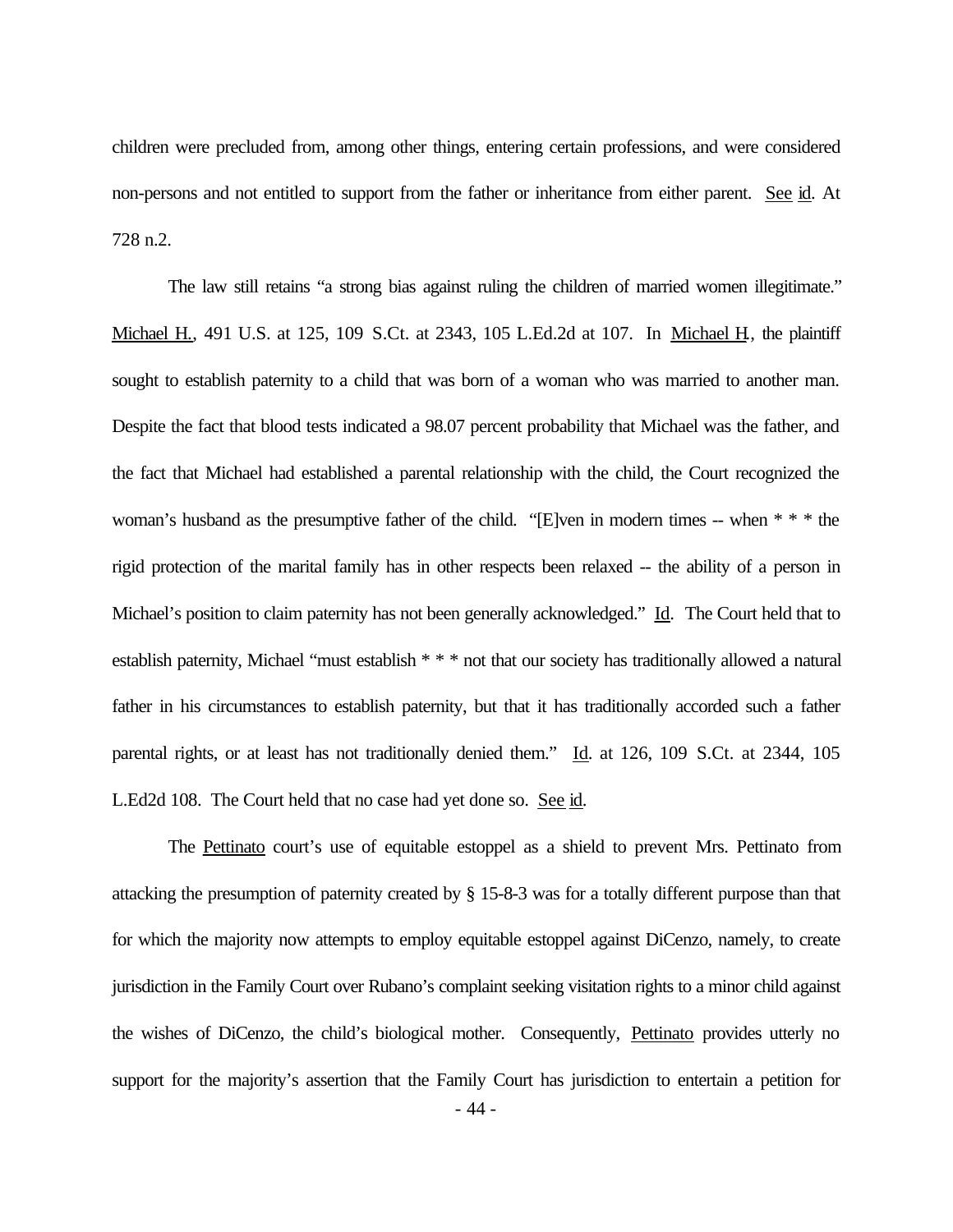children were precluded from, among other things, entering certain professions, and were considered non-persons and not entitled to support from the father or inheritance from either parent. See id. At 728 n.2.

The law still retains "a strong bias against ruling the children of married women illegitimate." Michael H., 491 U.S. at 125, 109 S.Ct. at 2343, 105 L.Ed.2d at 107. In Michael H., the plaintiff sought to establish paternity to a child that was born of a woman who was married to another man. Despite the fact that blood tests indicated a 98.07 percent probability that Michael was the father, and the fact that Michael had established a parental relationship with the child, the Court recognized the woman's husband as the presumptive father of the child. "[E]ven in modern times -- when * * * the rigid protection of the marital family has in other respects been relaxed -- the ability of a person in Michael's position to claim paternity has not been generally acknowledged." Id. The Court held that to establish paternity, Michael "must establish * * * not that our society has traditionally allowed a natural father in his circumstances to establish paternity, but that it has traditionally accorded such a father parental rights, or at least has not traditionally denied them." Id. at 126, 109 S.Ct. at 2344, 105 L.Ed2d 108. The Court held that no case had yet done so. See id.

The Pettinato court's use of equitable estoppel as a shield to prevent Mrs. Pettinato from attacking the presumption of paternity created by § 15-8-3 was for a totally different purpose than that for which the majority now attempts to employ equitable estoppel against DiCenzo, namely, to create jurisdiction in the Family Court over Rubano's complaint seeking visitation rights to a minor child against the wishes of DiCenzo, the child's biological mother. Consequently, Pettinato provides utterly no support for the majority's assertion that the Family Court has jurisdiction to entertain a petition for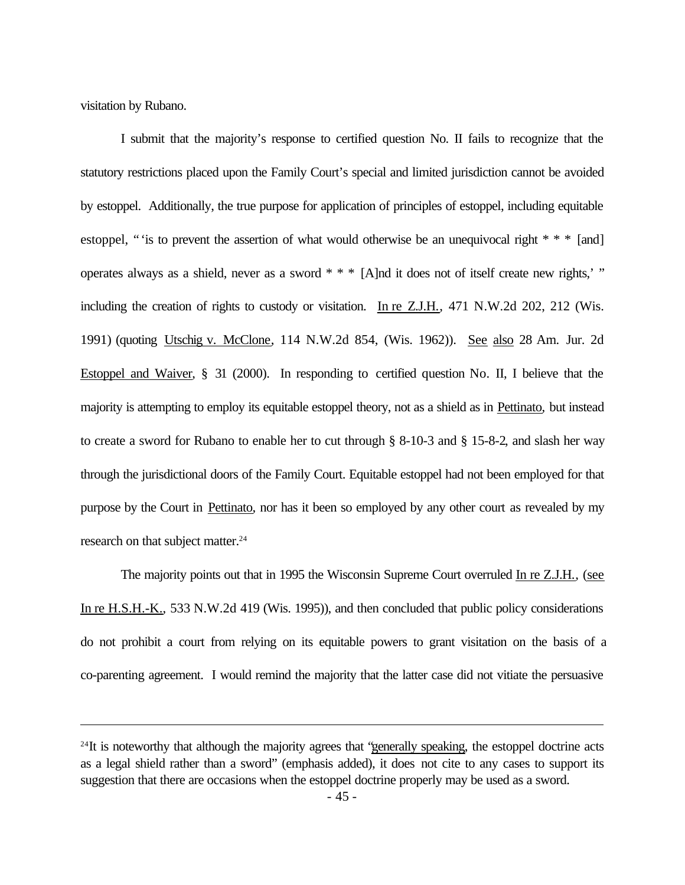visitation by Rubano.

I submit that the majority's response to certified question No. II fails to recognize that the statutory restrictions placed upon the Family Court's special and limited jurisdiction cannot be avoided by estoppel. Additionally, the true purpose for application of principles of estoppel, including equitable estoppel, " 'is to prevent the assertion of what would otherwise be an unequivocal right * * * [and] operates always as a shield, never as a sword * * * [A]nd it does not of itself create new rights,' " including the creation of rights to custody or visitation. In re Z.J.H., 471 N.W.2d 202, 212 (Wis. 1991) (quoting Utschig v. McClone, 114 N.W.2d 854, (Wis. 1962)). See also 28 Am. Jur. 2d Estoppel and Waiver, § 31 (2000). In responding to certified question No. II, I believe that the majority is attempting to employ its equitable estoppel theory, not as a shield as in Pettinato, but instead to create a sword for Rubano to enable her to cut through § 8-10-3 and § 15-8-2, and slash her way through the jurisdictional doors of the Family Court. Equitable estoppel had not been employed for that purpose by the Court in Pettinato, nor has it been so employed by any other court as revealed by my research on that subject matter.[24]

The majority points out that in 1995 the Wisconsin Supreme Court overruled In re Z.J.H., (see In re H.S.H.-K., 533 N.W.2d 419 (Wis. 1995)), and then concluded that public policy considerations do not prohibit a court from relying on its equitable powers to grant visitation on the basis of a co-parenting agreement. I would remind the majority that the latter case did not vitiate the persuasive

---

[24]It is noteworthy that although the majority agrees that "generally speaking, the estoppel doctrine acts as a legal shield rather than a sword" (emphasis added), it does not cite to any cases to support its suggestion that there are occasions when the estoppel doctrine properly may be used as a sword.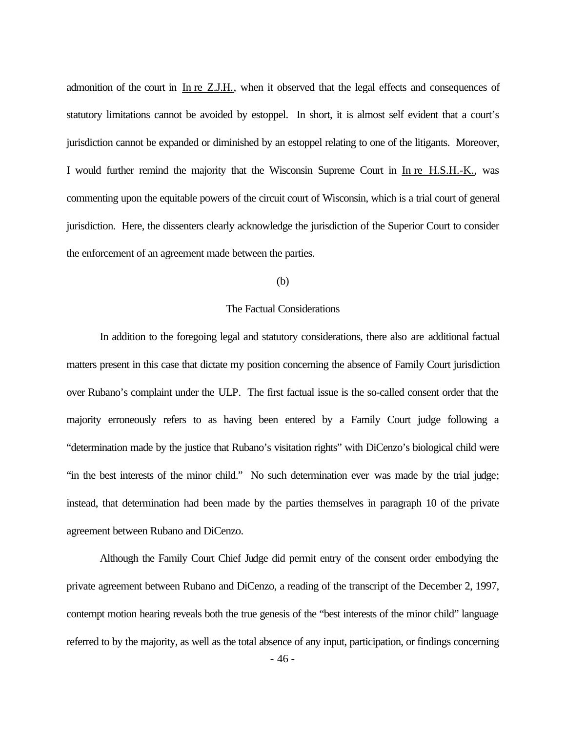admonition of the court in In re Z.J.H., when it observed that the legal effects and consequences of statutory limitations cannot be avoided by estoppel. In short, it is almost self evident that a court's jurisdiction cannot be expanded or diminished by an estoppel relating to one of the litigants. Moreover, I would further remind the majority that the Wisconsin Supreme Court in In re H.S.H.-K., was commenting upon the equitable powers of the circuit court of Wisconsin, which is a trial court of general jurisdiction. Here, the dissenters clearly acknowledge the jurisdiction of the Superior Court to consider the enforcement of an agreement made between the parties.

(b)

The Factual Considerations

In addition to the foregoing legal and statutory considerations, there also are additional factual matters present in this case that dictate my position concerning the absence of Family Court jurisdiction over Rubano's complaint under the ULP. The first factual issue is the so-called consent order that the majority erroneously refers to as having been entered by a Family Court judge following a "determination made by the justice that Rubano's visitation rights" with DiCenzo's biological child were "in the best interests of the minor child." No such determination ever was made by the trial judge; instead, that determination had been made by the parties themselves in paragraph 10 of the private agreement between Rubano and DiCenzo.

Although the Family Court Chief Judge did permit entry of the consent order embodying the private agreement between Rubano and DiCenzo, a reading of the transcript of the December 2, 1997, contempt motion hearing reveals both the true genesis of the "best interests of the minor child" language referred to by the majority, as well as the total absence of any input, participation, or findings concerning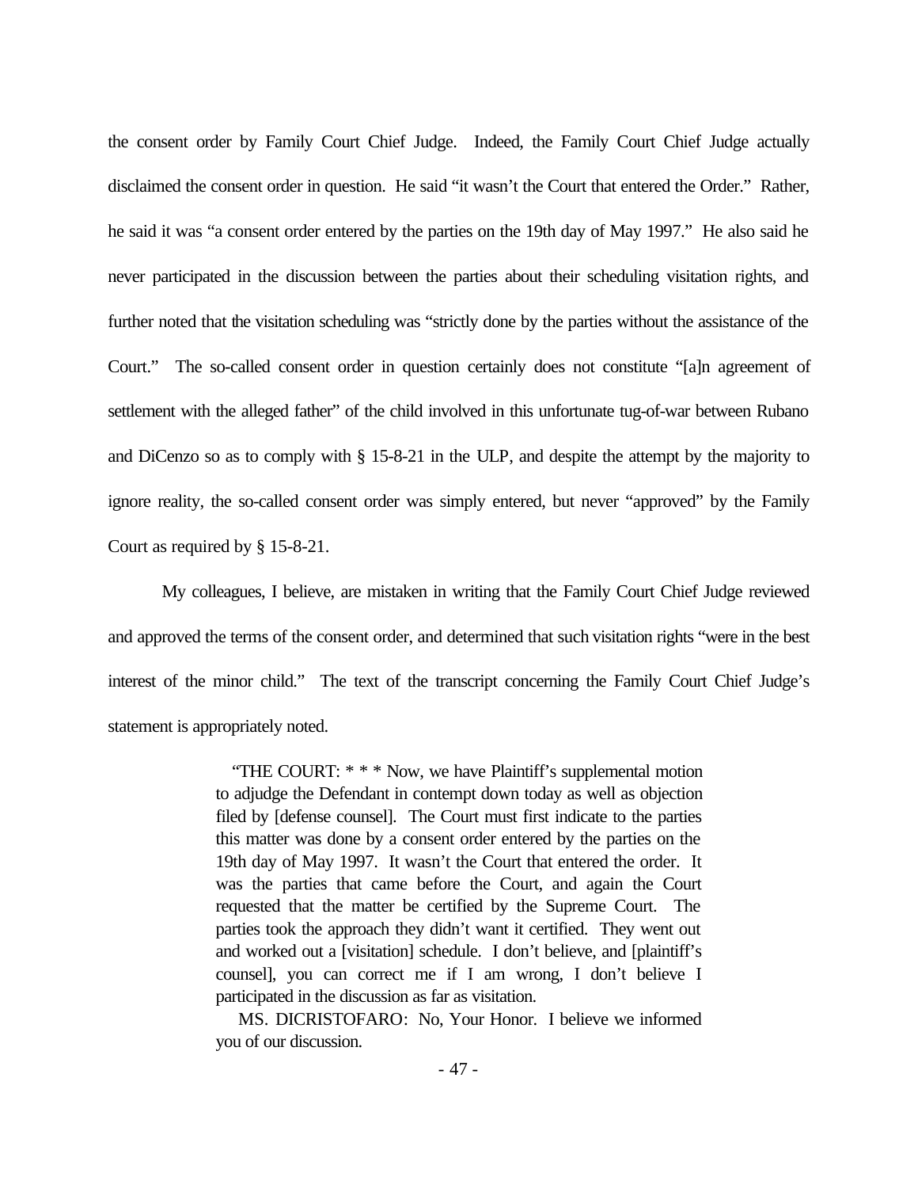the consent order by Family Court Chief Judge. Indeed, the Family Court Chief Judge actually disclaimed the consent order in question. He said "it wasn't the Court that entered the Order." Rather, he said it was "a consent order entered by the parties on the 19th day of May 1997." He also said he never participated in the discussion between the parties about their scheduling visitation rights, and further noted that the visitation scheduling was "strictly done by the parties without the assistance of the Court." The so-called consent order in question certainly does not constitute "[a]n agreement of settlement with the alleged father" of the child involved in this unfortunate tug-of-war between Rubano and DiCenzo so as to comply with § 15-8-21 in the ULP, and despite the attempt by the majority to ignore reality, the so-called consent order was simply entered, but never "approved" by the Family Court as required by § 15-8-21.

My colleagues, I believe, are mistaken in writing that the Family Court Chief Judge reviewed and approved the terms of the consent order, and determined that such visitation rights "were in the best interest of the minor child." The text of the transcript concerning the Family Court Chief Judge's statement is appropriately noted.

> "THE COURT: * * * Now, we have Plaintiff's supplemental motion to adjudge the Defendant in contempt down today as well as objection filed by [defense counsel]. The Court must first indicate to the parties this matter was done by a consent order entered by the parties on the 19th day of May 1997. It wasn't the Court that entered the order. It was the parties that came before the Court, and again the Court requested that the matter be certified by the Supreme Court. The parties took the approach they didn't want it certified. They went out and worked out a [visitation] schedule. I don't believe, and [plaintiff's counsel], you can correct me if I am wrong, I don't believe I participated in the discussion as far as visitation.
>
> MS. DICRISTOFARO: No, Your Honor. I believe we informed you of our discussion.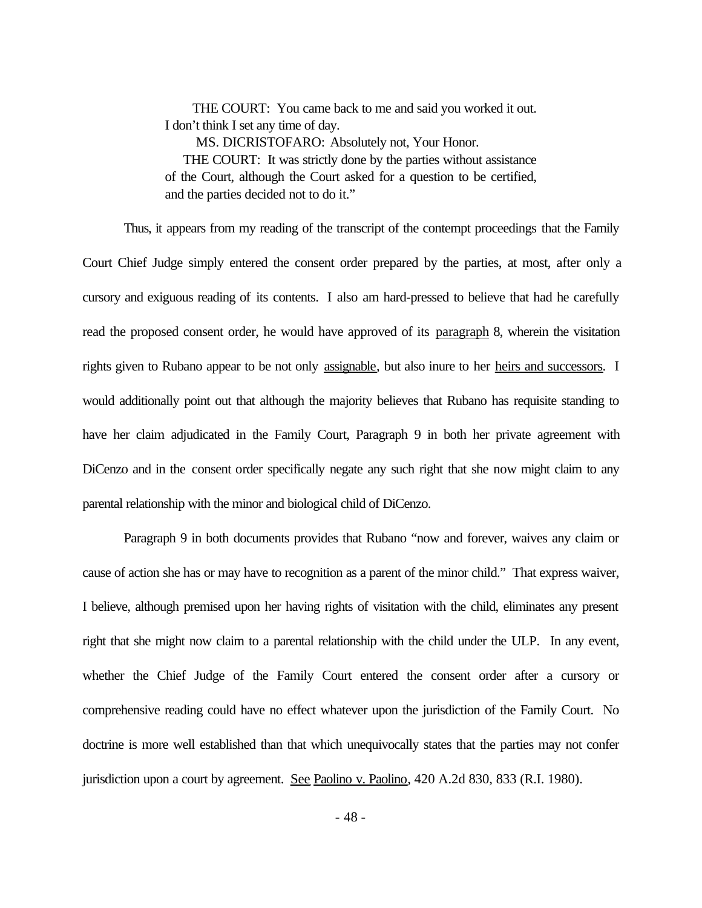> THE COURT: You came back to me and said you worked it out. I don't think I set any time of day.
>
> MS. DICRISTOFARO: Absolutely not, Your Honor.
>
> THE COURT: It was strictly done by the parties without assistance of the Court, although the Court asked for a question to be certified, and the parties decided not to do it."

Thus, it appears from my reading of the transcript of the contempt proceedings that the Family Court Chief Judge simply entered the consent order prepared by the parties, at most, after only a cursory and exiguous reading of its contents. I also am hard-pressed to believe that had he carefully read the proposed consent order, he would have approved of its paragraph 8, wherein the visitation rights given to Rubano appear to be not only assignable, but also inure to her heirs and successors. I would additionally point out that although the majority believes that Rubano has requisite standing to have her claim adjudicated in the Family Court, Paragraph 9 in both her private agreement with DiCenzo and in the consent order specifically negate any such right that she now might claim to any parental relationship with the minor and biological child of DiCenzo.

Paragraph 9 in both documents provides that Rubano "now and forever, waives any claim or cause of action she has or may have to recognition as a parent of the minor child." That express waiver, I believe, although premised upon her having rights of visitation with the child, eliminates any present right that she might now claim to a parental relationship with the child under the ULP. In any event, whether the Chief Judge of the Family Court entered the consent order after a cursory or comprehensive reading could have no effect whatever upon the jurisdiction of the Family Court. No doctrine is more well established than that which unequivocally states that the parties may not confer jurisdiction upon a court by agreement. See Paolino v. Paolino, 420 A.2d 830, 833 (R.I. 1980).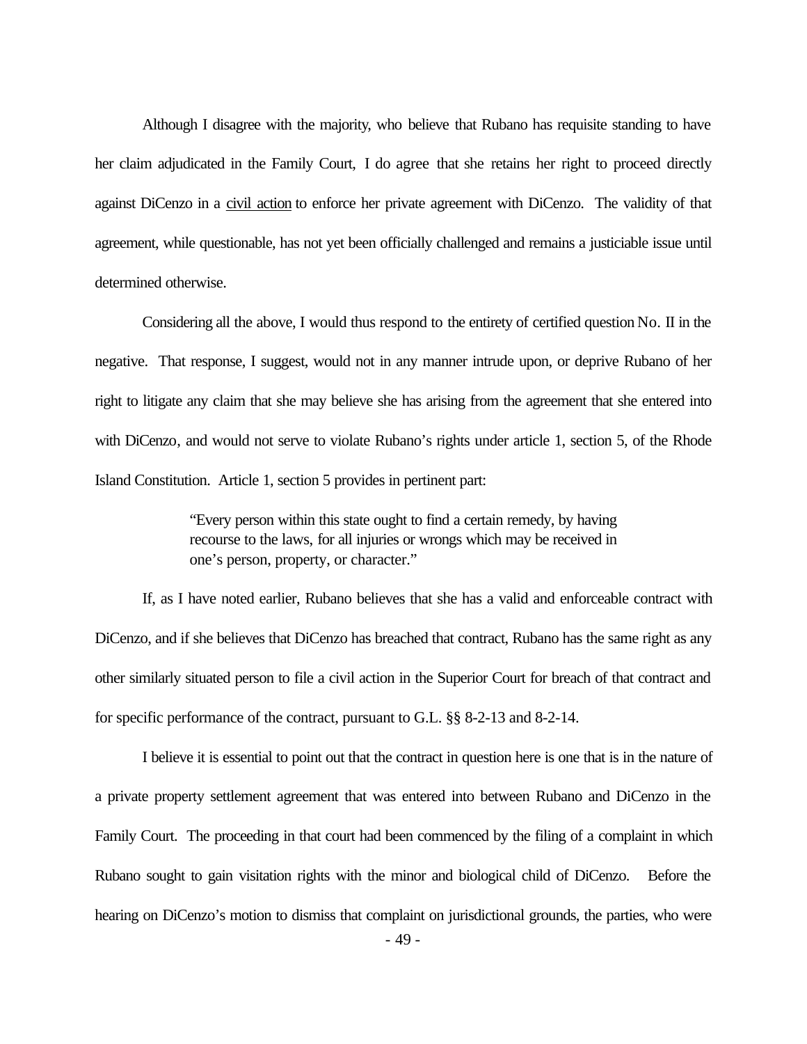Although I disagree with the majority, who believe that Rubano has requisite standing to have her claim adjudicated in the Family Court, I do agree that she retains her right to proceed directly against DiCenzo in a <u>civil action</u> to enforce her private agreement with DiCenzo. The validity of that agreement, while questionable, has not yet been officially challenged and remains a justiciable issue until determined otherwise.

Considering all the above, I would thus respond to the entirety of certified question No. II in the negative. That response, I suggest, would not in any manner intrude upon, or deprive Rubano of her right to litigate any claim that she may believe she has arising from the agreement that she entered into with DiCenzo, and would not serve to violate Rubano's rights under article 1, section 5, of the Rhode Island Constitution. Article 1, section 5 provides in pertinent part:

> "Every person within this state ought to find a certain remedy, by having recourse to the laws, for all injuries or wrongs which may be received in one's person, property, or character."

If, as I have noted earlier, Rubano believes that she has a valid and enforceable contract with DiCenzo, and if she believes that DiCenzo has breached that contract, Rubano has the same right as any other similarly situated person to file a civil action in the Superior Court for breach of that contract and for specific performance of the contract, pursuant to G.L. §§ 8-2-13 and 8-2-14.

I believe it is essential to point out that the contract in question here is one that is in the nature of a private property settlement agreement that was entered into between Rubano and DiCenzo in the Family Court. The proceeding in that court had been commenced by the filing of a complaint in which Rubano sought to gain visitation rights with the minor and biological child of DiCenzo. Before the hearing on DiCenzo's motion to dismiss that complaint on jurisdictional grounds, the parties, who were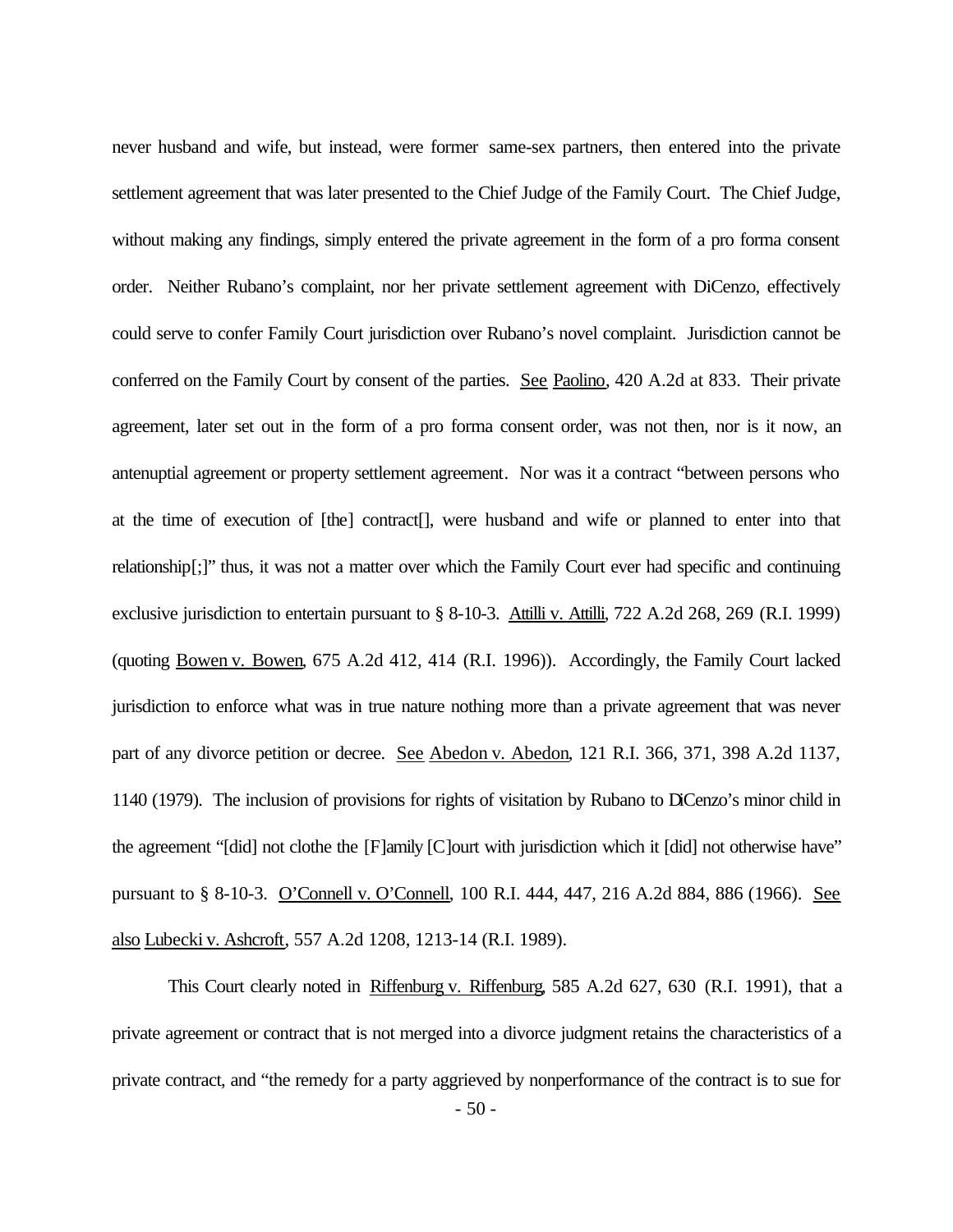never husband and wife, but instead, were former same-sex partners, then entered into the private settlement agreement that was later presented to the Chief Judge of the Family Court. The Chief Judge, without making any findings, simply entered the private agreement in the form of a pro forma consent order. Neither Rubano's complaint, nor her private settlement agreement with DiCenzo, effectively could serve to confer Family Court jurisdiction over Rubano's novel complaint. Jurisdiction cannot be conferred on the Family Court by consent of the parties. See Paolino, 420 A.2d at 833. Their private agreement, later set out in the form of a pro forma consent order, was not then, nor is it now, an antenuptial agreement or property settlement agreement. Nor was it a contract "between persons who at the time of execution of [the] contract[], were husband and wife or planned to enter into that relationship[;]" thus, it was not a matter over which the Family Court ever had specific and continuing exclusive jurisdiction to entertain pursuant to § 8-10-3. Attilli v. Attilli, 722 A.2d 268, 269 (R.I. 1999) (quoting Bowen v. Bowen, 675 A.2d 412, 414 (R.I. 1996)). Accordingly, the Family Court lacked jurisdiction to enforce what was in true nature nothing more than a private agreement that was never part of any divorce petition or decree. See Abedon v. Abedon, 121 R.I. 366, 371, 398 A.2d 1137, 1140 (1979). The inclusion of provisions for rights of visitation by Rubano to DiCenzo's minor child in the agreement "[did] not clothe the [F]amily [C]ourt with jurisdiction which it [did] not otherwise have" pursuant to § 8-10-3. O'Connell v. O'Connell, 100 R.I. 444, 447, 216 A.2d 884, 886 (1966). See also Lubecki v. Ashcroft, 557 A.2d 1208, 1213-14 (R.I. 1989).

This Court clearly noted in Riffenburg v. Riffenburg, 585 A.2d 627, 630 (R.I. 1991), that a private agreement or contract that is not merged into a divorce judgment retains the characteristics of a private contract, and "the remedy for a party aggrieved by nonperformance of the contract is to sue for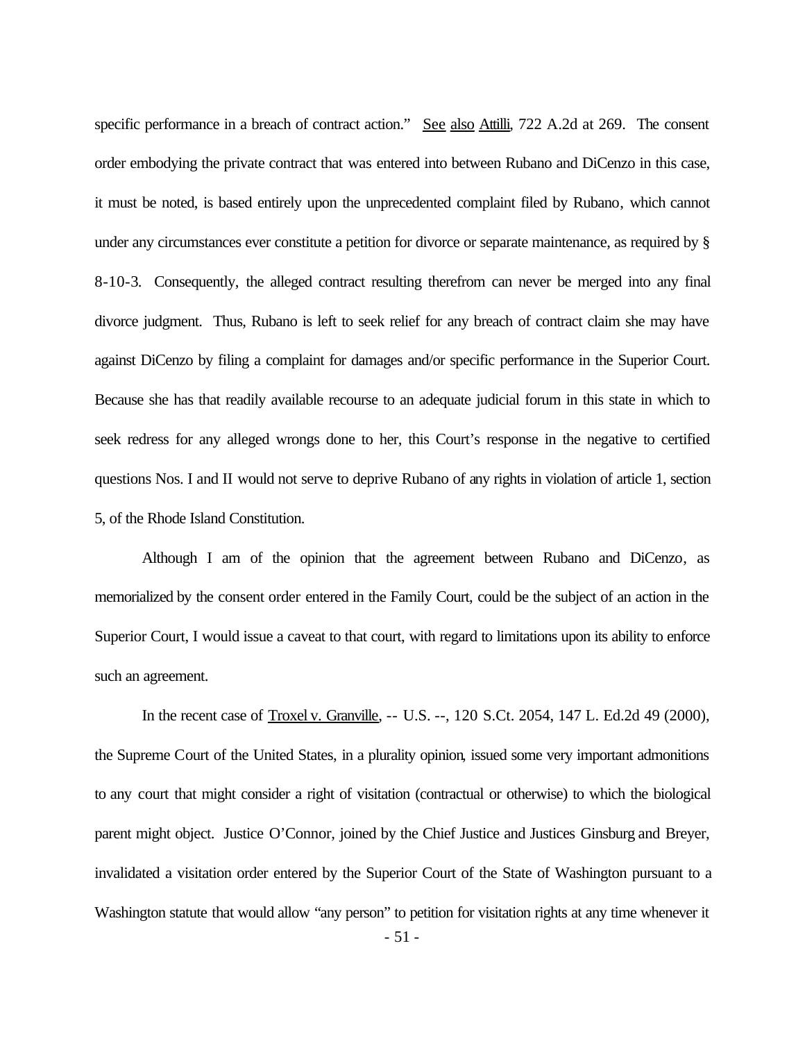specific performance in a breach of contract action." See also Attilli, 722 A.2d at 269. The consent order embodying the private contract that was entered into between Rubano and DiCenzo in this case, it must be noted, is based entirely upon the unprecedented complaint filed by Rubano, which cannot under any circumstances ever constitute a petition for divorce or separate maintenance, as required by § 8-10-3. Consequently, the alleged contract resulting therefrom can never be merged into any final divorce judgment. Thus, Rubano is left to seek relief for any breach of contract claim she may have against DiCenzo by filing a complaint for damages and/or specific performance in the Superior Court. Because she has that readily available recourse to an adequate judicial forum in this state in which to seek redress for any alleged wrongs done to her, this Court's response in the negative to certified questions Nos. I and II would not serve to deprive Rubano of any rights in violation of article 1, section 5, of the Rhode Island Constitution.

Although I am of the opinion that the agreement between Rubano and DiCenzo, as memorialized by the consent order entered in the Family Court, could be the subject of an action in the Superior Court, I would issue a caveat to that court, with regard to limitations upon its ability to enforce such an agreement.

In the recent case of Troxel v. Granville, -- U.S. --, 120 S.Ct. 2054, 147 L. Ed.2d 49 (2000), the Supreme Court of the United States, in a plurality opinion, issued some very important admonitions to any court that might consider a right of visitation (contractual or otherwise) to which the biological parent might object. Justice O'Connor, joined by the Chief Justice and Justices Ginsburg and Breyer, invalidated a visitation order entered by the Superior Court of the State of Washington pursuant to a Washington statute that would allow "any person" to petition for visitation rights at any time whenever it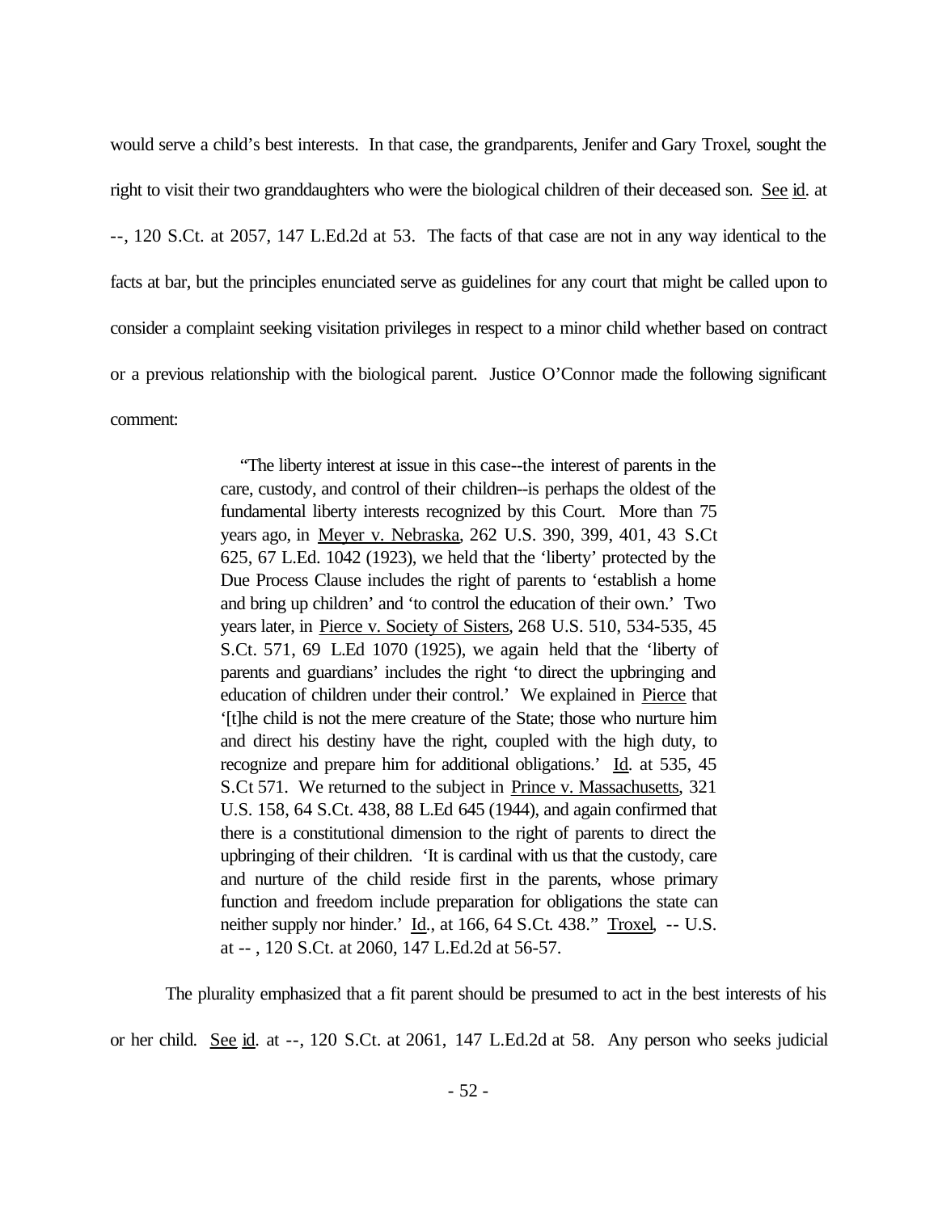would serve a child's best interests. In that case, the grandparents, Jenifer and Gary Troxel, sought the right to visit their two granddaughters who were the biological children of their deceased son. See id. at --, 120 S.Ct. at 2057, 147 L.Ed.2d at 53. The facts of that case are not in any way identical to the facts at bar, but the principles enunciated serve as guidelines for any court that might be called upon to consider a complaint seeking visitation privileges in respect to a minor child whether based on contract or a previous relationship with the biological parent. Justice O'Connor made the following significant comment:

> "The liberty interest at issue in this case--the interest of parents in the care, custody, and control of their children--is perhaps the oldest of the fundamental liberty interests recognized by this Court. More than 75 years ago, in Meyer v. Nebraska, 262 U.S. 390, 399, 401, 43 S.Ct 625, 67 L.Ed. 1042 (1923), we held that the 'liberty' protected by the Due Process Clause includes the right of parents to 'establish a home and bring up children' and 'to control the education of their own.' Two years later, in Pierce v. Society of Sisters, 268 U.S. 510, 534-535, 45 S.Ct. 571, 69 L.Ed 1070 (1925), we again held that the 'liberty of parents and guardians' includes the right 'to direct the upbringing and education of children under their control.' We explained in Pierce that '[t]he child is not the mere creature of the State; those who nurture him and direct his destiny have the right, coupled with the high duty, to recognize and prepare him for additional obligations.' Id. at 535, 45 S.Ct 571. We returned to the subject in Prince v. Massachusetts, 321 U.S. 158, 64 S.Ct. 438, 88 L.Ed 645 (1944), and again confirmed that there is a constitutional dimension to the right of parents to direct the upbringing of their children. 'It is cardinal with us that the custody, care and nurture of the child reside first in the parents, whose primary function and freedom include preparation for obligations the state can neither supply nor hinder.' Id., at 166, 64 S.Ct. 438." Troxel, -- U.S. at -- , 120 S.Ct. at 2060, 147 L.Ed.2d at 56-57.

The plurality emphasized that a fit parent should be presumed to act in the best interests of his or her child. See id. at --, 120 S.Ct. at 2061, 147 L.Ed.2d at 58. Any person who seeks judicial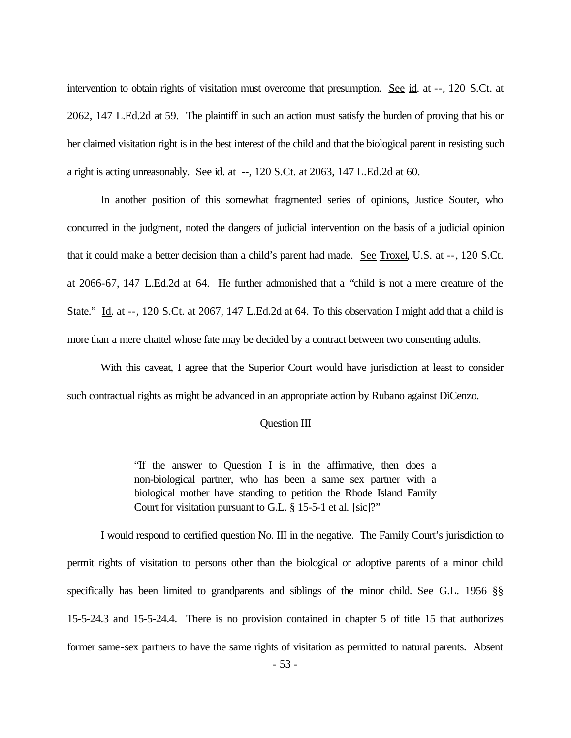intervention to obtain rights of visitation must overcome that presumption. See id. at --, 120 S.Ct. at 2062, 147 L.Ed.2d at 59. The plaintiff in such an action must satisfy the burden of proving that his or her claimed visitation right is in the best interest of the child and that the biological parent in resisting such a right is acting unreasonably. See id. at --, 120 S.Ct. at 2063, 147 L.Ed.2d at 60.

In another position of this somewhat fragmented series of opinions, Justice Souter, who concurred in the judgment, noted the dangers of judicial intervention on the basis of a judicial opinion that it could make a better decision than a child's parent had made. See Troxel, U.S. at --, 120 S.Ct. at 2066-67, 147 L.Ed.2d at 64. He further admonished that a "child is not a mere creature of the State." Id. at --, 120 S.Ct. at 2067, 147 L.Ed.2d at 64. To this observation I might add that a child is more than a mere chattel whose fate may be decided by a contract between two consenting adults.

With this caveat, I agree that the Superior Court would have jurisdiction at least to consider such contractual rights as might be advanced in an appropriate action by Rubano against DiCenzo.

Question III

> "If the answer to Question I is in the affirmative, then does a non-biological partner, who has been a same sex partner with a biological mother have standing to petition the Rhode Island Family Court for visitation pursuant to G.L. § 15-5-1 et al. [sic]?"

I would respond to certified question No. III in the negative. The Family Court's jurisdiction to permit rights of visitation to persons other than the biological or adoptive parents of a minor child specifically has been limited to grandparents and siblings of the minor child. See G.L. 1956 §§ 15-5-24.3 and 15-5-24.4. There is no provision contained in chapter 5 of title 15 that authorizes former same-sex partners to have the same rights of visitation as permitted to natural parents. Absent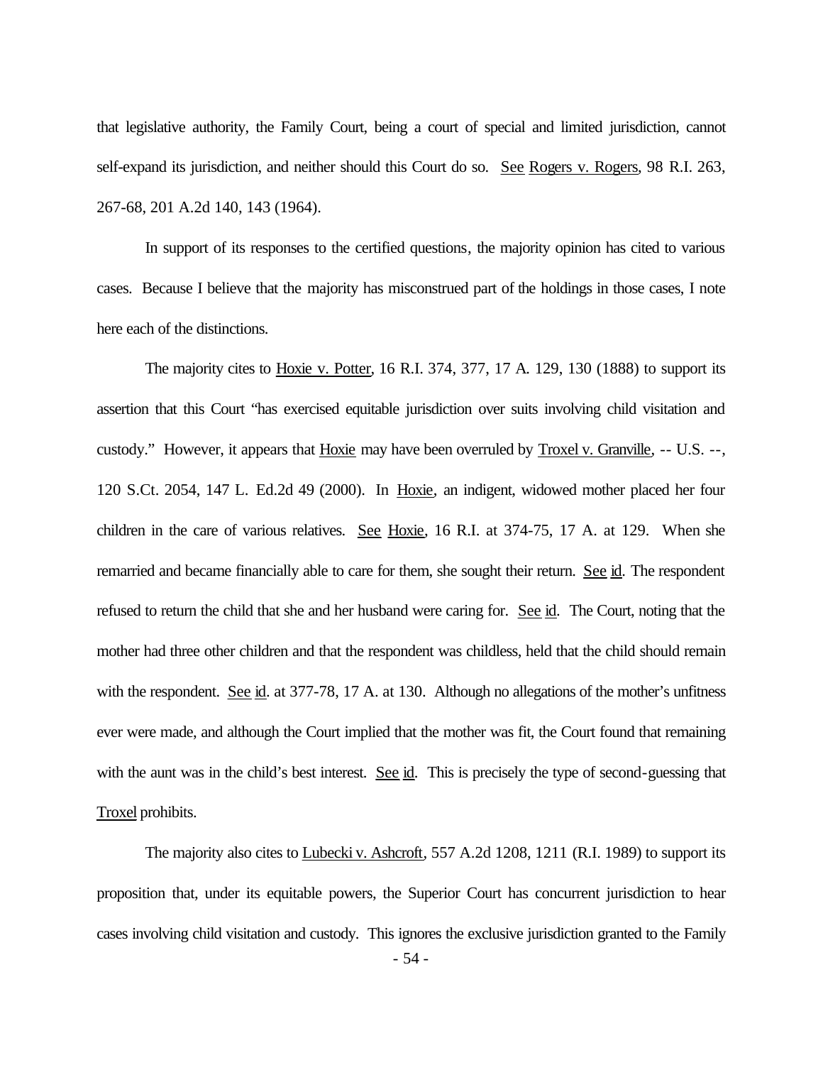that legislative authority, the Family Court, being a court of special and limited jurisdiction, cannot self-expand its jurisdiction, and neither should this Court do so. See Rogers v. Rogers, 98 R.I. 263, 267-68, 201 A.2d 140, 143 (1964).

In support of its responses to the certified questions, the majority opinion has cited to various cases. Because I believe that the majority has misconstrued part of the holdings in those cases, I note here each of the distinctions.

The majority cites to Hoxie v. Potter, 16 R.I. 374, 377, 17 A. 129, 130 (1888) to support its assertion that this Court "has exercised equitable jurisdiction over suits involving child visitation and custody." However, it appears that Hoxie may have been overruled by Troxel v. Granville, -- U.S. --, 120 S.Ct. 2054, 147 L. Ed.2d 49 (2000). In Hoxie, an indigent, widowed mother placed her four children in the care of various relatives. See Hoxie, 16 R.I. at 374-75, 17 A. at 129. When she remarried and became financially able to care for them, she sought their return. See id. The respondent refused to return the child that she and her husband were caring for. See id. The Court, noting that the mother had three other children and that the respondent was childless, held that the child should remain with the respondent. See id. at 377-78, 17 A. at 130. Although no allegations of the mother's unfitness ever were made, and although the Court implied that the mother was fit, the Court found that remaining with the aunt was in the child's best interest. See id. This is precisely the type of second-guessing that Troxel prohibits.

The majority also cites to Lubecki v. Ashcroft, 557 A.2d 1208, 1211 (R.I. 1989) to support its proposition that, under its equitable powers, the Superior Court has concurrent jurisdiction to hear cases involving child visitation and custody. This ignores the exclusive jurisdiction granted to the Family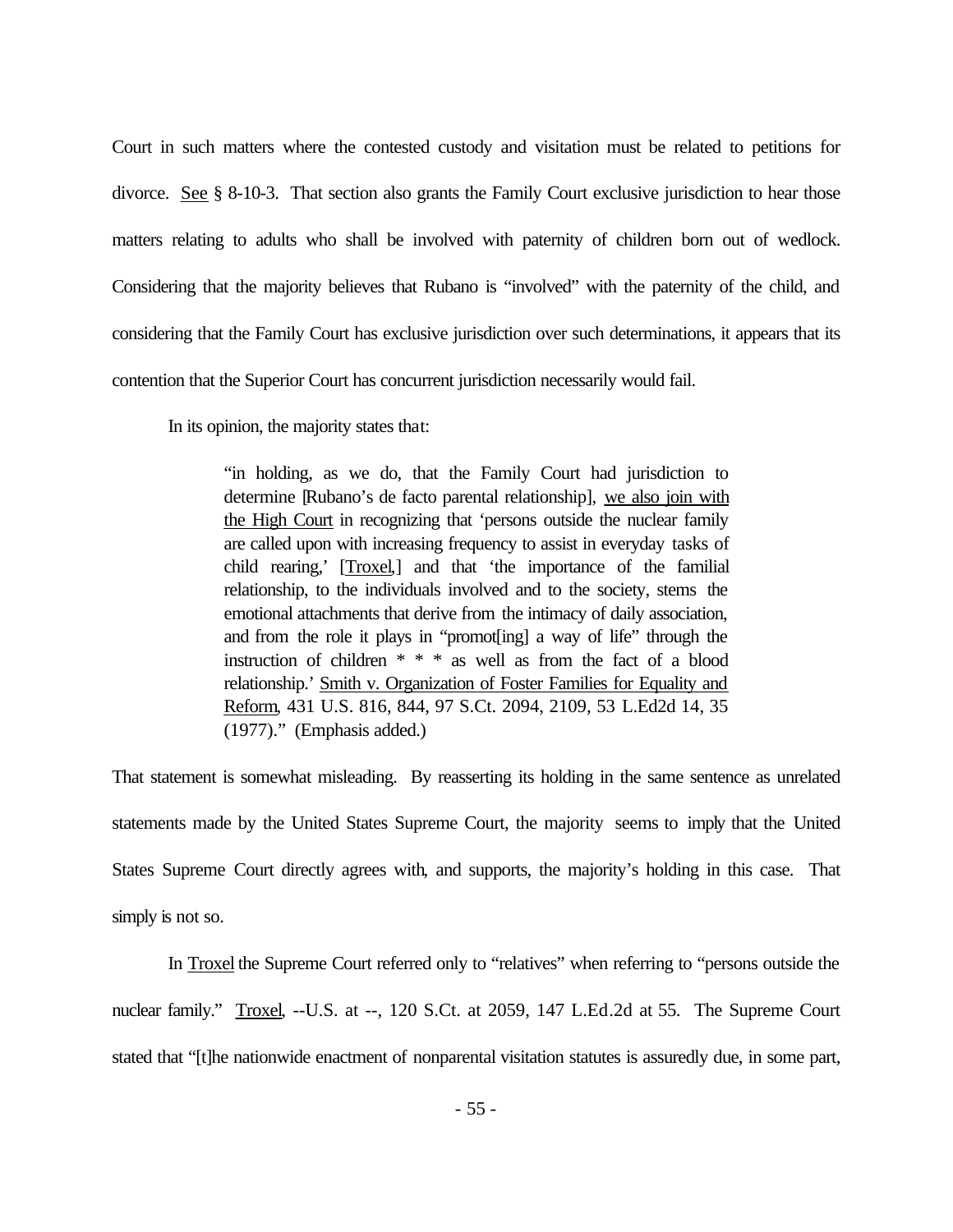Court in such matters where the contested custody and visitation must be related to petitions for divorce. See § 8-10-3. That section also grants the Family Court exclusive jurisdiction to hear those matters relating to adults who shall be involved with paternity of children born out of wedlock. Considering that the majority believes that Rubano is "involved" with the paternity of the child, and considering that the Family Court has exclusive jurisdiction over such determinations, it appears that its contention that the Superior Court has concurrent jurisdiction necessarily would fail.

In its opinion, the majority states that:

> "in holding, as we do, that the Family Court had jurisdiction to determine [Rubano's de facto parental relationship], we also join with the High Court in recognizing that 'persons outside the nuclear family are called upon with increasing frequency to assist in everyday tasks of child rearing,' [Troxel,] and that 'the importance of the familial relationship, to the individuals involved and to the society, stems the emotional attachments that derive from the intimacy of daily association, and from the role it plays in "promot[ing] a way of life" through the instruction of children * * * as well as from the fact of a blood relationship.' Smith v. Organization of Foster Families for Equality and Reform, 431 U.S. 816, 844, 97 S.Ct. 2094, 2109, 53 L.Ed2d 14, 35 (1977)." (Emphasis added.)

That statement is somewhat misleading. By reasserting its holding in the same sentence as unrelated statements made by the United States Supreme Court, the majority seems to imply that the United States Supreme Court directly agrees with, and supports, the majority's holding in this case. That simply is not so.

In Troxel the Supreme Court referred only to "relatives" when referring to "persons outside the nuclear family." Troxel, --U.S. at --, 120 S.Ct. at 2059, 147 L.Ed.2d at 55. The Supreme Court stated that "[t]he nationwide enactment of nonparental visitation statutes is assuredly due, in some part,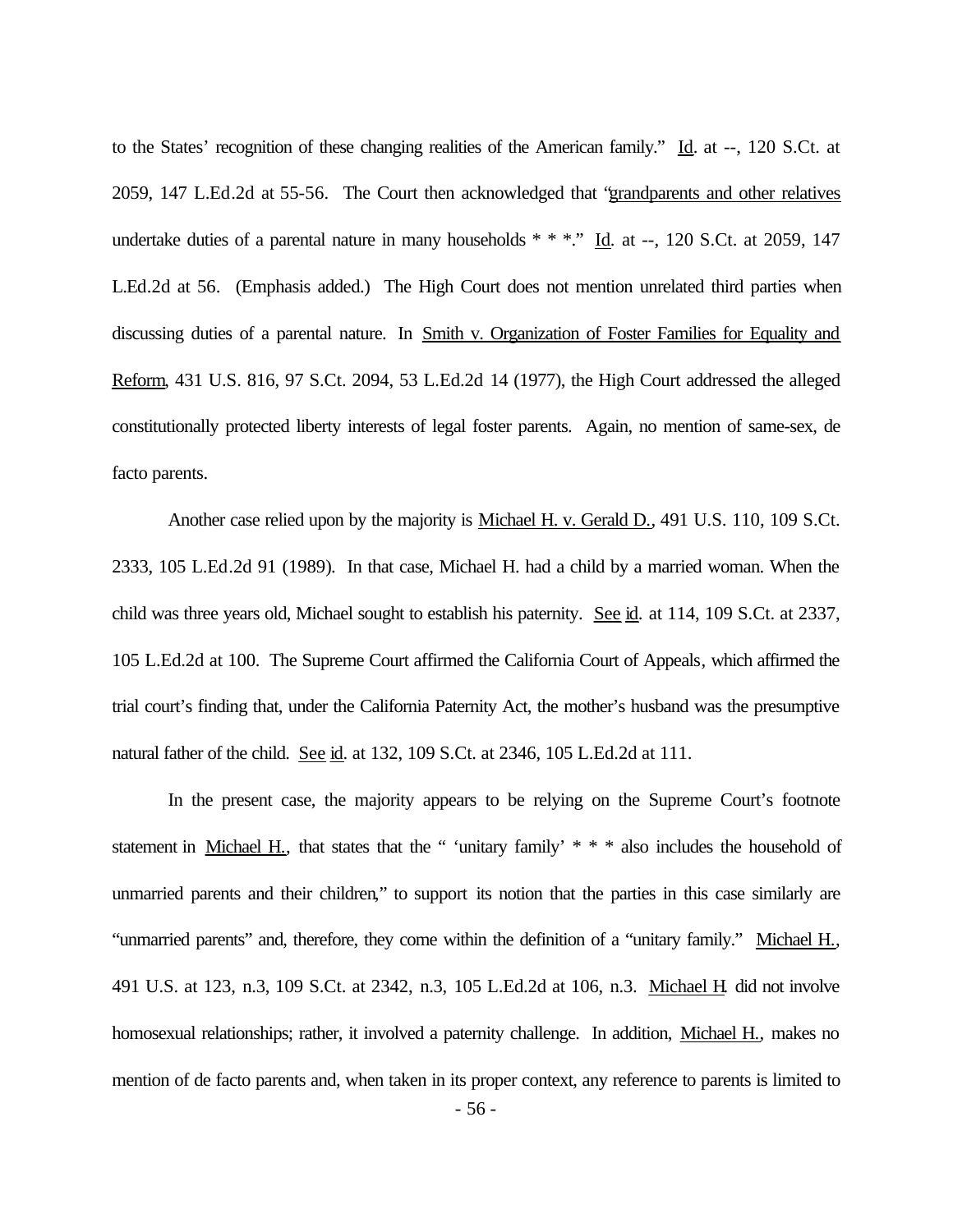to the States' recognition of these changing realities of the American family." Id. at --, 120 S.Ct. at 2059, 147 L.Ed.2d at 55-56. The Court then acknowledged that "grandparents and other relatives undertake duties of a parental nature in many households * * *." Id. at --, 120 S.Ct. at 2059, 147 L.Ed.2d at 56. (Emphasis added.) The High Court does not mention unrelated third parties when discussing duties of a parental nature. In Smith v. Organization of Foster Families for Equality and Reform, 431 U.S. 816, 97 S.Ct. 2094, 53 L.Ed.2d 14 (1977), the High Court addressed the alleged constitutionally protected liberty interests of legal foster parents. Again, no mention of same-sex, de facto parents.

Another case relied upon by the majority is Michael H. v. Gerald D., 491 U.S. 110, 109 S.Ct. 2333, 105 L.Ed.2d 91 (1989). In that case, Michael H. had a child by a married woman. When the child was three years old, Michael sought to establish his paternity. See id. at 114, 109 S.Ct. at 2337, 105 L.Ed.2d at 100. The Supreme Court affirmed the California Court of Appeals, which affirmed the trial court's finding that, under the California Paternity Act, the mother's husband was the presumptive natural father of the child. See id. at 132, 109 S.Ct. at 2346, 105 L.Ed.2d at 111.

In the present case, the majority appears to be relying on the Supreme Court's footnote statement in Michael H., that states that the " 'unitary family' * * * also includes the household of unmarried parents and their children," to support its notion that the parties in this case similarly are "unmarried parents" and, therefore, they come within the definition of a "unitary family." Michael H., 491 U.S. at 123, n.3, 109 S.Ct. at 2342, n.3, 105 L.Ed.2d at 106, n.3. Michael H. did not involve homosexual relationships; rather, it involved a paternity challenge. In addition, Michael H., makes no mention of de facto parents and, when taken in its proper context, any reference to parents is limited to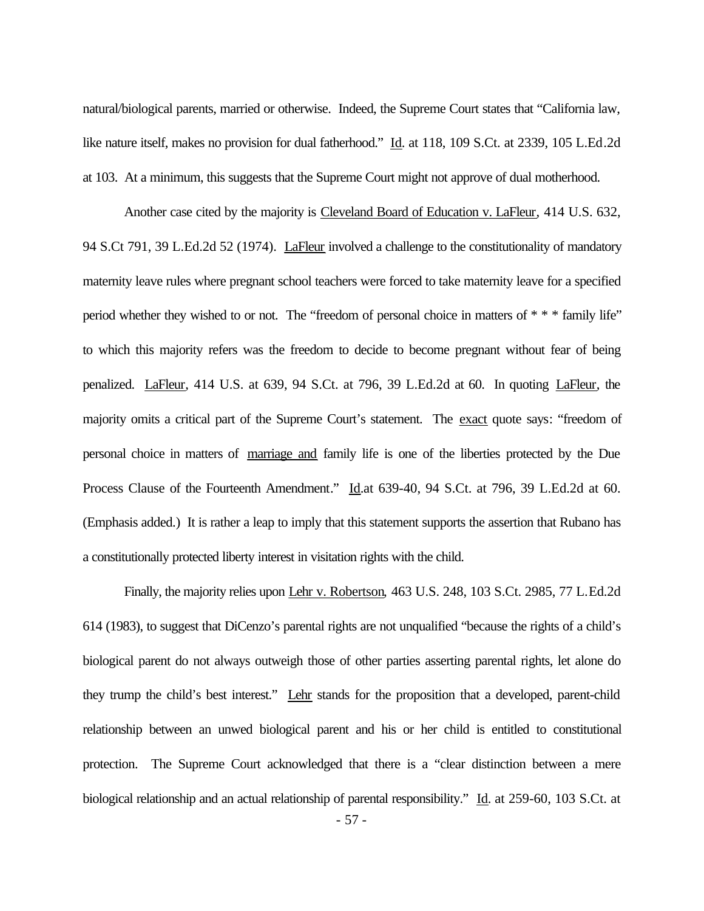natural/biological parents, married or otherwise. Indeed, the Supreme Court states that "California law, like nature itself, makes no provision for dual fatherhood." Id. at 118, 109 S.Ct. at 2339, 105 L.Ed.2d at 103. At a minimum, this suggests that the Supreme Court might not approve of dual motherhood.

Another case cited by the majority is Cleveland Board of Education v. LaFleur, 414 U.S. 632, 94 S.Ct 791, 39 L.Ed.2d 52 (1974). LaFleur involved a challenge to the constitutionality of mandatory maternity leave rules where pregnant school teachers were forced to take maternity leave for a specified period whether they wished to or not. The "freedom of personal choice in matters of * * * family life" to which this majority refers was the freedom to decide to become pregnant without fear of being penalized. LaFleur, 414 U.S. at 639, 94 S.Ct. at 796, 39 L.Ed.2d at 60. In quoting LaFleur, the majority omits a critical part of the Supreme Court's statement. The exact quote says: "freedom of personal choice in matters of marriage and family life is one of the liberties protected by the Due Process Clause of the Fourteenth Amendment." Id. at 639-40, 94 S.Ct. at 796, 39 L.Ed.2d at 60. (Emphasis added.) It is rather a leap to imply that this statement supports the assertion that Rubano has a constitutionally protected liberty interest in visitation rights with the child.

Finally, the majority relies upon Lehr v. Robertson, 463 U.S. 248, 103 S.Ct. 2985, 77 L.Ed.2d 614 (1983), to suggest that DiCenzo's parental rights are not unqualified "because the rights of a child's biological parent do not always outweigh those of other parties asserting parental rights, let alone do they trump the child's best interest." Lehr stands for the proposition that a developed, parent-child relationship between an unwed biological parent and his or her child is entitled to constitutional protection. The Supreme Court acknowledged that there is a "clear distinction between a mere biological relationship and an actual relationship of parental responsibility." Id. at 259-60, 103 S.Ct. at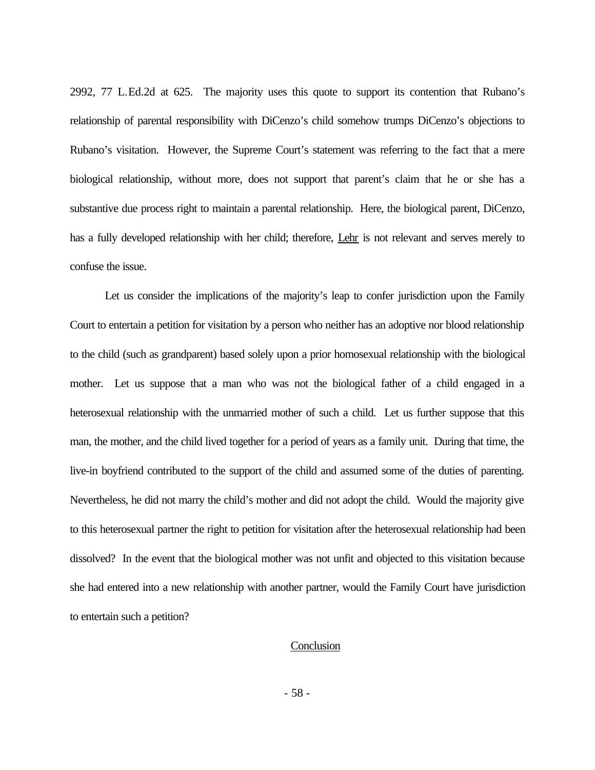2992, 77 L.Ed.2d at 625. The majority uses this quote to support its contention that Rubano's relationship of parental responsibility with DiCenzo's child somehow trumps DiCenzo's objections to Rubano's visitation. However, the Supreme Court's statement was referring to the fact that a mere biological relationship, without more, does not support that parent's claim that he or she has a substantive due process right to maintain a parental relationship. Here, the biological parent, DiCenzo, has a fully developed relationship with her child; therefore, Lehr is not relevant and serves merely to confuse the issue.

Let us consider the implications of the majority's leap to confer jurisdiction upon the Family Court to entertain a petition for visitation by a person who neither has an adoptive nor blood relationship to the child (such as grandparent) based solely upon a prior homosexual relationship with the biological mother. Let us suppose that a man who was not the biological father of a child engaged in a heterosexual relationship with the unmarried mother of such a child. Let us further suppose that this man, the mother, and the child lived together for a period of years as a family unit. During that time, the live-in boyfriend contributed to the support of the child and assumed some of the duties of parenting. Nevertheless, he did not marry the child's mother and did not adopt the child. Would the majority give to this heterosexual partner the right to petition for visitation after the heterosexual relationship had been dissolved? In the event that the biological mother was not unfit and objected to this visitation because she had entered into a new relationship with another partner, would the Family Court have jurisdiction to entertain such a petition?

## Conclusion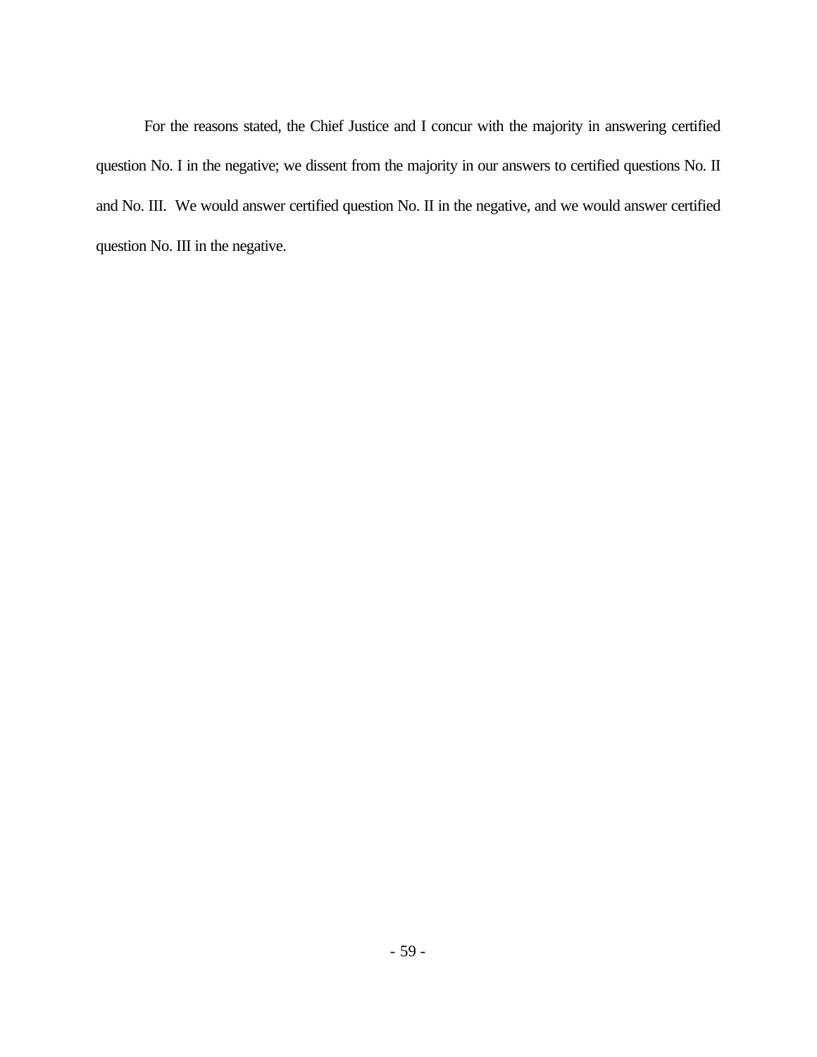For the reasons stated, the Chief Justice and I concur with the majority in answering certified question No. I in the negative; we dissent from the majority in our answers to certified questions No. II and No. III. We would answer certified question No. II in the negative, and we would answer certified question No. III in the negative.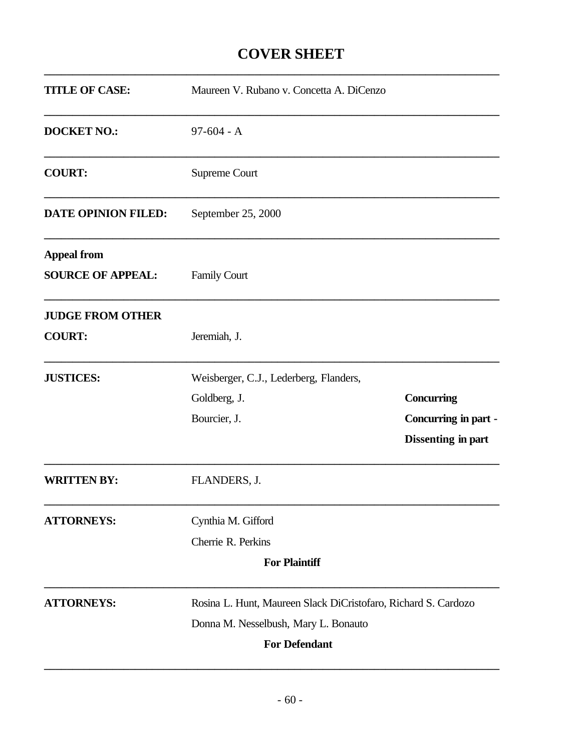# COVER SHEET

| | | |
|---|---|---|
| **TITLE OF CASE:** | Maureen V. Rubano v. Concetta A. DiCenzo | |
| **DOCKET NO.:** | 97-604 - A | |
| **COURT:** | Supreme Court | |
| **DATE OPINION FILED:** | September 25, 2000 | |
| **Appeal from SOURCE OF APPEAL:** | Family Court | |
| **JUDGE FROM OTHER COURT:** | Jeremiah, J. | |
| **JUSTICES:** | Weisberger, C.J., Lederberg, Flanders, | |
| | Goldberg, J. | **Concurring** |
| | Bourcier, J. | **Concurring in part - Dissenting in part** |
| **WRITTEN BY:** | FLANDERS, J. | |
| **ATTORNEYS:** | Cynthia M. Gifford<br>Cherrie R. Perkins<br>**For Plaintiff** | |
| **ATTORNEYS:** | Rosina L. Hunt, Maureen Slack DiCristofaro, Richard S. Cardozo<br>Donna M. Nesselbush, Mary L. Bonauto<br>**For Defendant** | |